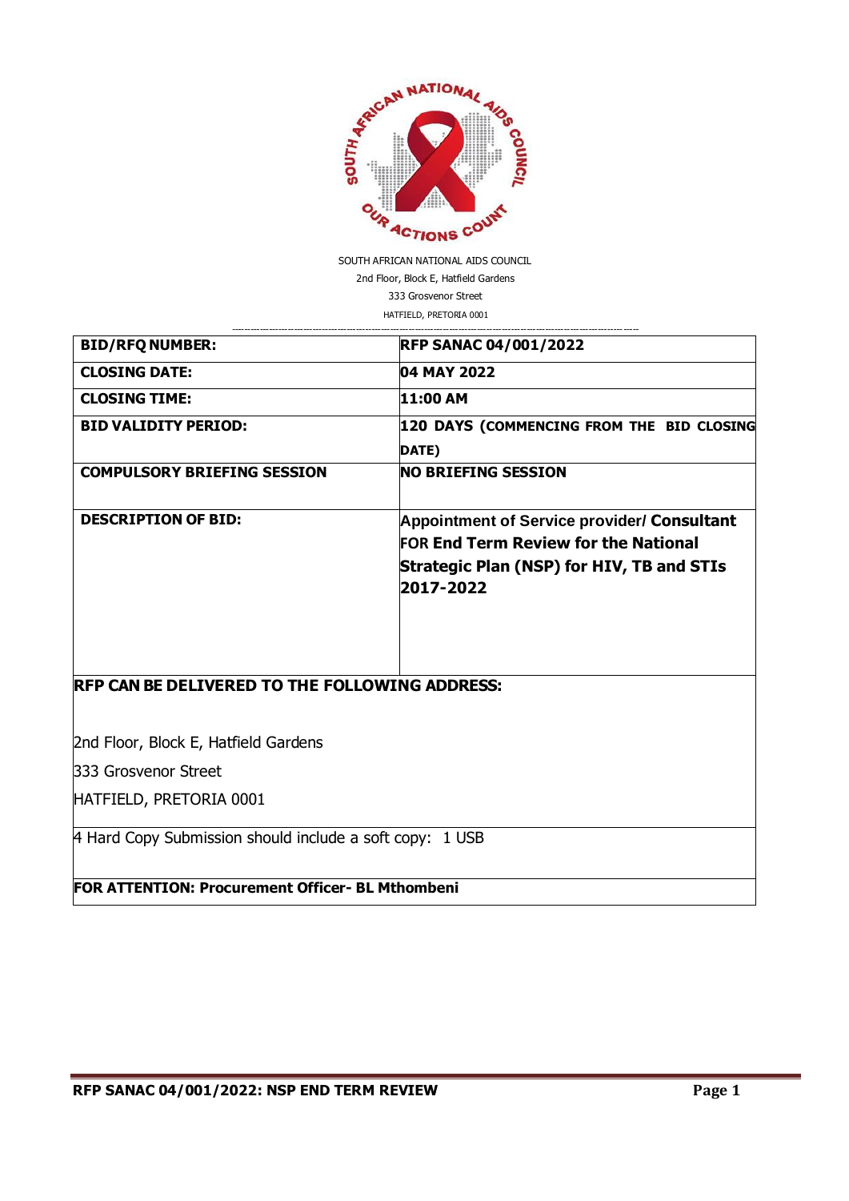SOUTH AFRICAN NATIONAL AIDS COUNCIL
2nd Floor, Block E, Hatfield Gardens
333 Grosvenor Street
HATFIELD, PRETORIA 0001

| **BID/RFQ NUMBER:** | **RFP SANAC 04/001/2022** |
|---|---|
| **CLOSING DATE:** | **04 MAY 2022** |
| **CLOSING TIME:** | **11:00 AM** |
| **BID VALIDITY PERIOD:** | **120 DAYS (COMMENCING FROM THE BID CLOSING DATE)** |
| **COMPULSORY BRIEFING SESSION** | **NO BRIEFING SESSION** |
| **DESCRIPTION OF BID:** | **Appointment of Service provider/ Consultant FOR End Term Review for the National Strategic Plan (NSP) for HIV, TB and STIs 2017-2022** |

**RFP CAN BE DELIVERED TO THE FOLLOWING ADDRESS:**

2nd Floor, Block E, Hatfield Gardens
333 Grosvenor Street
HATFIELD, PRETORIA 0001

4 Hard Copy Submission should include a soft copy: 1 USB

**FOR ATTENTION: Procurement Officer- BL Mthombeni**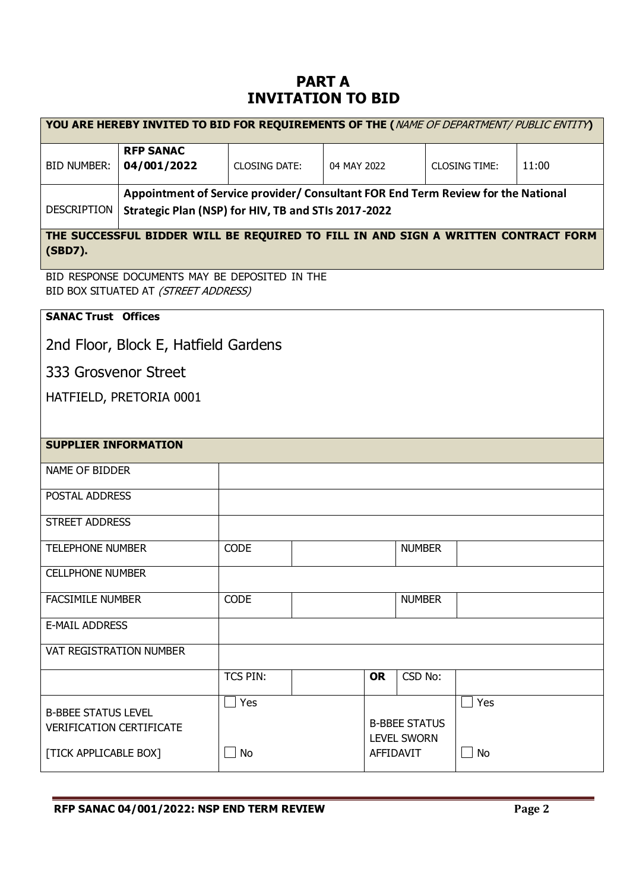# PART A
# INVITATION TO BID

| YOU ARE HEREBY INVITED TO BID FOR REQUIREMENTS OF THE (*NAME OF DEPARTMENT/ PUBLIC ENTITY*) | | | | | |
|---|---|---|---|---|---|
| BID NUMBER: | **RFP SANAC 04/001/2022** | CLOSING DATE: | 04 MAY 2022 | CLOSING TIME: | 11:00 |
| DESCRIPTION | **Appointment of Service provider/ Consultant FOR End Term Review for the National Strategic Plan (NSP) for HIV, TB and STIs 2017-2022** | | | | |
| **THE SUCCESSFUL BIDDER WILL BE REQUIRED TO FILL IN AND SIGN A WRITTEN CONTRACT FORM (SBD7).** | | | | | |

BID RESPONSE DOCUMENTS MAY BE DEPOSITED IN THE BID BOX SITUATED AT *(STREET ADDRESS)*

**SANAC Trust Offices**

2nd Floor, Block E, Hatfield Gardens

333 Grosvenor Street

HATFIELD, PRETORIA 0001

| **SUPPLIER INFORMATION** | | | | | |
|---|---|---|---|---|---|
| NAME OF BIDDER | | | | | |
| POSTAL ADDRESS | | | | | |
| STREET ADDRESS | | | | | |
| TELEPHONE NUMBER | CODE | | | NUMBER | |
| CELLPHONE NUMBER | | | | | |
| FACSIMILE NUMBER | CODE | | | NUMBER | |
| E-MAIL ADDRESS | | | | | |
| VAT REGISTRATION NUMBER | | | | | |
| | TCS PIN: | | **OR** | CSD No: | |
| B-BBEE STATUS LEVEL VERIFICATION CERTIFICATE [TICK APPLICABLE BOX] | ☐ Yes ☐ No | | B-BBEE STATUS LEVEL SWORN AFFIDAVIT | | ☐ Yes ☐ No |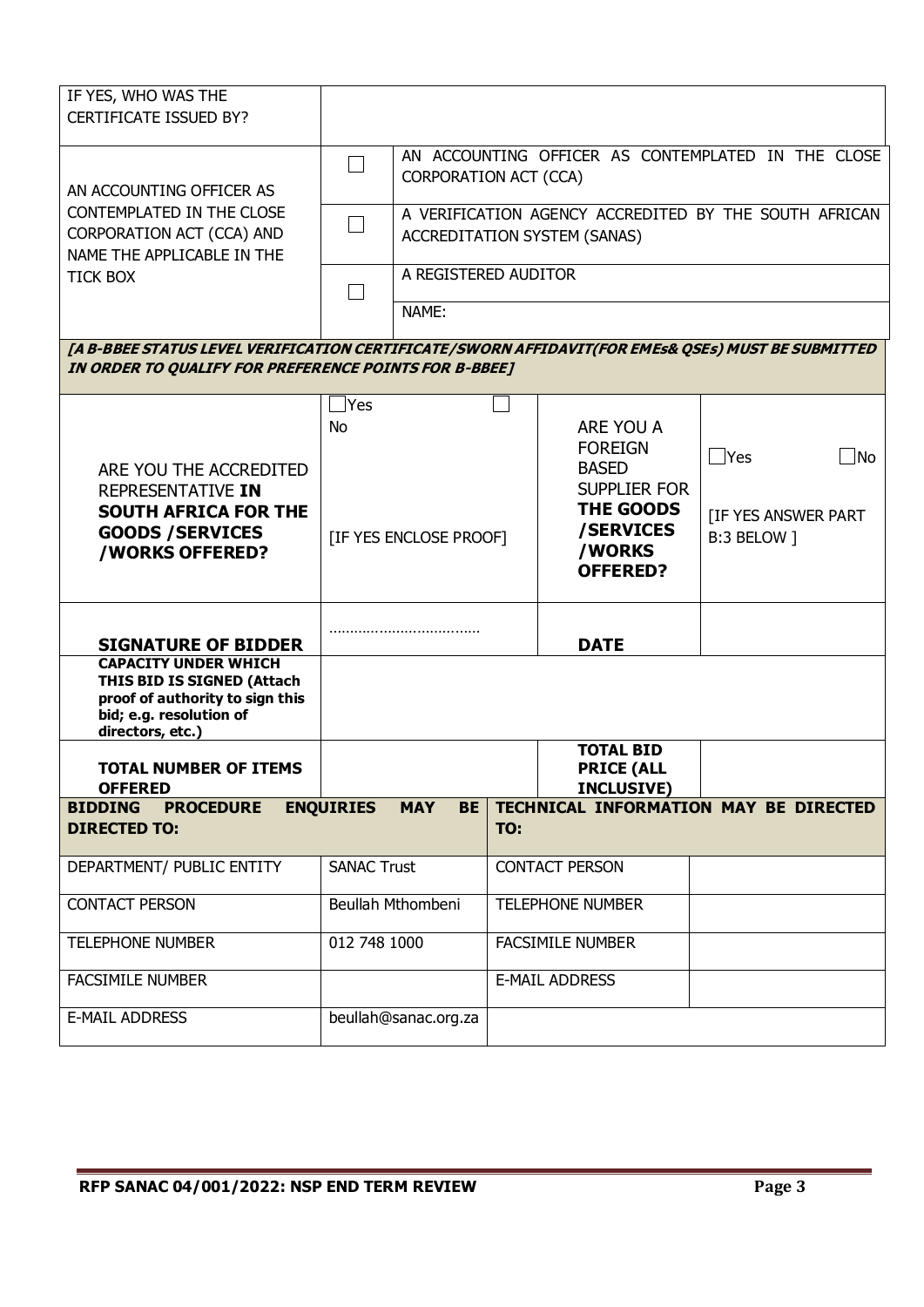| IF YES, WHO WAS THE CERTIFICATE ISSUED BY? | | |
|---|---|---|
| AN ACCOUNTING OFFICER AS CONTEMPLATED IN THE CLOSE CORPORATION ACT (CCA) AND NAME THE APPLICABLE IN THE TICK BOX | ☐ | AN ACCOUNTING OFFICER AS CONTEMPLATED IN THE CLOSE CORPORATION ACT (CCA) |
| | ☐ | A VERIFICATION AGENCY ACCREDITED BY THE SOUTH AFRICAN ACCREDITATION SYSTEM (SANAS) |
| | ☐ | A REGISTERED AUDITOR |
| | | NAME: |

***[A B-BBEE STATUS LEVEL VERIFICATION CERTIFICATE/SWORN AFFIDAVIT(FOR EMEs& QSEs) MUST BE SUBMITTED IN ORDER TO QUALIFY FOR PREFERENCE POINTS FOR B-BBEE]***

| | | | |
|---|---|---|---|
| ARE YOU THE ACCREDITED REPRESENTATIVE **IN SOUTH AFRICA FOR THE GOODS /SERVICES /WORKS OFFERED?** | ☐Yes ☐ No<br><br>[IF YES ENCLOSE PROOF] | ARE YOU A FOREIGN BASED SUPPLIER FOR **THE GOODS /SERVICES /WORKS OFFERED?** | ☐Yes ☐No<br><br>[IF YES ANSWER PART B:3 BELOW ] |
| **SIGNATURE OF BIDDER** | ……………………………… | **DATE** | |
| **CAPACITY UNDER WHICH THIS BID IS SIGNED (Attach proof of authority to sign this bid; e.g. resolution of directors, etc.)** | | | |
| **TOTAL NUMBER OF ITEMS OFFERED** | | **TOTAL BID PRICE (ALL INCLUSIVE)** | |

| **BIDDING PROCEDURE ENQUIRIES MAY BE DIRECTED TO:** | | **TECHNICAL INFORMATION MAY BE DIRECTED TO:** | |
|---|---|---|---|
| DEPARTMENT/ PUBLIC ENTITY | SANAC Trust | CONTACT PERSON | |
| CONTACT PERSON | Beullah Mthombeni | TELEPHONE NUMBER | |
| TELEPHONE NUMBER | 012 748 1000 | FACSIMILE NUMBER | |
| FACSIMILE NUMBER | | E-MAIL ADDRESS | |
| E-MAIL ADDRESS | beullah@sanac.org.za | | |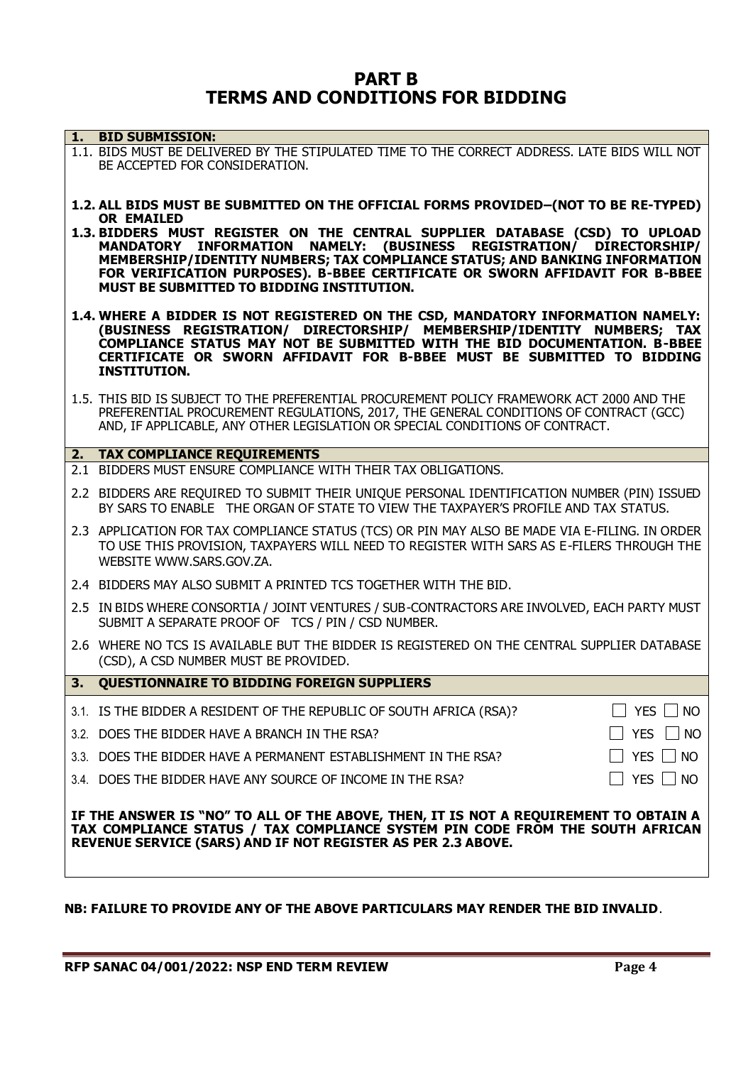# PART B
# TERMS AND CONDITIONS FOR BIDDING

## 1. BID SUBMISSION:

1.1. BIDS MUST BE DELIVERED BY THE STIPULATED TIME TO THE CORRECT ADDRESS. LATE BIDS WILL NOT BE ACCEPTED FOR CONSIDERATION.

**1.2. ALL BIDS MUST BE SUBMITTED ON THE OFFICIAL FORMS PROVIDED–(NOT TO BE RE-TYPED) OR EMAILED**

**1.3. BIDDERS MUST REGISTER ON THE CENTRAL SUPPLIER DATABASE (CSD) TO UPLOAD MANDATORY INFORMATION NAMELY: (BUSINESS REGISTRATION/ DIRECTORSHIP/ MEMBERSHIP/IDENTITY NUMBERS; TAX COMPLIANCE STATUS; AND BANKING INFORMATION FOR VERIFICATION PURPOSES). B-BBEE CERTIFICATE OR SWORN AFFIDAVIT FOR B-BBEE MUST BE SUBMITTED TO BIDDING INSTITUTION.**

**1.4. WHERE A BIDDER IS NOT REGISTERED ON THE CSD, MANDATORY INFORMATION NAMELY: (BUSINESS REGISTRATION/ DIRECTORSHIP/ MEMBERSHIP/IDENTITY NUMBERS; TAX COMPLIANCE STATUS MAY NOT BE SUBMITTED WITH THE BID DOCUMENTATION. B-BBEE CERTIFICATE OR SWORN AFFIDAVIT FOR B-BBEE MUST BE SUBMITTED TO BIDDING INSTITUTION.**

1.5. THIS BID IS SUBJECT TO THE PREFERENTIAL PROCUREMENT POLICY FRAMEWORK ACT 2000 AND THE PREFERENTIAL PROCUREMENT REGULATIONS, 2017, THE GENERAL CONDITIONS OF CONTRACT (GCC) AND, IF APPLICABLE, ANY OTHER LEGISLATION OR SPECIAL CONDITIONS OF CONTRACT.

## 2. TAX COMPLIANCE REQUIREMENTS

2.1 BIDDERS MUST ENSURE COMPLIANCE WITH THEIR TAX OBLIGATIONS.

2.2 BIDDERS ARE REQUIRED TO SUBMIT THEIR UNIQUE PERSONAL IDENTIFICATION NUMBER (PIN) ISSUED BY SARS TO ENABLE THE ORGAN OF STATE TO VIEW THE TAXPAYER'S PROFILE AND TAX STATUS.

2.3 APPLICATION FOR TAX COMPLIANCE STATUS (TCS) OR PIN MAY ALSO BE MADE VIA E-FILING. IN ORDER TO USE THIS PROVISION, TAXPAYERS WILL NEED TO REGISTER WITH SARS AS E-FILERS THROUGH THE WEBSITE WWW.SARS.GOV.ZA.

2.4 BIDDERS MAY ALSO SUBMIT A PRINTED TCS TOGETHER WITH THE BID.

2.5 IN BIDS WHERE CONSORTIA / JOINT VENTURES / SUB-CONTRACTORS ARE INVOLVED, EACH PARTY MUST SUBMIT A SEPARATE PROOF OF TCS / PIN / CSD NUMBER.

2.6 WHERE NO TCS IS AVAILABLE BUT THE BIDDER IS REGISTERED ON THE CENTRAL SUPPLIER DATABASE (CSD), A CSD NUMBER MUST BE PROVIDED.

## 3. QUESTIONNAIRE TO BIDDING FOREIGN SUPPLIERS

3.1. IS THE BIDDER A RESIDENT OF THE REPUBLIC OF SOUTH AFRICA (RSA)? ☐ YES ☐ NO

3.2. DOES THE BIDDER HAVE A BRANCH IN THE RSA? ☐ YES ☐ NO

3.3. DOES THE BIDDER HAVE A PERMANENT ESTABLISHMENT IN THE RSA? ☐ YES ☐ NO

3.4. DOES THE BIDDER HAVE ANY SOURCE OF INCOME IN THE RSA? ☐ YES ☐ NO

**IF THE ANSWER IS "NO" TO ALL OF THE ABOVE, THEN, IT IS NOT A REQUIREMENT TO OBTAIN A TAX COMPLIANCE STATUS / TAX COMPLIANCE SYSTEM PIN CODE FROM THE SOUTH AFRICAN REVENUE SERVICE (SARS) AND IF NOT REGISTER AS PER 2.3 ABOVE.**

**NB: FAILURE TO PROVIDE ANY OF THE ABOVE PARTICULARS MAY RENDER THE BID INVALID**.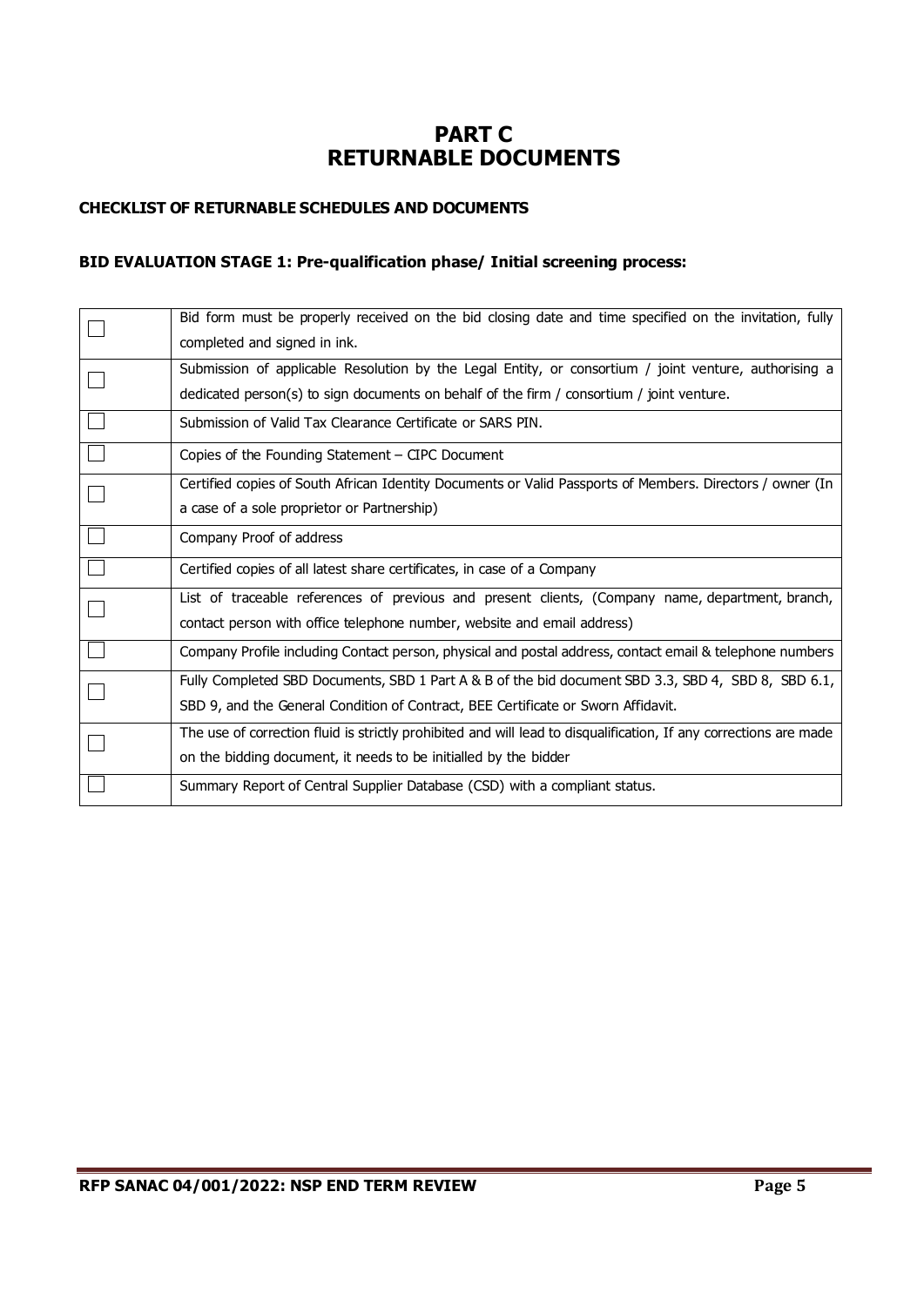# PART C
# RETURNABLE DOCUMENTS

**CHECKLIST OF RETURNABLE SCHEDULES AND DOCUMENTS**

**BID EVALUATION STAGE 1: Pre-qualification phase/ Initial screening process:**

| | |
|---|---|
| ☐ | Bid form must be properly received on the bid closing date and time specified on the invitation, fully completed and signed in ink. |
| ☐ | Submission of applicable Resolution by the Legal Entity, or consortium / joint venture, authorising a dedicated person(s) to sign documents on behalf of the firm / consortium / joint venture. |
| ☐ | Submission of Valid Tax Clearance Certificate or SARS PIN. |
| ☐ | Copies of the Founding Statement – CIPC Document |
| ☐ | Certified copies of South African Identity Documents or Valid Passports of Members. Directors / owner (In a case of a sole proprietor or Partnership) |
| ☐ | Company Proof of address |
| ☐ | Certified copies of all latest share certificates, in case of a Company |
| ☐ | List of traceable references of previous and present clients, (Company name, department, branch, contact person with office telephone number, website and email address) |
| ☐ | Company Profile including Contact person, physical and postal address, contact email & telephone numbers |
| ☐ | Fully Completed SBD Documents, SBD 1 Part A & B of the bid document SBD 3.3, SBD 4, SBD 8, SBD 6.1, SBD 9, and the General Condition of Contract, BEE Certificate or Sworn Affidavit. |
| ☐ | The use of correction fluid is strictly prohibited and will lead to disqualification, If any corrections are made on the bidding document, it needs to be initialled by the bidder |
| ☐ | Summary Report of Central Supplier Database (CSD) with a compliant status. |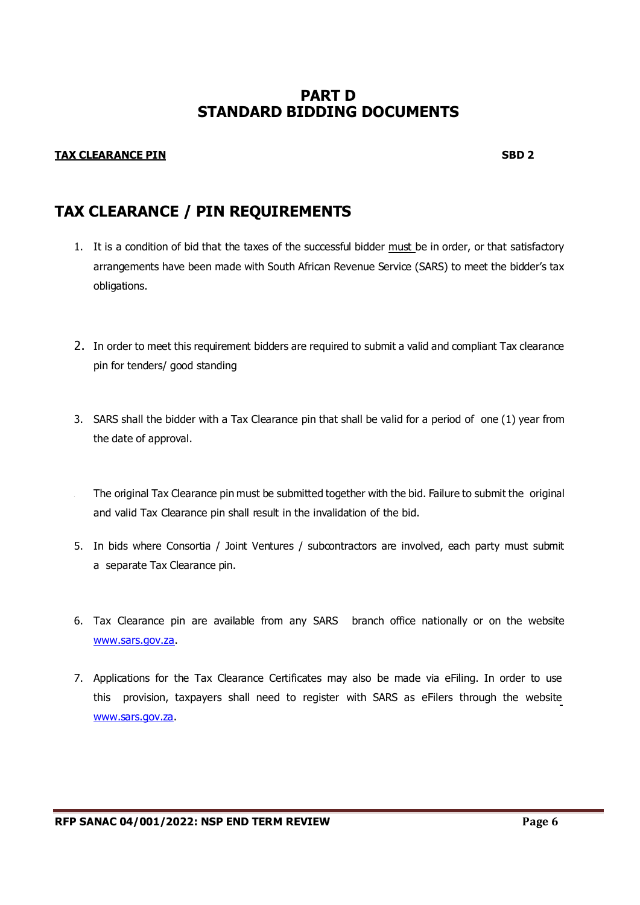# PART D
# STANDARD BIDDING DOCUMENTS

**TAX CLEARANCE PIN** **SBD 2**

## TAX CLEARANCE / PIN REQUIREMENTS

1. It is a condition of bid that the taxes of the successful bidder must be in order, or that satisfactory arrangements have been made with South African Revenue Service (SARS) to meet the bidder's tax obligations.

2. In order to meet this requirement bidders are required to submit a valid and compliant Tax clearance pin for tenders/ good standing

3. SARS shall the bidder with a Tax Clearance pin that shall be valid for a period of one (1) year from the date of approval.

   The original Tax Clearance pin must be submitted together with the bid. Failure to submit the original and valid Tax Clearance pin shall result in the invalidation of the bid.

5. In bids where Consortia / Joint Ventures / subcontractors are involved, each party must submit a separate Tax Clearance pin.

6. Tax Clearance pin are available from any SARS branch office nationally or on the website www.sars.gov.za.

7. Applications for the Tax Clearance Certificates may also be made via eFiling. In order to use this provision, taxpayers shall need to register with SARS as eFilers through the website www.sars.gov.za.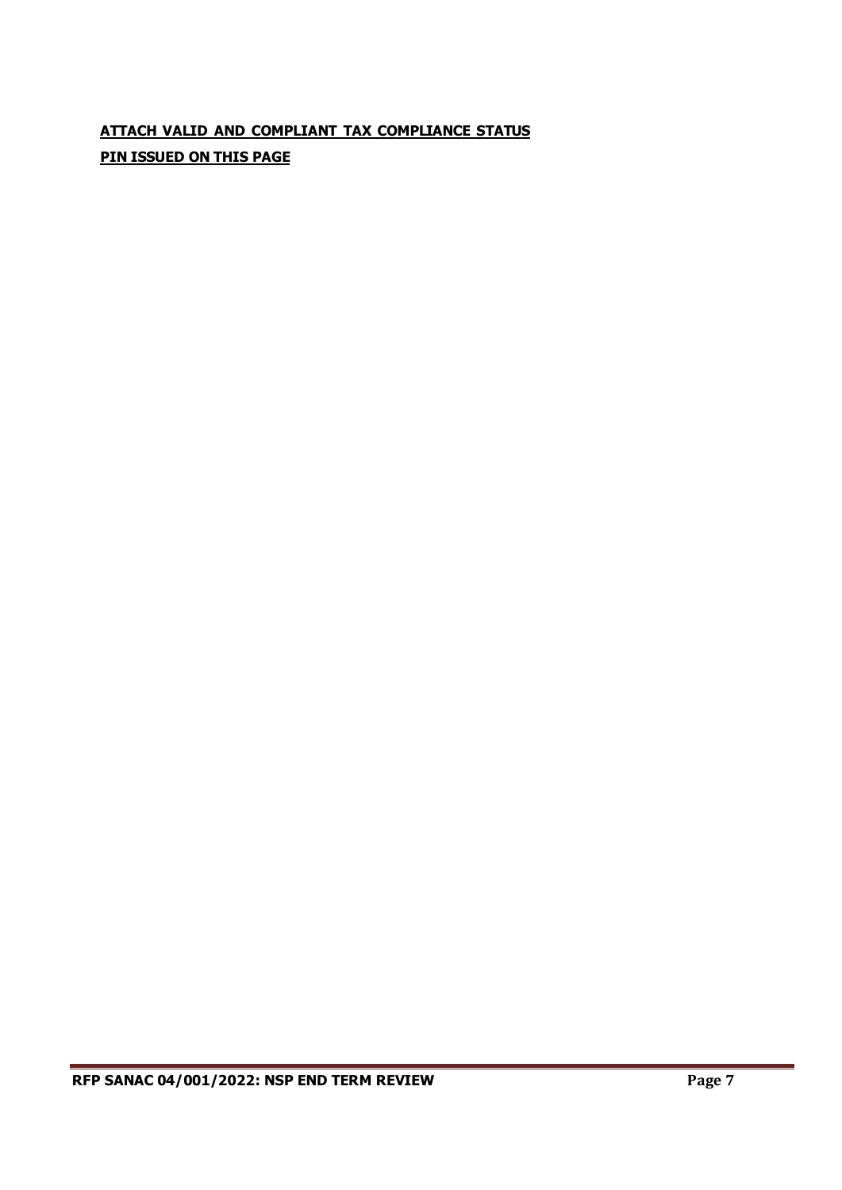**ATTACH VALID AND COMPLIANT TAX COMPLIANCE STATUS**

**PIN ISSUED ON THIS PAGE**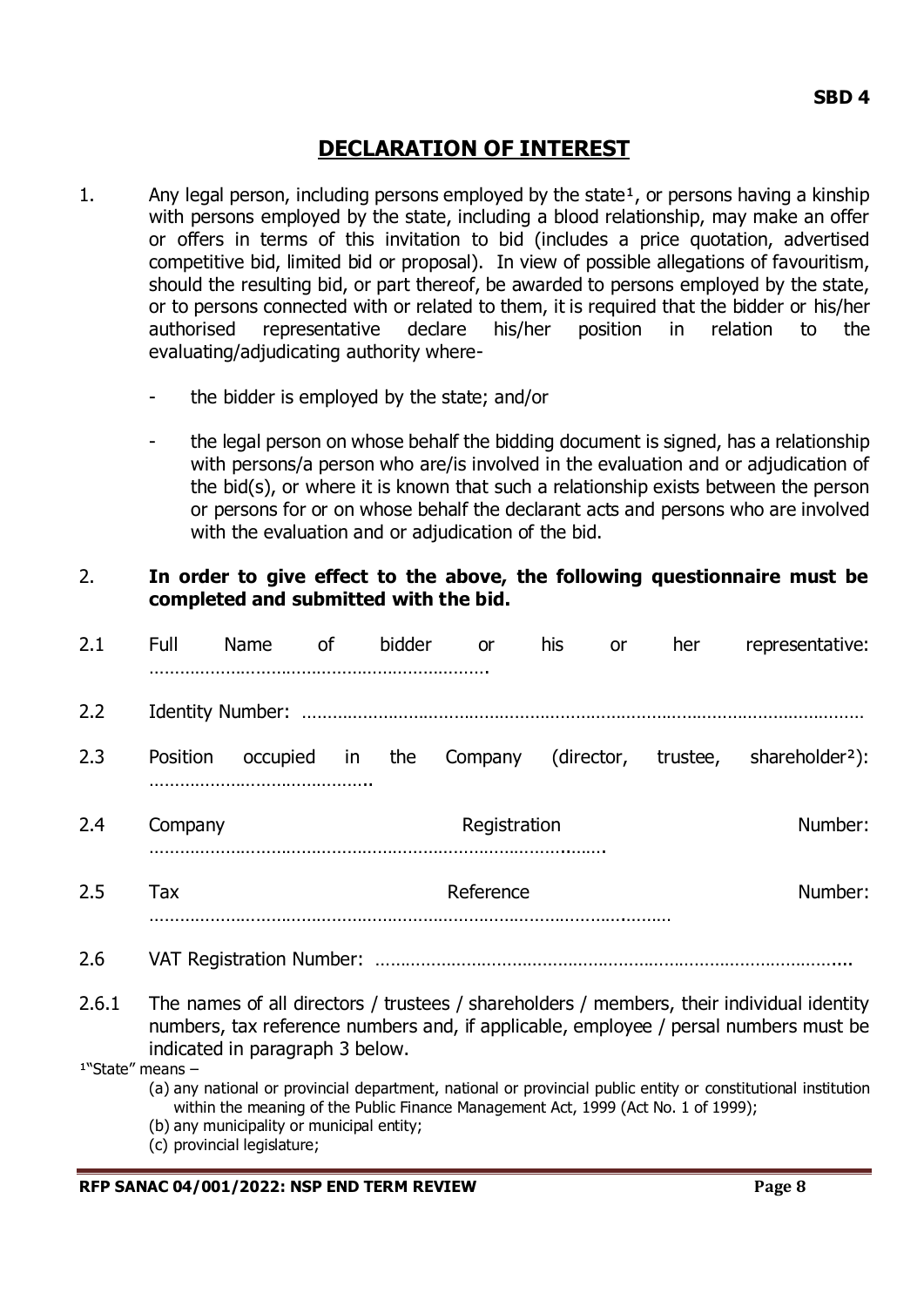SBD 4

# DECLARATION OF INTEREST

1. Any legal person, including persons employed by the state[1], or persons having a kinship with persons employed by the state, including a blood relationship, may make an offer or offers in terms of this invitation to bid (includes a price quotation, advertised competitive bid, limited bid or proposal). In view of possible allegations of favouritism, should the resulting bid, or part thereof, be awarded to persons employed by the state, or to persons connected with or related to them, it is required that the bidder or his/her authorised representative declare his/her position in relation to the evaluating/adjudicating authority where-

   - the bidder is employed by the state; and/or

   - the legal person on whose behalf the bidding document is signed, has a relationship with persons/a person who are/is involved in the evaluation and or adjudication of the bid(s), or where it is known that such a relationship exists between the person or persons for or on whose behalf the declarant acts and persons who are involved with the evaluation and or adjudication of the bid.

2. **In order to give effect to the above, the following questionnaire must be completed and submitted with the bid.**

2.1 Full Name of bidder or his or her representative: ………………………………………………………….

2.2 Identity Number: ………………………………………………………………………………………………

2.3 Position occupied in the Company (director, trustee, shareholder[2]): ……………………………………..

2.4 Company Registration Number: ……………………………………………………………………….

2.5 Tax Reference Number: ……………………………………………………………………………………

2.6 VAT Registration Number: ……………………………………………………………………………….

2.6.1 The names of all directors / trustees / shareholders / members, their individual identity numbers, tax reference numbers and, if applicable, employee / persal numbers must be indicated in paragraph 3 below.

[1]"State" means –

(a) any national or provincial department, national or provincial public entity or constitutional institution within the meaning of the Public Finance Management Act, 1999 (Act No. 1 of 1999);
(b) any municipality or municipal entity;
(c) provincial legislature;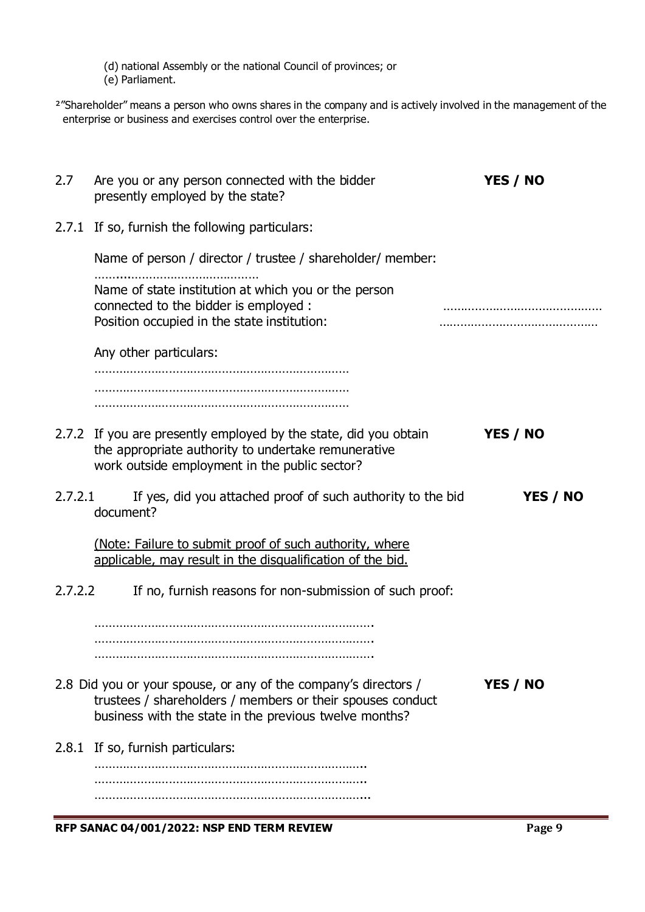(d) national Assembly or the national Council of provinces; or
(e) Parliament.

[2] "Shareholder" means a person who owns shares in the company and is actively involved in the management of the enterprise or business and exercises control over the enterprise.

2.7 Are you or any person connected with the bidder presently employed by the state? **YES / NO**

2.7.1 If so, furnish the following particulars:

Name of person / director / trustee / shareholder/ member: ……………………………………

Name of state institution at which you or the person connected to the bidder is employed : ……………………………………

Position occupied in the state institution: ……………………………………

Any other particulars:
………………………………………………………………
………………………………………………………………
………………………………………………………………

2.7.2 If you are presently employed by the state, did you obtain the appropriate authority to undertake remunerative work outside employment in the public sector? **YES / NO**

2.7.2.1 If yes, did you attached proof of such authority to the bid document? **YES / NO**

<u>(Note: Failure to submit proof of such authority, where applicable, may result in the disqualification of the bid.</u>

2.7.2.2 If no, furnish reasons for non-submission of such proof:

……………………………………………………………………….
……………………………………………………………………….
……………………………………………………………………….

2.8 Did you or your spouse, or any of the company's directors / trustees / shareholders / members or their spouses conduct business with the state in the previous twelve months? **YES / NO**

2.8.1 If so, furnish particulars:
…………………………………………………………………..
…………………………………………………………………..
…………………………………………………………………...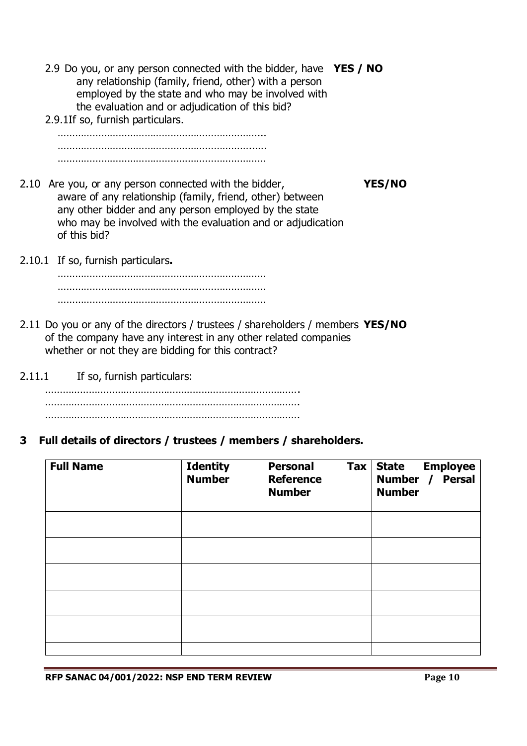2.9 Do you, or any person connected with the bidder, have any relationship (family, friend, other) with a person employed by the state and who may be involved with the evaluation and or adjudication of this bid? **YES / NO**

2.9.1 If so, furnish particulars.

………………………………………………………………..
………………………………………………………………..
………………………………………………………………..

2.10 Are you, or any person connected with the bidder, aware of any relationship (family, friend, other) between any other bidder and any person employed by the state who may be involved with the evaluation and or adjudication of this bid? **YES/NO**

2.10.1 If so, furnish particulars**.**

………………………………………………………………..
………………………………………………………………..
………………………………………………………………..

2.11 Do you or any of the directors / trustees / shareholders / members of the company have any interest in any other related companies whether or not they are bidding for this contract? **YES/NO**

2.11.1 If so, furnish particulars:

…………………………………………………………………………….
…………………………………………………………………………….
…………………………………………………………………………….

## 3 Full details of directors / trustees / members / shareholders.

| Full Name | Identity Number | Personal Tax Reference Number | State Employee Number / Persal Number |
|---|---|---|---|
| | | | |
| | | | |
| | | | |
| | | | |
| | | | |
| | | | |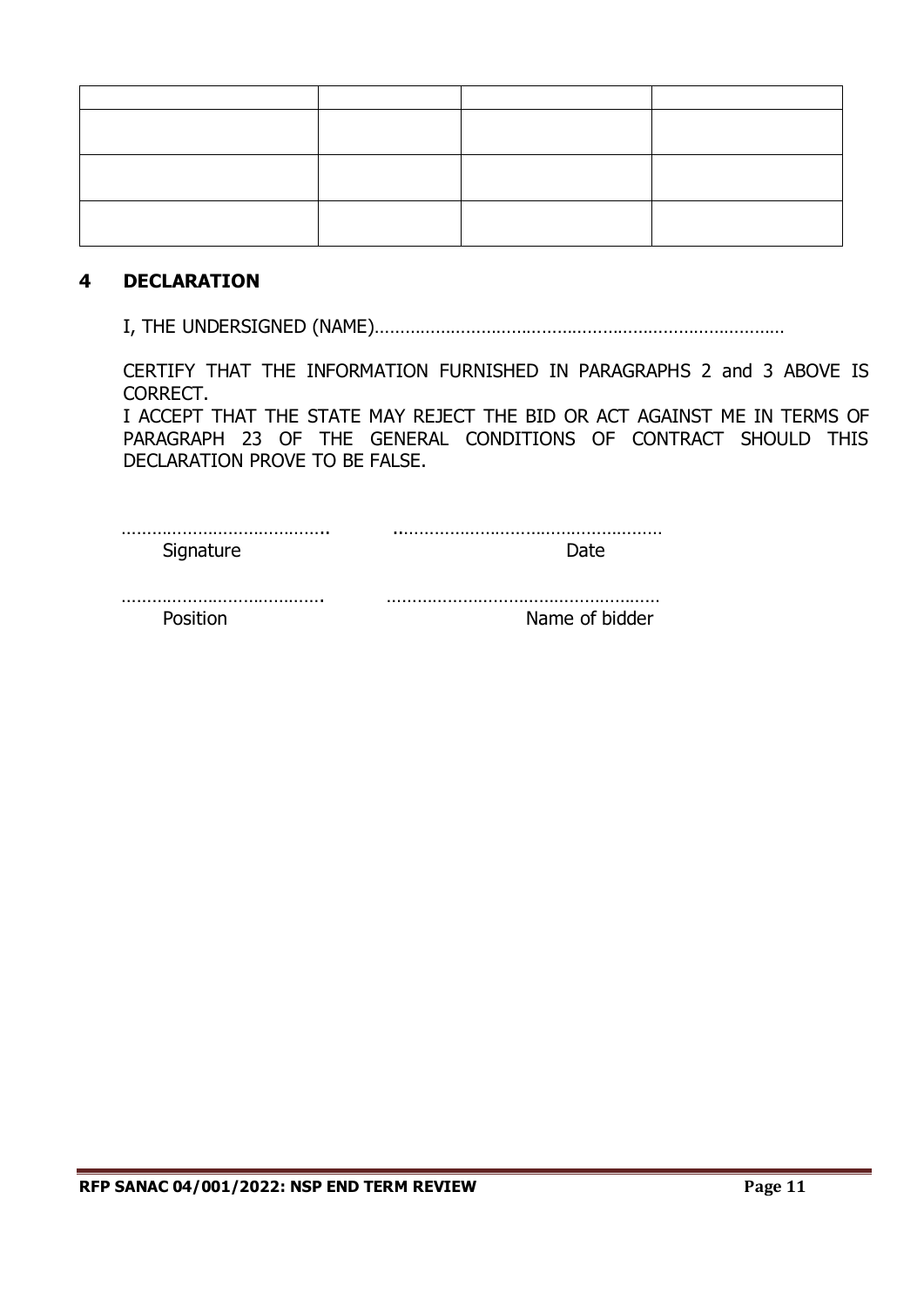| | | | |
|---|---|---|---|
| | | | |
| | | | |
| | | | |

## 4 DECLARATION

I, THE UNDERSIGNED (NAME)…………………………………………………………………………

CERTIFY THAT THE INFORMATION FURNISHED IN PARAGRAPHS 2 and 3 ABOVE IS CORRECT.
I ACCEPT THAT THE STATE MAY REJECT THE BID OR ACT AGAINST ME IN TERMS OF PARAGRAPH 23 OF THE GENERAL CONDITIONS OF CONTRACT SHOULD THIS DECLARATION PROVE TO BE FALSE.

……………………………………..　　　　……………………………………………
Signature　　　　　　　　　　　　　　Date

……………………………………..　　　　……………………………………………
Position　　　　　　　　　　　　　　　Name of bidder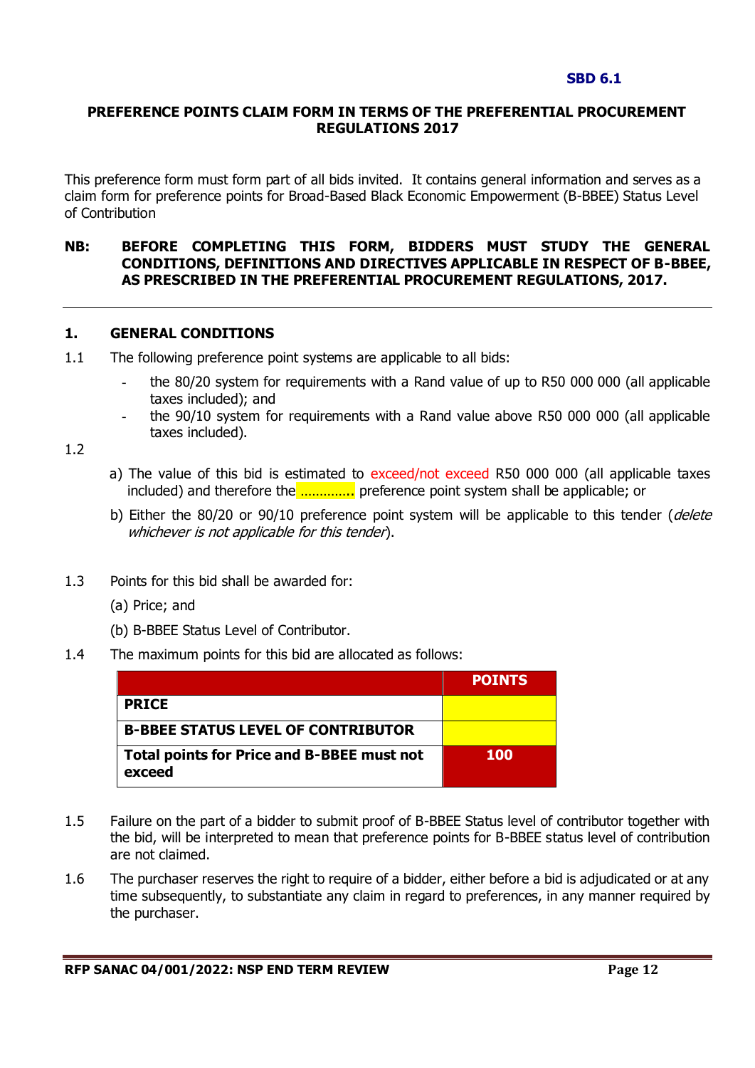**SBD 6.1**

**PREFERENCE POINTS CLAIM FORM IN TERMS OF THE PREFERENTIAL PROCUREMENT REGULATIONS 2017**

This preference form must form part of all bids invited. It contains general information and serves as a claim form for preference points for Broad-Based Black Economic Empowerment (B-BBEE) Status Level of Contribution

**NB: BEFORE COMPLETING THIS FORM, BIDDERS MUST STUDY THE GENERAL CONDITIONS, DEFINITIONS AND DIRECTIVES APPLICABLE IN RESPECT OF B-BBEE, AS PRESCRIBED IN THE PREFERENTIAL PROCUREMENT REGULATIONS, 2017.**

---

## 1. GENERAL CONDITIONS

1.1 The following preference point systems are applicable to all bids:

- the 80/20 system for requirements with a Rand value of up to R50 000 000 (all applicable taxes included); and
- the 90/10 system for requirements with a Rand value above R50 000 000 (all applicable taxes included).

1.2

a) The value of this bid is estimated to exceed/not exceed R50 000 000 (all applicable taxes included) and therefore the …………. preference point system shall be applicable; or

b) Either the 80/20 or 90/10 preference point system will be applicable to this tender (*delete whichever is not applicable for this tender*).

1.3 Points for this bid shall be awarded for:

(a) Price; and

(b) B-BBEE Status Level of Contributor.

1.4 The maximum points for this bid are allocated as follows:

| | **POINTS** |
|---|---|
| **PRICE** | |
| **B-BBEE STATUS LEVEL OF CONTRIBUTOR** | |
| **Total points for Price and B-BBEE must not exceed** | **100** |

1.5 Failure on the part of a bidder to submit proof of B-BBEE Status level of contributor together with the bid, will be interpreted to mean that preference points for B-BBEE status level of contribution are not claimed.

1.6 The purchaser reserves the right to require of a bidder, either before a bid is adjudicated or at any time subsequently, to substantiate any claim in regard to preferences, in any manner required by the purchaser.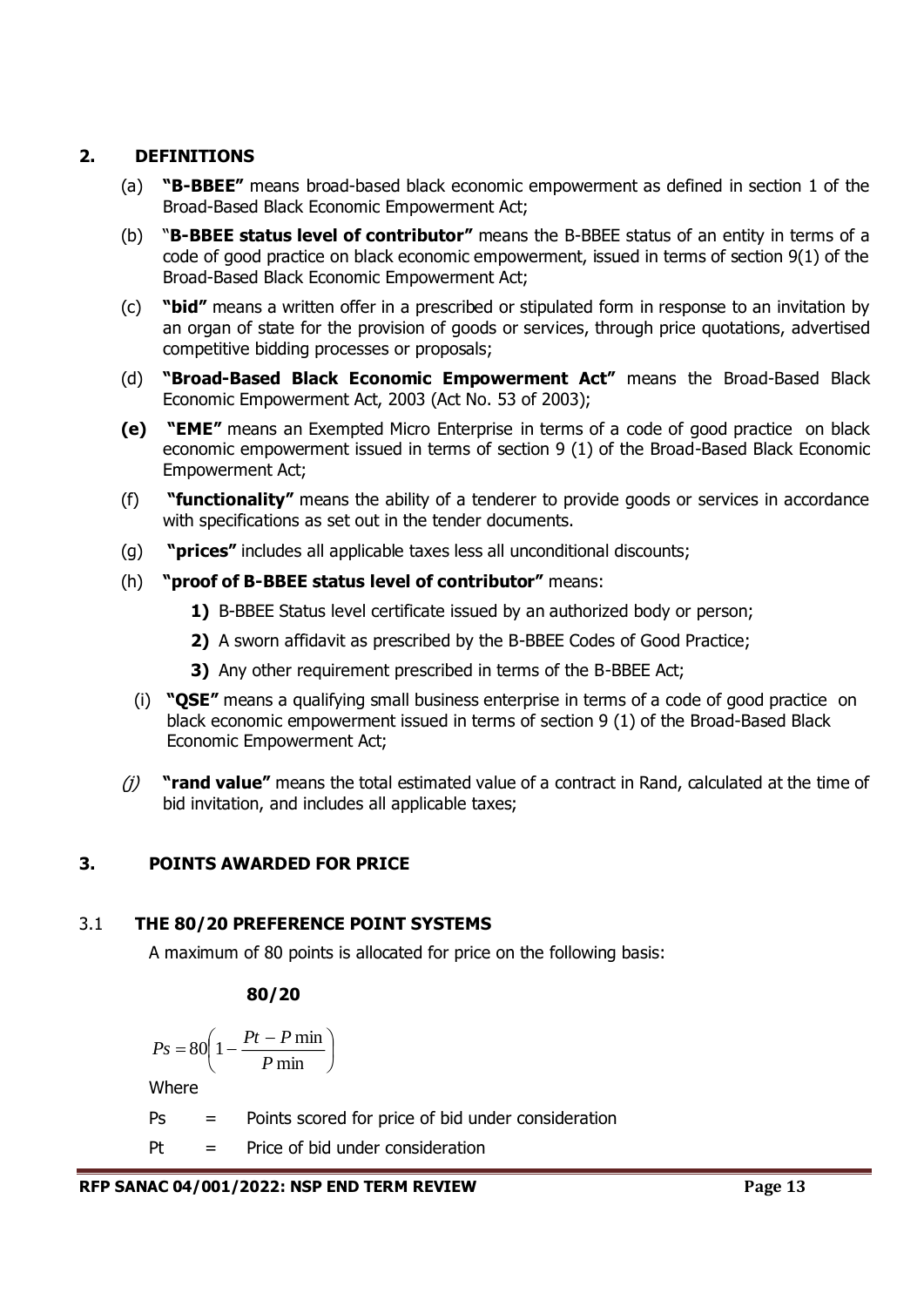## 2. DEFINITIONS

(a) **"B-BBEE"** means broad-based black economic empowerment as defined in section 1 of the Broad-Based Black Economic Empowerment Act;

(b) "**B-BBEE status level of contributor"** means the B-BBEE status of an entity in terms of a code of good practice on black economic empowerment, issued in terms of section 9(1) of the Broad-Based Black Economic Empowerment Act;

(c) **"bid"** means a written offer in a prescribed or stipulated form in response to an invitation by an organ of state for the provision of goods or services, through price quotations, advertised competitive bidding processes or proposals;

(d) **"Broad-Based Black Economic Empowerment Act"** means the Broad-Based Black Economic Empowerment Act, 2003 (Act No. 53 of 2003);

**(e)** **"EME"** means an Exempted Micro Enterprise in terms of a code of good practice on black economic empowerment issued in terms of section 9 (1) of the Broad-Based Black Economic Empowerment Act;

(f) **"functionality"** means the ability of a tenderer to provide goods or services in accordance with specifications as set out in the tender documents.

(g) **"prices"** includes all applicable taxes less all unconditional discounts;

(h) **"proof of B-BBEE status level of contributor"** means:

**1)** B-BBEE Status level certificate issued by an authorized body or person;

**2)** A sworn affidavit as prescribed by the B-BBEE Codes of Good Practice;

**3)** Any other requirement prescribed in terms of the B-BBEE Act;

(i) **"QSE"** means a qualifying small business enterprise in terms of a code of good practice on black economic empowerment issued in terms of section 9 (1) of the Broad-Based Black Economic Empowerment Act;

*(j)* **"rand value"** means the total estimated value of a contract in Rand, calculated at the time of bid invitation, and includes all applicable taxes;

## 3. POINTS AWARDED FOR PRICE

### 3.1 THE 80/20 PREFERENCE POINT SYSTEMS

A maximum of 80 points is allocated for price on the following basis:

**80/20**

$$Ps = 80\left(1 - \frac{Pt - P\min}{P\min}\right)$$

Where

Ps = Points scored for price of bid under consideration

Pt = Price of bid under consideration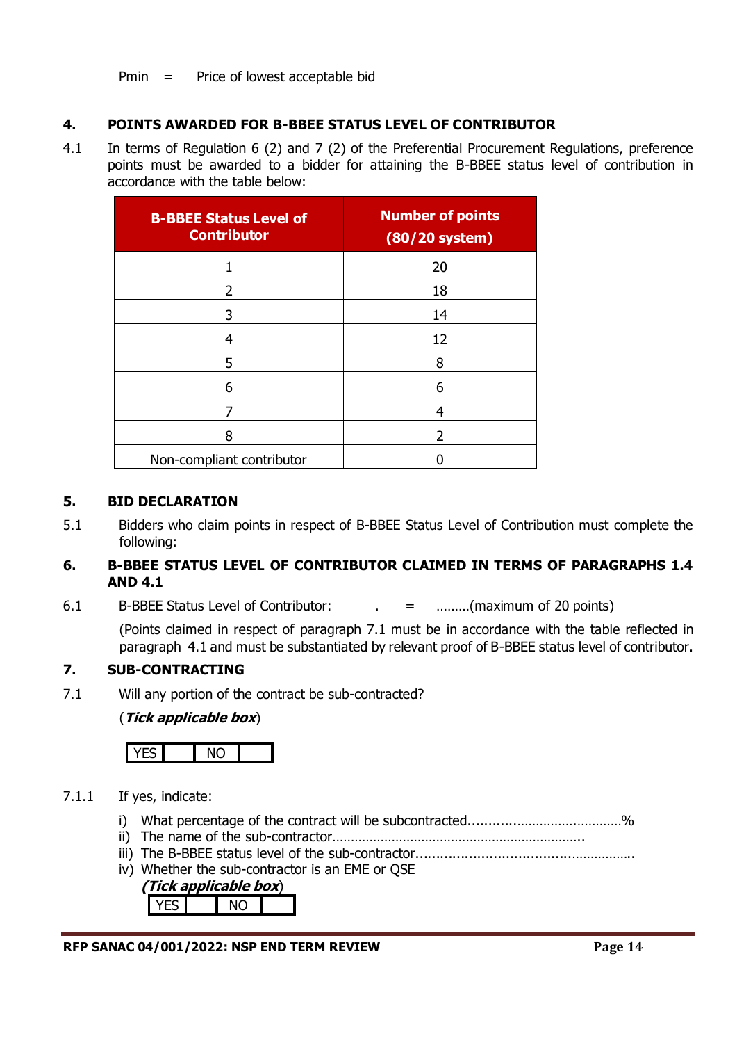Pmin = Price of lowest acceptable bid

## 4. POINTS AWARDED FOR B-BBEE STATUS LEVEL OF CONTRIBUTOR

4.1 In terms of Regulation 6 (2) and 7 (2) of the Preferential Procurement Regulations, preference points must be awarded to a bidder for attaining the B-BBEE status level of contribution in accordance with the table below:

| B-BBEE Status Level of Contributor | Number of points (80/20 system) |
|---|---|
| 1 | 20 |
| 2 | 18 |
| 3 | 14 |
| 4 | 12 |
| 5 | 8 |
| 6 | 6 |
| 7 | 4 |
| 8 | 2 |
| Non-compliant contributor | 0 |

## 5. BID DECLARATION

5.1 Bidders who claim points in respect of B-BBEE Status Level of Contribution must complete the following:

## 6. B-BBEE STATUS LEVEL OF CONTRIBUTOR CLAIMED IN TERMS OF PARAGRAPHS 1.4 AND 4.1

6.1 B-BBEE Status Level of Contributor: . = ………(maximum of 20 points)

(Points claimed in respect of paragraph 7.1 must be in accordance with the table reflected in paragraph 4.1 and must be substantiated by relevant proof of B-BBEE status level of contributor.

## 7. SUB-CONTRACTING

7.1 Will any portion of the contract be sub-contracted?

(***Tick applicable box***)

| YES | | NO | |
|---|---|---|---|

7.1.1 If yes, indicate:

i) What percentage of the contract will be subcontracted............…………….…………%
ii) The name of the sub-contractor…………………………………………………………..
iii) The B-BBEE status level of the sub-contractor......................................……………..
iv) Whether the sub-contractor is an EME or QSE

(***Tick applicable box***)

| YES | | NO | |
|---|---|---|---|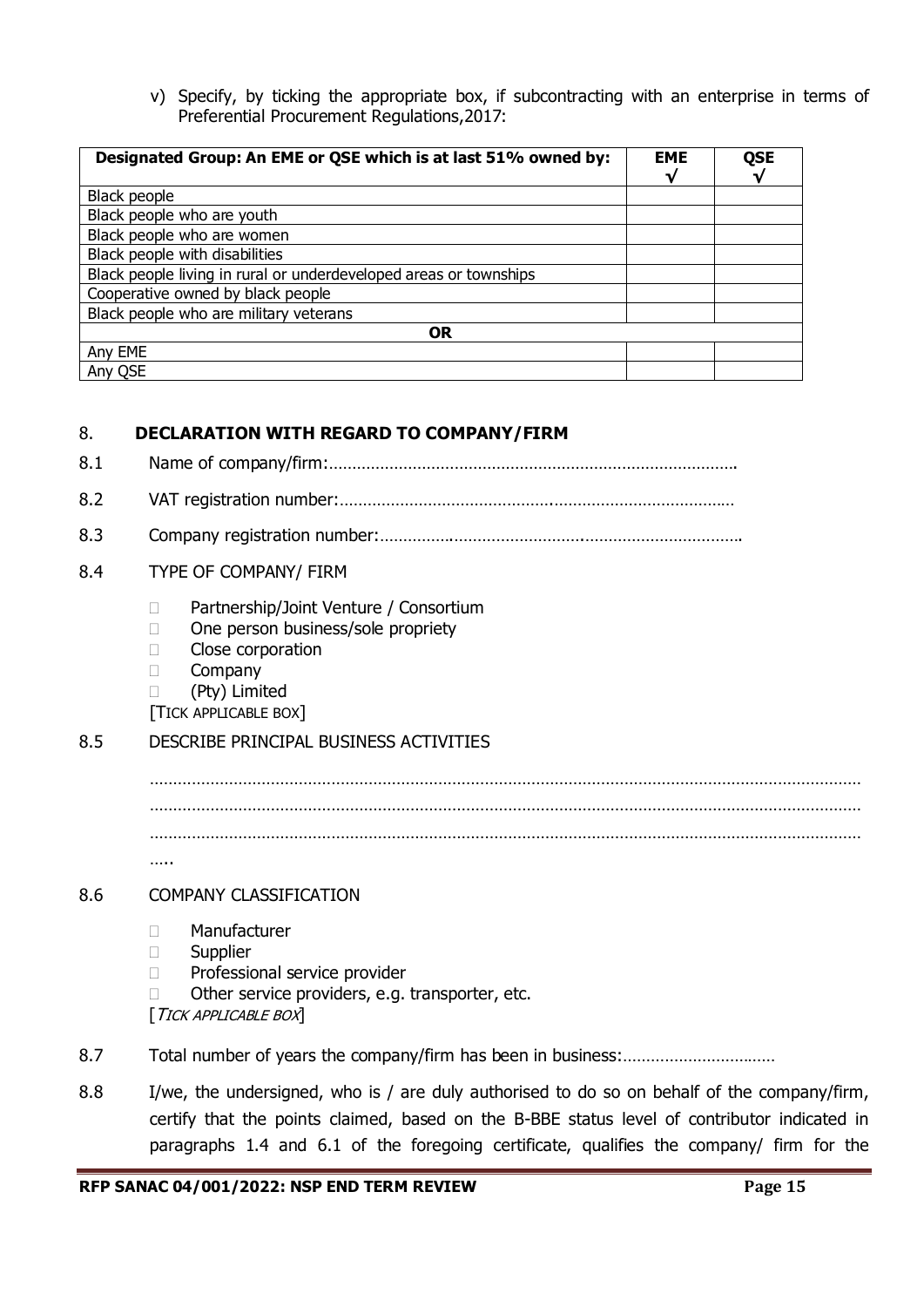v) Specify, by ticking the appropriate box, if subcontracting with an enterprise in terms of Preferential Procurement Regulations,2017:

| **Designated Group: An EME or QSE which is at last 51% owned by:** | **EME √** | **QSE √** |
|---|---|---|
| Black people | | |
| Black people who are youth | | |
| Black people who are women | | |
| Black people with disabilities | | |
| Black people living in rural or underdeveloped areas or townships | | |
| Cooperative owned by black people | | |
| Black people who are military veterans | | |
| **OR** | | |
| Any EME | | |
| Any QSE | | |

## 8. DECLARATION WITH REGARD TO COMPANY/FIRM

8.1 Name of company/firm:…………………………………………………………………………….

8.2 VAT registration number:……………………………………….…………………………………

8.3 Company registration number:…………….……………………….…………………………….

8.4 TYPE OF COMPANY/ FIRM

- ☐ Partnership/Joint Venture / Consortium
- ☐ One person business/sole propriety
- ☐ Close corporation
- ☐ Company
- ☐ (Pty) Limited

[TICK APPLICABLE BOX]

8.5 DESCRIBE PRINCIPAL BUSINESS ACTIVITIES

…………………………………………………………………………………………………………………………………
…………………………………………………………………………………………………………………………………
…………………………………………………………………………………………………………………………………
…..

8.6 COMPANY CLASSIFICATION

- ☐ Manufacturer
- ☐ Supplier
- ☐ Professional service provider
- ☐ Other service providers, e.g. transporter, etc.

[*TICK APPLICABLE BOX*]

8.7 Total number of years the company/firm has been in business:……………………………

8.8 I/we, the undersigned, who is / are duly authorised to do so on behalf of the company/firm, certify that the points claimed, based on the B-BBE status level of contributor indicated in paragraphs 1.4 and 6.1 of the foregoing certificate, qualifies the company/ firm for the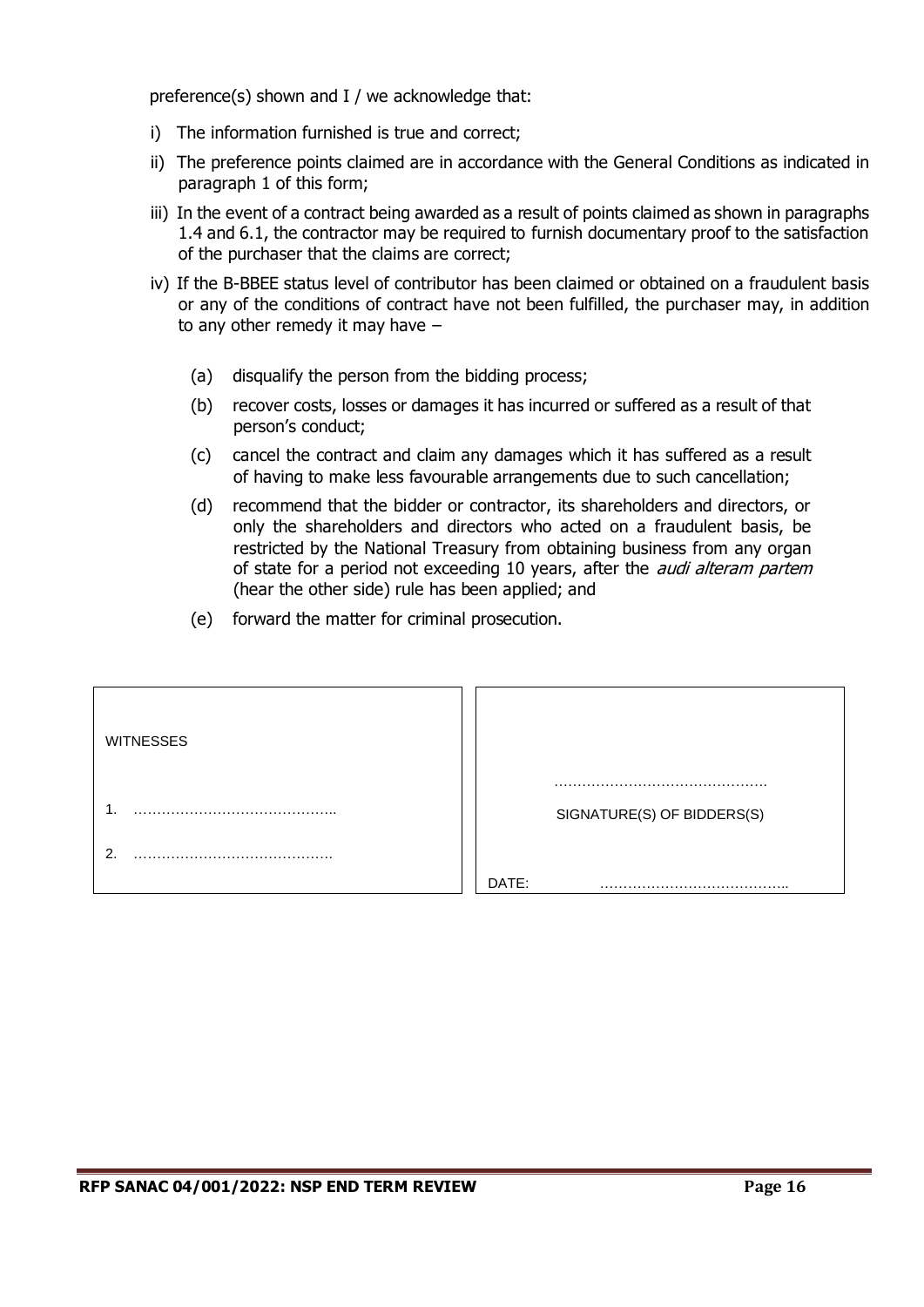preference(s) shown and I / we acknowledge that:

i) The information furnished is true and correct;

ii) The preference points claimed are in accordance with the General Conditions as indicated in paragraph 1 of this form;

iii) In the event of a contract being awarded as a result of points claimed as shown in paragraphs 1.4 and 6.1, the contractor may be required to furnish documentary proof to the satisfaction of the purchaser that the claims are correct;

iv) If the B-BBEE status level of contributor has been claimed or obtained on a fraudulent basis or any of the conditions of contract have not been fulfilled, the purchaser may, in addition to any other remedy it may have –

   (a) disqualify the person from the bidding process;

   (b) recover costs, losses or damages it has incurred or suffered as a result of that person's conduct;

   (c) cancel the contract and claim any damages which it has suffered as a result of having to make less favourable arrangements due to such cancellation;

   (d) recommend that the bidder or contractor, its shareholders and directors, or only the shareholders and directors who acted on a fraudulent basis, be restricted by the National Treasury from obtaining business from any organ of state for a period not exceeding 10 years, after the *audi alteram partem* (hear the other side) rule has been applied; and

   (e) forward the matter for criminal prosecution.

| WITNESSES | |
|---|---|
| | ……………………………………… |
| 1. …………………………………….. | SIGNATURE(S) OF BIDDERS(S) |
| 2. ……………………………………. | |
| | DATE: ………………………………….. |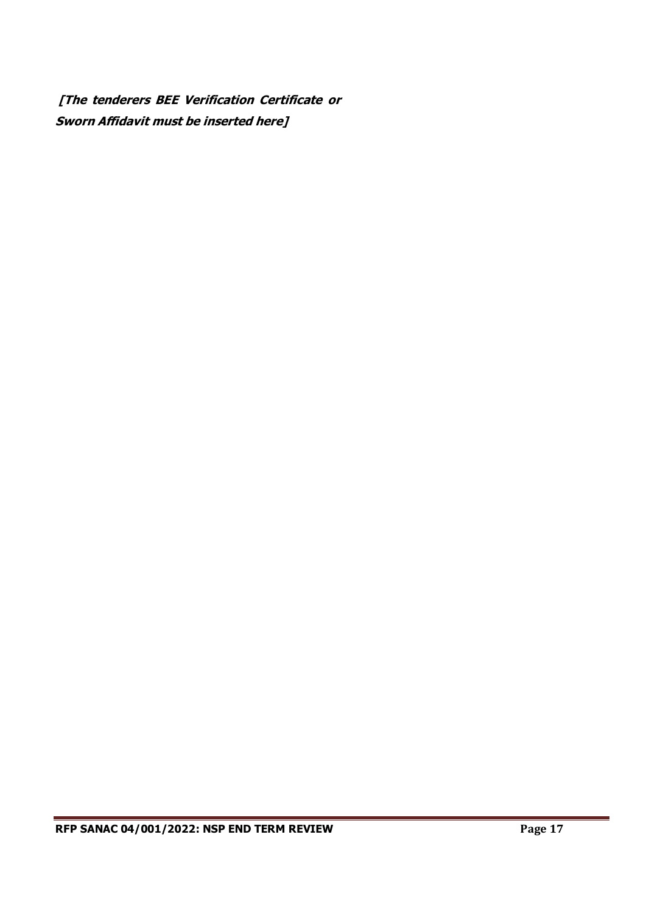***[The tenderers BEE Verification Certificate or Sworn Affidavit must be inserted here]***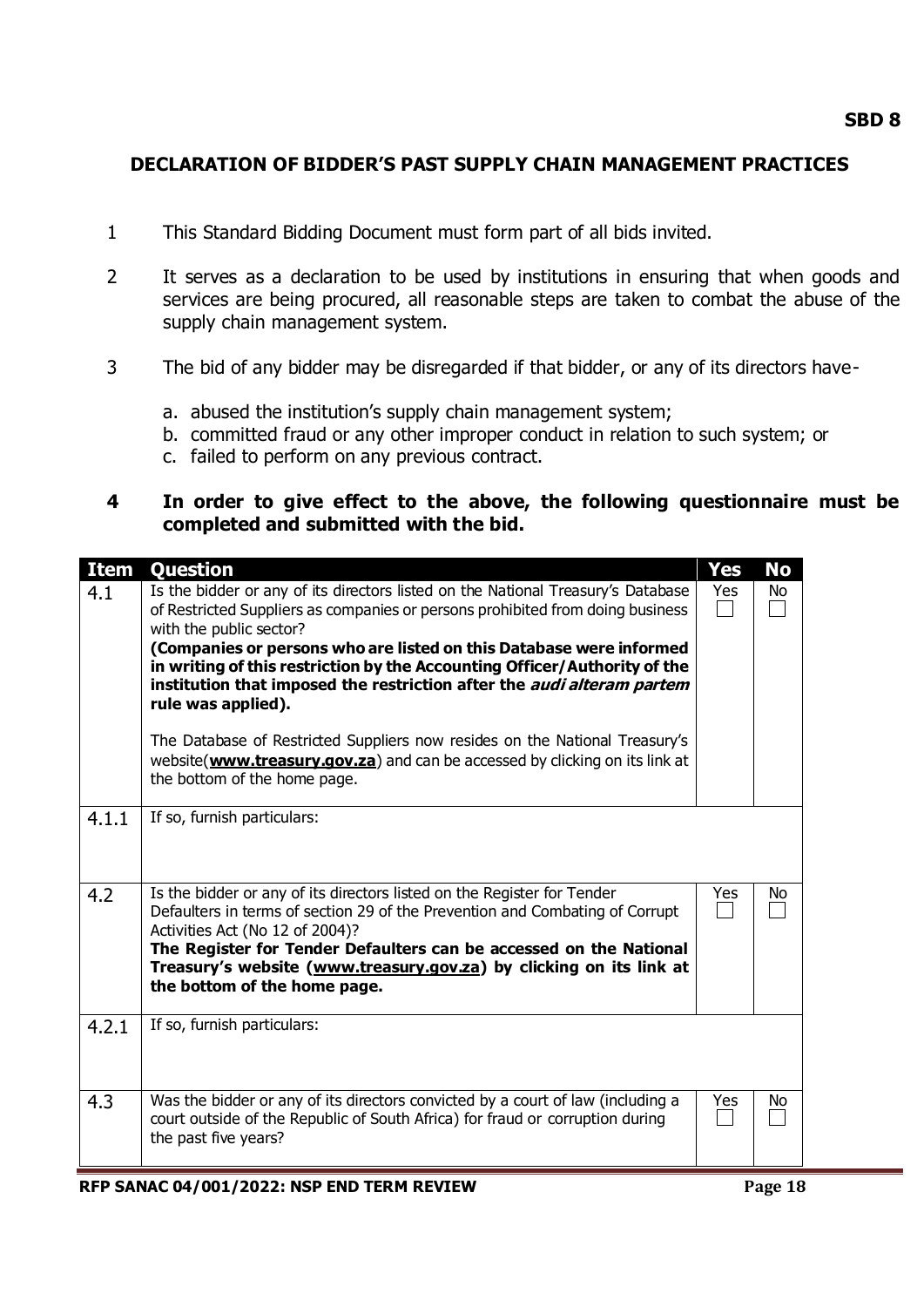**SBD 8**

## DECLARATION OF BIDDER'S PAST SUPPLY CHAIN MANAGEMENT PRACTICES

1. This Standard Bidding Document must form part of all bids invited.

2. It serves as a declaration to be used by institutions in ensuring that when goods and services are being procured, all reasonable steps are taken to combat the abuse of the supply chain management system.

3. The bid of any bidder may be disregarded if that bidder, or any of its directors have-

   a. abused the institution's supply chain management system;
   b. committed fraud or any other improper conduct in relation to such system; or
   c. failed to perform on any previous contract.

4. **In order to give effect to the above, the following questionnaire must be completed and submitted with the bid.**

| Item | Question | Yes | No |
|---|---|---|---|
| 4.1 | Is the bidder or any of its directors listed on the National Treasury's Database of Restricted Suppliers as companies or persons prohibited from doing business with the public sector?<br>**(Companies or persons who are listed on this Database were informed in writing of this restriction by the Accounting Officer/Authority of the institution that imposed the restriction after the *audi alteram partem* rule was applied).**<br><br>The Database of Restricted Suppliers now resides on the National Treasury's website(**[www.treasury.gov.za](www.treasury.gov.za)**) and can be accessed by clicking on its link at the bottom of the home page. | Yes ☐ | No ☐ |
| 4.1.1 | If so, furnish particulars: | | |
| 4.2 | Is the bidder or any of its directors listed on the Register for Tender Defaulters in terms of section 29 of the Prevention and Combating of Corrupt Activities Act (No 12 of 2004)?<br>**The Register for Tender Defaulters can be accessed on the National Treasury's website ([www.treasury.gov.za](www.treasury.gov.za)) by clicking on its link at the bottom of the home page.** | Yes ☐ | No ☐ |
| 4.2.1 | If so, furnish particulars: | | |
| 4.3 | Was the bidder or any of its directors convicted by a court of law (including a court outside of the Republic of South Africa) for fraud or corruption during the past five years? | Yes ☐ | No ☐ |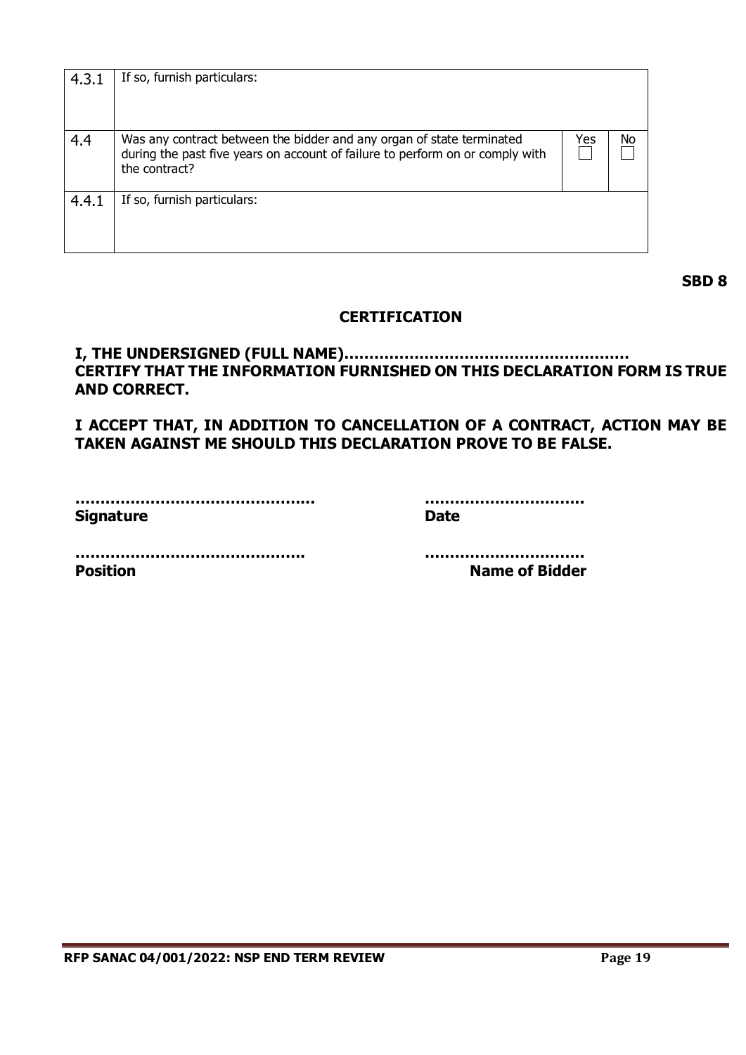| | | | |
|---|---|---|---|
| 4.3.1 | If so, furnish particulars: | | |
| 4.4 | Was any contract between the bidder and any organ of state terminated during the past five years on account of failure to perform on or comply with the contract? | Yes ☐ | No ☐ |
| 4.4.1 | If so, furnish particulars: | | |

**SBD 8**

## CERTIFICATION

**I, THE UNDERSIGNED (FULL NAME)………………………………………………… CERTIFY THAT THE INFORMATION FURNISHED ON THIS DECLARATION FORM IS TRUE AND CORRECT.**

**I ACCEPT THAT, IN ADDITION TO CANCELLATION OF A CONTRACT, ACTION MAY BE TAKEN AGAINST ME SHOULD THIS DECLARATION PROVE TO BE FALSE.**

**…………………………………………** **…………………………**
**Signature** **Date**

**………………………………………** **…………………………**
**Position** **Name of Bidder**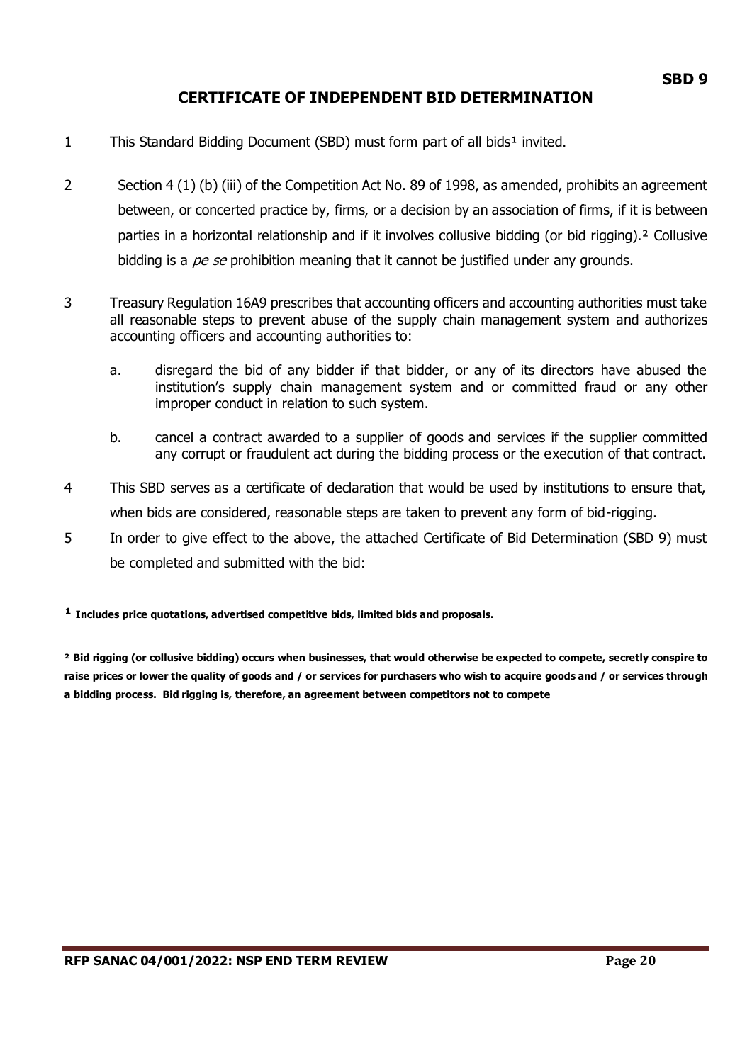**SBD 9**

# CERTIFICATE OF INDEPENDENT BID DETERMINATION

1. This Standard Bidding Document (SBD) must form part of all bids[1] invited.

2. Section 4 (1) (b) (iii) of the Competition Act No. 89 of 1998, as amended, prohibits an agreement between, or concerted practice by, firms, or a decision by an association of firms, if it is between parties in a horizontal relationship and if it involves collusive bidding (or bid rigging).[2] Collusive bidding is a *pe se* prohibition meaning that it cannot be justified under any grounds.

3. Treasury Regulation 16A9 prescribes that accounting officers and accounting authorities must take all reasonable steps to prevent abuse of the supply chain management system and authorizes accounting officers and accounting authorities to:

   a. disregard the bid of any bidder if that bidder, or any of its directors have abused the institution's supply chain management system and or committed fraud or any other improper conduct in relation to such system.

   b. cancel a contract awarded to a supplier of goods and services if the supplier committed any corrupt or fraudulent act during the bidding process or the execution of that contract.

4. This SBD serves as a certificate of declaration that would be used by institutions to ensure that, when bids are considered, reasonable steps are taken to prevent any form of bid-rigging.

5. In order to give effect to the above, the attached Certificate of Bid Determination (SBD 9) must be completed and submitted with the bid:

**[1] Includes price quotations, advertised competitive bids, limited bids and proposals.**

**[2] Bid rigging (or collusive bidding) occurs when businesses, that would otherwise be expected to compete, secretly conspire to raise prices or lower the quality of goods and / or services for purchasers who wish to acquire goods and / or services through a bidding process. Bid rigging is, therefore, an agreement between competitors not to compete**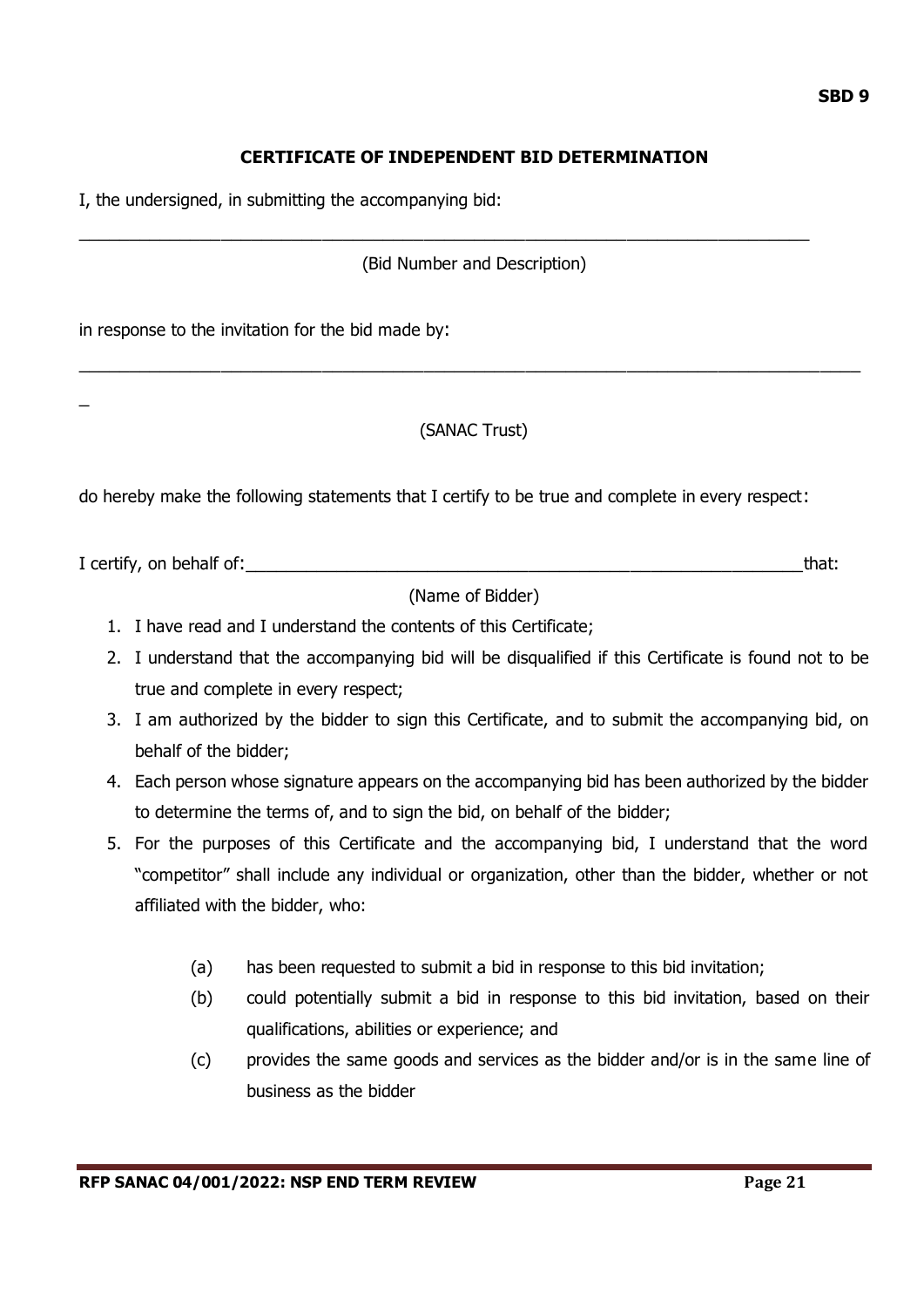**SBD 9**

## CERTIFICATE OF INDEPENDENT BID DETERMINATION

I, the undersigned, in submitting the accompanying bid:

___________________________________________________________________________

(Bid Number and Description)

in response to the invitation for the bid made by:

___________________________________________________________________________

(SANAC Trust)

do hereby make the following statements that I certify to be true and complete in every respect:

I certify, on behalf of:_______________________________________________________that:

(Name of Bidder)

1. I have read and I understand the contents of this Certificate;
2. I understand that the accompanying bid will be disqualified if this Certificate is found not to be true and complete in every respect;
3. I am authorized by the bidder to sign this Certificate, and to submit the accompanying bid, on behalf of the bidder;
4. Each person whose signature appears on the accompanying bid has been authorized by the bidder to determine the terms of, and to sign the bid, on behalf of the bidder;
5. For the purposes of this Certificate and the accompanying bid, I understand that the word "competitor" shall include any individual or organization, other than the bidder, whether or not affiliated with the bidder, who:

   (a) has been requested to submit a bid in response to this bid invitation;

   (b) could potentially submit a bid in response to this bid invitation, based on their qualifications, abilities or experience; and

   (c) provides the same goods and services as the bidder and/or is in the same line of business as the bidder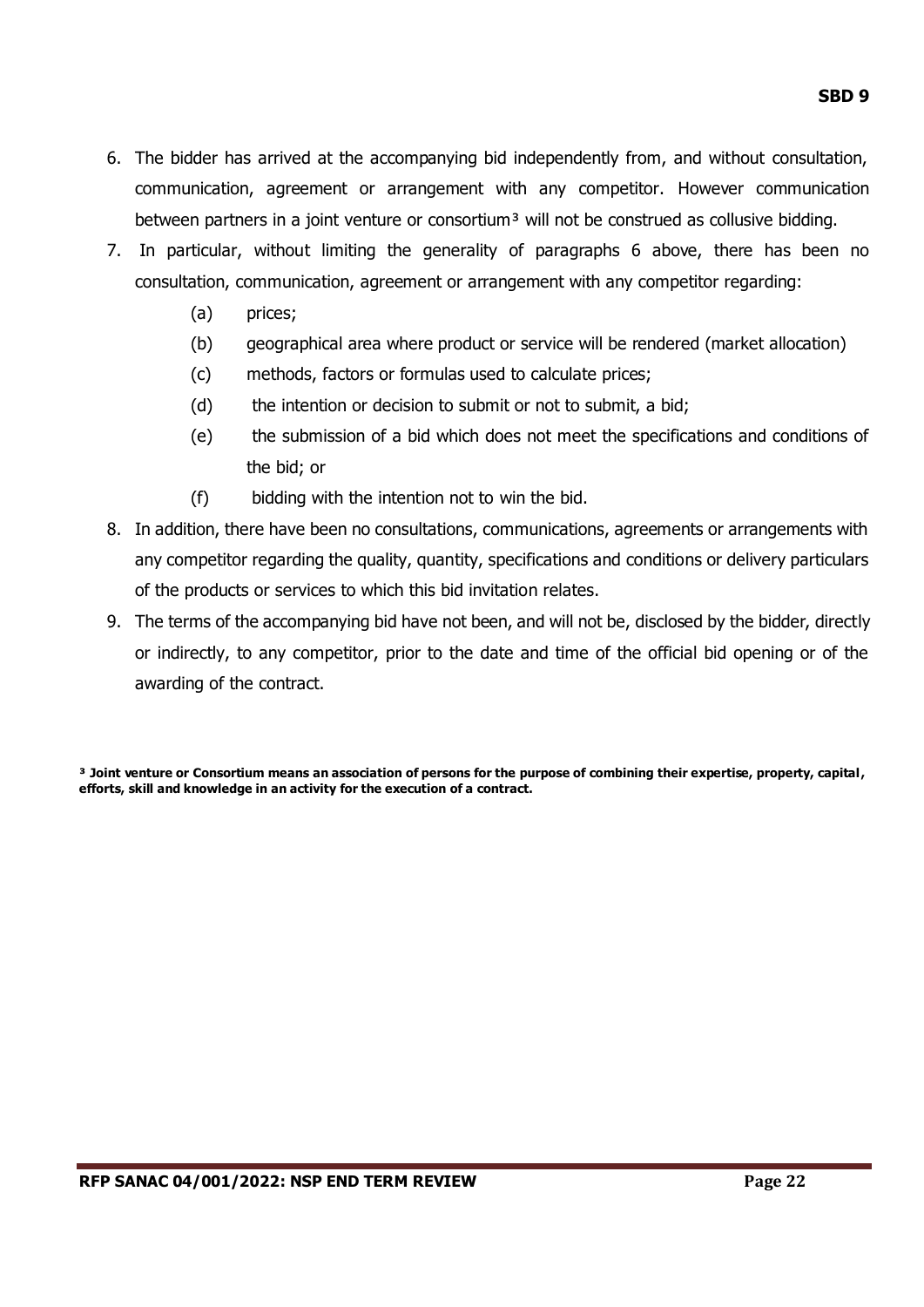6. The bidder has arrived at the accompanying bid independently from, and without consultation, communication, agreement or arrangement with any competitor. However communication between partners in a joint venture or consortium[3] will not be construed as collusive bidding.
7. In particular, without limiting the generality of paragraphs 6 above, there has been no consultation, communication, agreement or arrangement with any competitor regarding:
   - (a) prices;
   - (b) geographical area where product or service will be rendered (market allocation)
   - (c) methods, factors or formulas used to calculate prices;
   - (d) the intention or decision to submit or not to submit, a bid;
   - (e) the submission of a bid which does not meet the specifications and conditions of the bid; or
   - (f) bidding with the intention not to win the bid.
8. In addition, there have been no consultations, communications, agreements or arrangements with any competitor regarding the quality, quantity, specifications and conditions or delivery particulars of the products or services to which this bid invitation relates.
9. The terms of the accompanying bid have not been, and will not be, disclosed by the bidder, directly or indirectly, to any competitor, prior to the date and time of the official bid opening or of the awarding of the contract.

**[3] Joint venture or Consortium means an association of persons for the purpose of combining their expertise, property, capital, efforts, skill and knowledge in an activity for the execution of a contract.**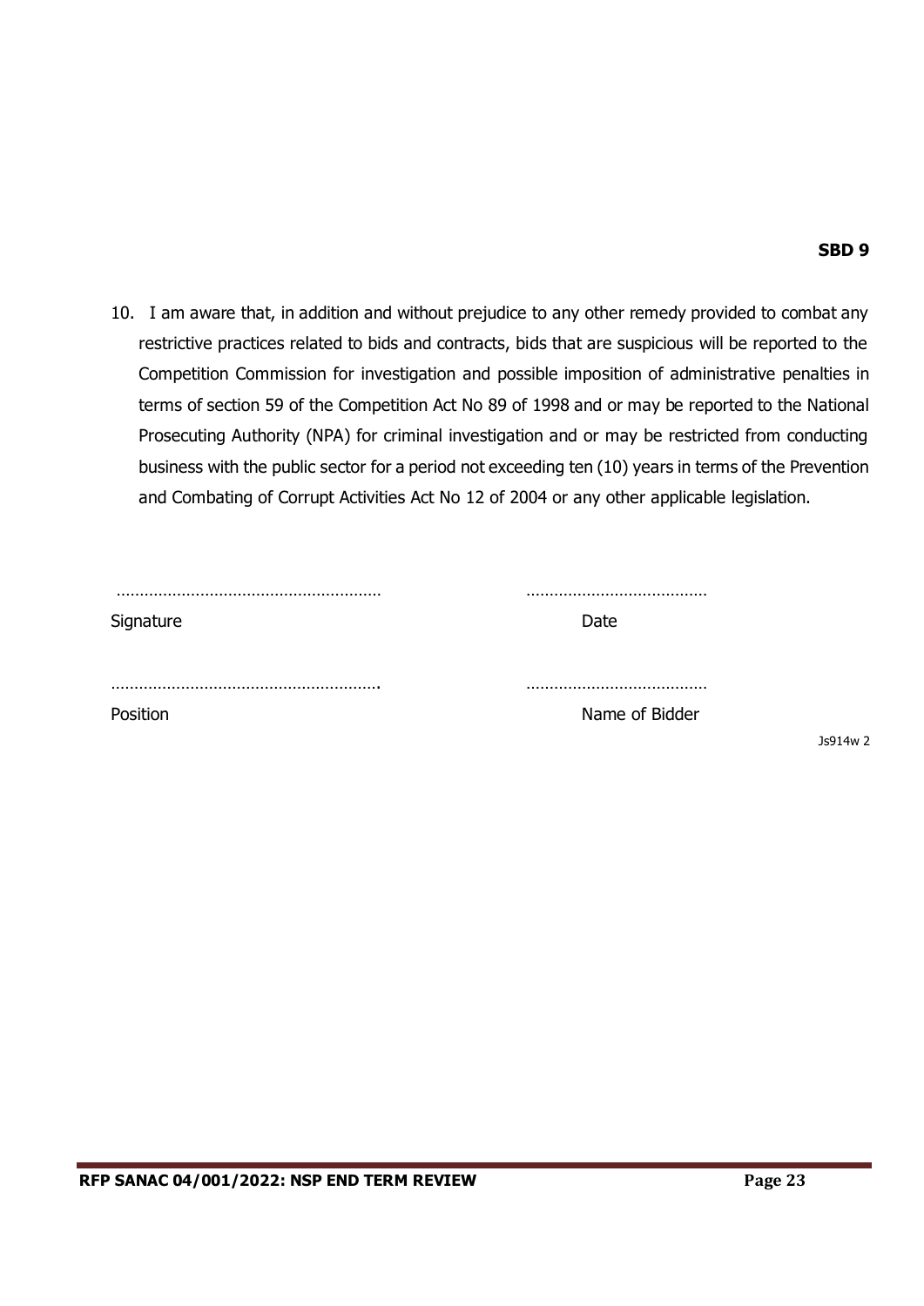**SBD 9**

10. I am aware that, in addition and without prejudice to any other remedy provided to combat any restrictive practices related to bids and contracts, bids that are suspicious will be reported to the Competition Commission for investigation and possible imposition of administrative penalties in terms of section 59 of the Competition Act No 89 of 1998 and or may be reported to the National Prosecuting Authority (NPA) for criminal investigation and or may be restricted from conducting business with the public sector for a period not exceeding ten (10) years in terms of the Prevention and Combating of Corrupt Activities Act No 12 of 2004 or any other applicable legislation.

| ………………………………………………… | ……………………………… |
|---|---|
| Signature | Date |
| …………………………………………………. | ……………………………… |
| Position | Name of Bidder |

Js914w 2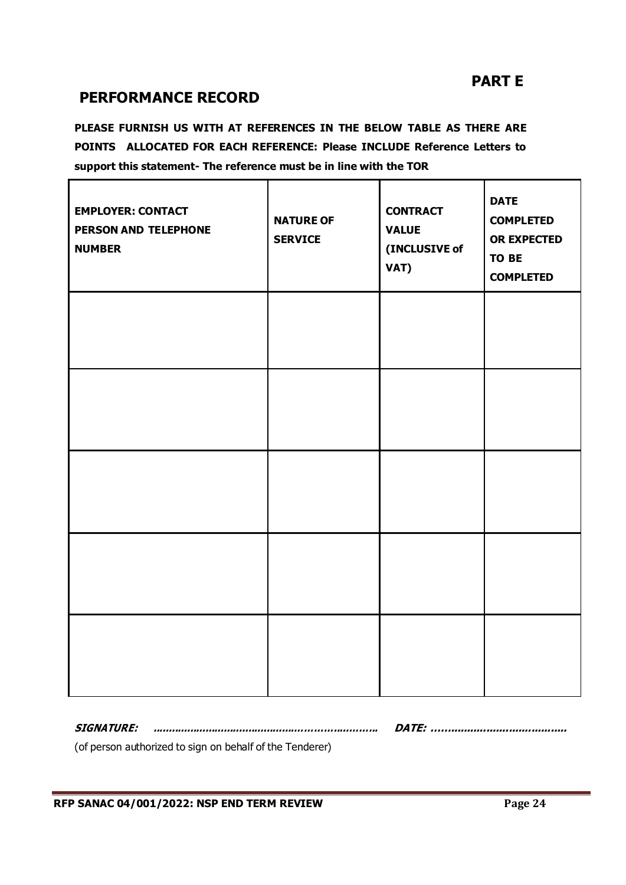**PART E**

## PERFORMANCE RECORD

**PLEASE FURNISH US WITH AT REFERENCES IN THE BELOW TABLE AS THERE ARE POINTS ALLOCATED FOR EACH REFERENCE: Please INCLUDE Reference Letters to support this statement- The reference must be in line with the TOR**

| EMPLOYER: CONTACT PERSON AND TELEPHONE NUMBER | NATURE OF SERVICE | CONTRACT VALUE (INCLUSIVE of VAT) | DATE COMPLETED OR EXPECTED TO BE COMPLETED |
|---|---|---|---|
| | | | |
| | | | |
| | | | |
| | | | |
| | | | |

***SIGNATURE:*** **…………………………………………………………………** ***DATE:*** **……………………………………**

(of person authorized to sign on behalf of the Tenderer)

**RFP SANAC 04/001/2022: NSP END TERM REVIEW**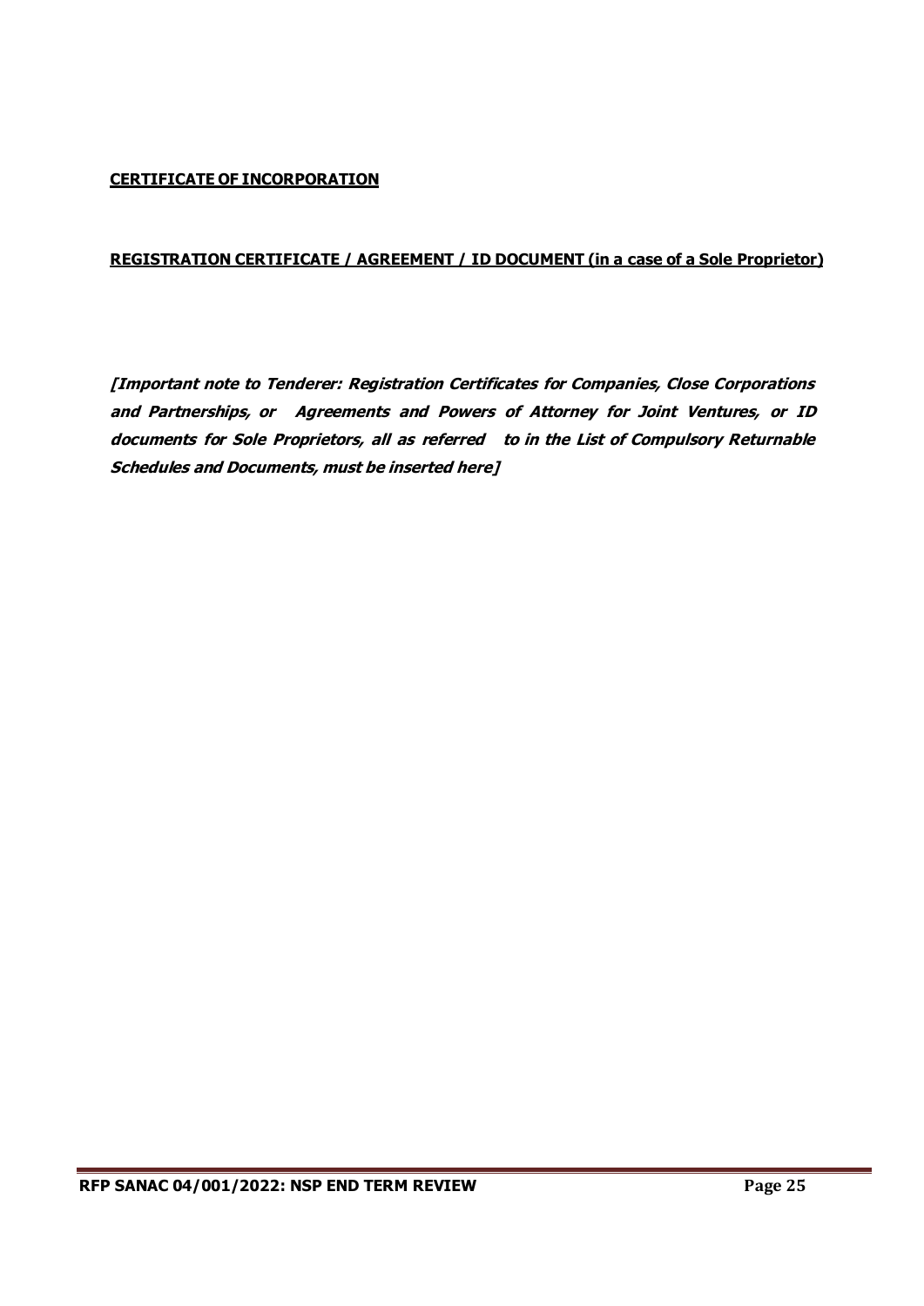**CERTIFICATE OF INCORPORATION**

**REGISTRATION CERTIFICATE / AGREEMENT / ID DOCUMENT (in a case of a Sole Proprietor)**

***[Important note to Tenderer: Registration Certificates for Companies, Close Corporations and Partnerships, or Agreements and Powers of Attorney for Joint Ventures, or ID documents for Sole Proprietors, all as referred to in the List of Compulsory Returnable Schedules and Documents, must be inserted here]***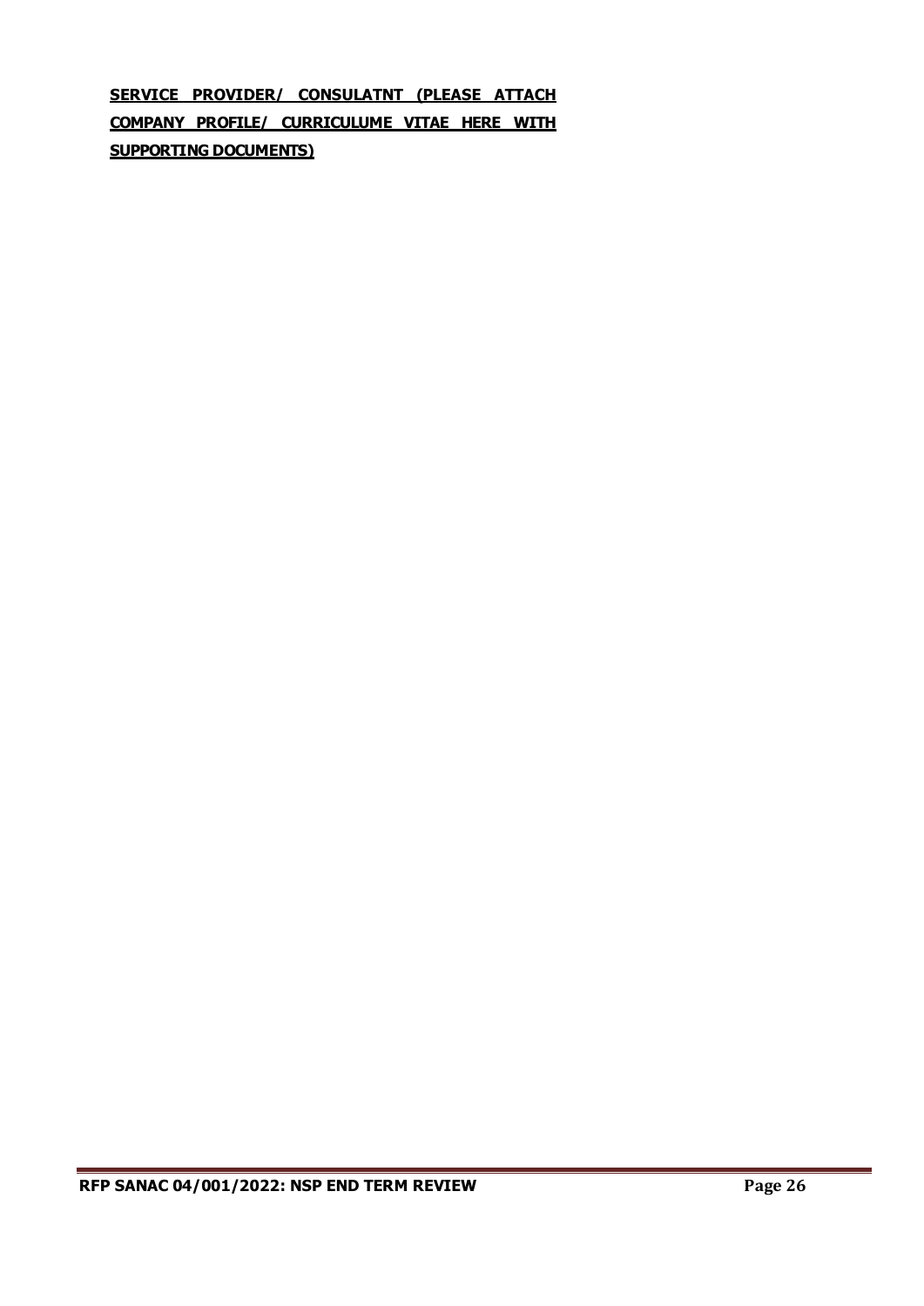**SERVICE PROVIDER/ CONSULATNT (PLEASE ATTACH COMPANY PROFILE/ CURRICULUME VITAE HERE WITH SUPPORTING DOCUMENTS)**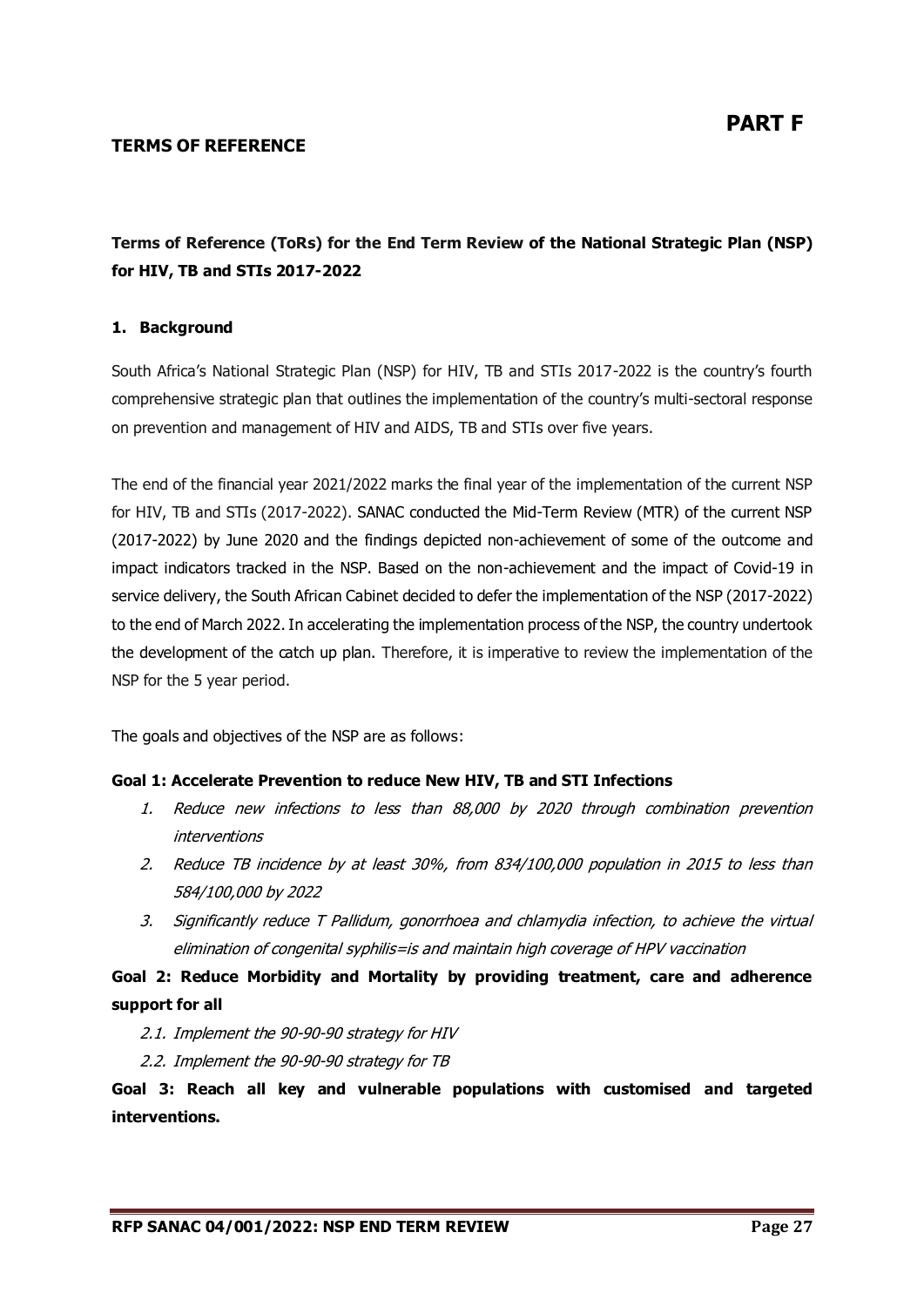# PART F

## TERMS OF REFERENCE

### Terms of Reference (ToRs) for the End Term Review of the National Strategic Plan (NSP) for HIV, TB and STIs 2017-2022

#### 1. Background

South Africa's National Strategic Plan (NSP) for HIV, TB and STIs 2017-2022 is the country's fourth comprehensive strategic plan that outlines the implementation of the country's multi-sectoral response on prevention and management of HIV and AIDS, TB and STIs over five years.

The end of the financial year 2021/2022 marks the final year of the implementation of the current NSP for HIV, TB and STIs (2017-2022). SANAC conducted the Mid-Term Review (MTR) of the current NSP (2017-2022) by June 2020 and the findings depicted non-achievement of some of the outcome and impact indicators tracked in the NSP. Based on the non-achievement and the impact of Covid-19 in service delivery, the South African Cabinet decided to defer the implementation of the NSP (2017-2022) to the end of March 2022. In accelerating the implementation process of the NSP, the country undertook the development of the catch up plan. Therefore, it is imperative to review the implementation of the NSP for the 5 year period.

The goals and objectives of the NSP are as follows:

**Goal 1: Accelerate Prevention to reduce New HIV, TB and STI Infections**

1. *Reduce new infections to less than 88,000 by 2020 through combination prevention interventions*
2. *Reduce TB incidence by at least 30%, from 834/100,000 population in 2015 to less than 584/100,000 by 2022*
3. *Significantly reduce T Pallidum, gonorrhoea and chlamydia infection, to achieve the virtual elimination of congenital syphilis=is and maintain high coverage of HPV vaccination*

**Goal 2: Reduce Morbidity and Mortality by providing treatment, care and adherence support for all**

2.1. *Implement the 90-90-90 strategy for HIV*

2.2. *Implement the 90-90-90 strategy for TB*

**Goal 3: Reach all key and vulnerable populations with customised and targeted interventions.**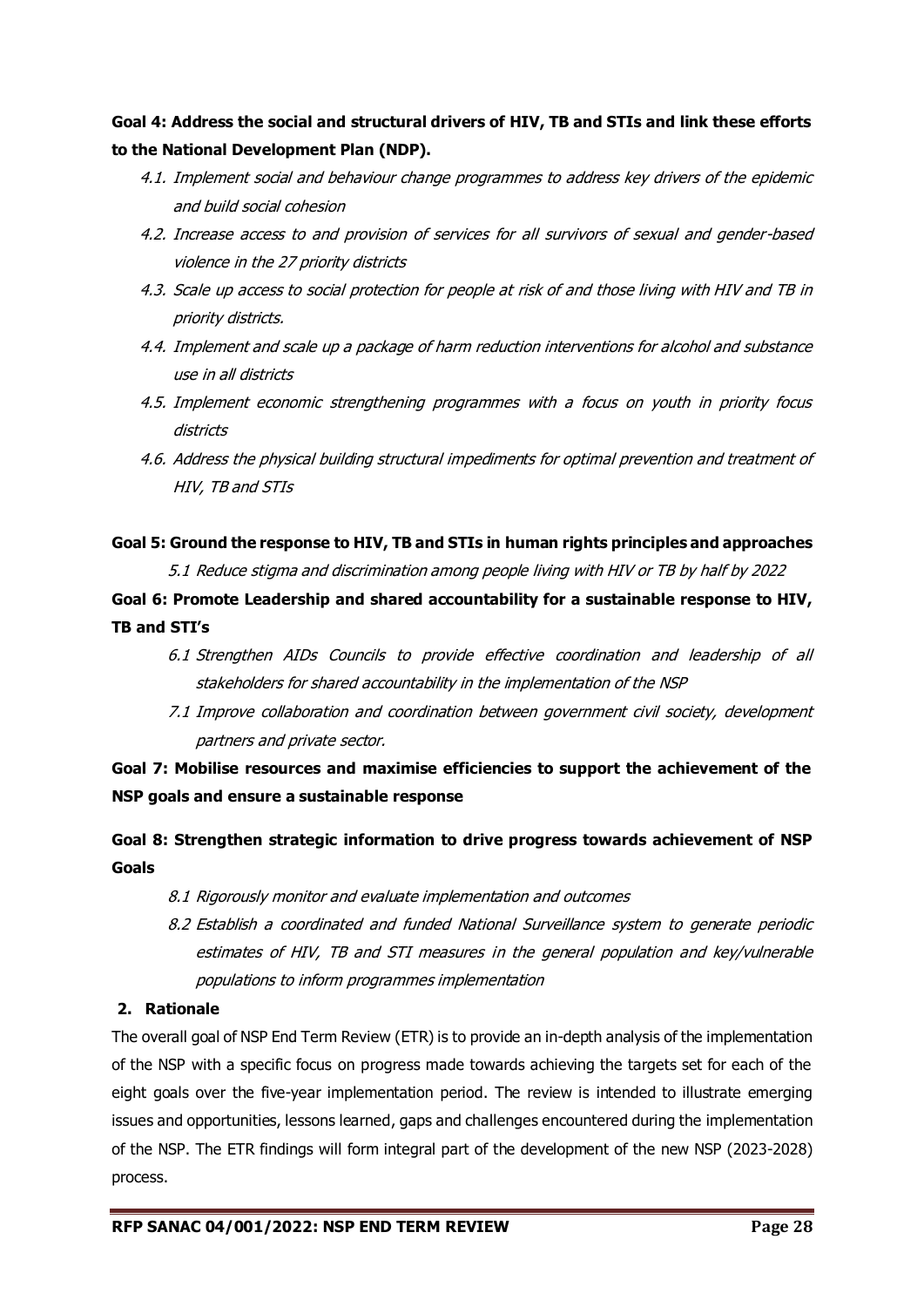**Goal 4: Address the social and structural drivers of HIV, TB and STIs and link these efforts to the National Development Plan (NDP).**

4.1. *Implement social and behaviour change programmes to address key drivers of the epidemic and build social cohesion*

4.2. *Increase access to and provision of services for all survivors of sexual and gender-based violence in the 27 priority districts*

4.3. *Scale up access to social protection for people at risk of and those living with HIV and TB in priority districts.*

4.4. *Implement and scale up a package of harm reduction interventions for alcohol and substance use in all districts*

4.5. *Implement economic strengthening programmes with a focus on youth in priority focus districts*

4.6. *Address the physical building structural impediments for optimal prevention and treatment of HIV, TB and STIs*

**Goal 5: Ground the response to HIV, TB and STIs in human rights principles and approaches**

5.1 *Reduce stigma and discrimination among people living with HIV or TB by half by 2022*

**Goal 6: Promote Leadership and shared accountability for a sustainable response to HIV, TB and STI's**

6.1 *Strengthen AIDs Councils to provide effective coordination and leadership of all stakeholders for shared accountability in the implementation of the NSP*

7.1 *Improve collaboration and coordination between government civil society, development partners and private sector.*

**Goal 7: Mobilise resources and maximise efficiencies to support the achievement of the NSP goals and ensure a sustainable response**

**Goal 8: Strengthen strategic information to drive progress towards achievement of NSP Goals**

8.1 *Rigorously monitor and evaluate implementation and outcomes*

8.2 *Establish a coordinated and funded National Surveillance system to generate periodic estimates of HIV, TB and STI measures in the general population and key/vulnerable populations to inform programmes implementation*

## 2. Rationale

The overall goal of NSP End Term Review (ETR) is to provide an in-depth analysis of the implementation of the NSP with a specific focus on progress made towards achieving the targets set for each of the eight goals over the five-year implementation period. The review is intended to illustrate emerging issues and opportunities, lessons learned, gaps and challenges encountered during the implementation of the NSP. The ETR findings will form integral part of the development of the new NSP (2023-2028) process.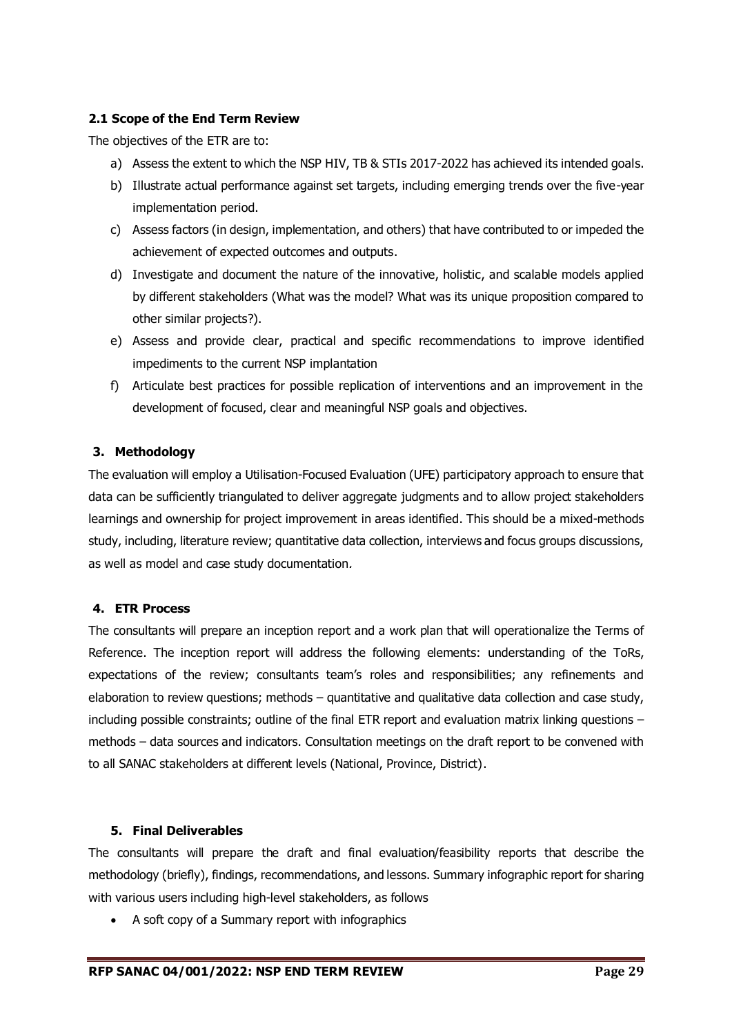### 2.1 Scope of the End Term Review

The objectives of the ETR are to:

a) Assess the extent to which the NSP HIV, TB & STIs 2017-2022 has achieved its intended goals.
b) Illustrate actual performance against set targets, including emerging trends over the five-year implementation period.
c) Assess factors (in design, implementation, and others) that have contributed to or impeded the achievement of expected outcomes and outputs.
d) Investigate and document the nature of the innovative, holistic, and scalable models applied by different stakeholders (What was the model? What was its unique proposition compared to other similar projects?).
e) Assess and provide clear, practical and specific recommendations to improve identified impediments to the current NSP implantation
f) Articulate best practices for possible replication of interventions and an improvement in the development of focused, clear and meaningful NSP goals and objectives.

## 3. Methodology

The evaluation will employ a Utilisation-Focused Evaluation (UFE) participatory approach to ensure that data can be sufficiently triangulated to deliver aggregate judgments and to allow project stakeholders learnings and ownership for project improvement in areas identified. This should be a mixed-methods study, including, literature review; quantitative data collection, interviews and focus groups discussions, as well as model and case study documentation.

## 4. ETR Process

The consultants will prepare an inception report and a work plan that will operationalize the Terms of Reference. The inception report will address the following elements: understanding of the ToRs, expectations of the review; consultants team's roles and responsibilities; any refinements and elaboration to review questions; methods – quantitative and qualitative data collection and case study, including possible constraints; outline of the final ETR report and evaluation matrix linking questions – methods – data sources and indicators. Consultation meetings on the draft report to be convened with to all SANAC stakeholders at different levels (National, Province, District).

## 5. Final Deliverables

The consultants will prepare the draft and final evaluation/feasibility reports that describe the methodology (briefly), findings, recommendations, and lessons. Summary infographic report for sharing with various users including high-level stakeholders, as follows

- A soft copy of a Summary report with infographics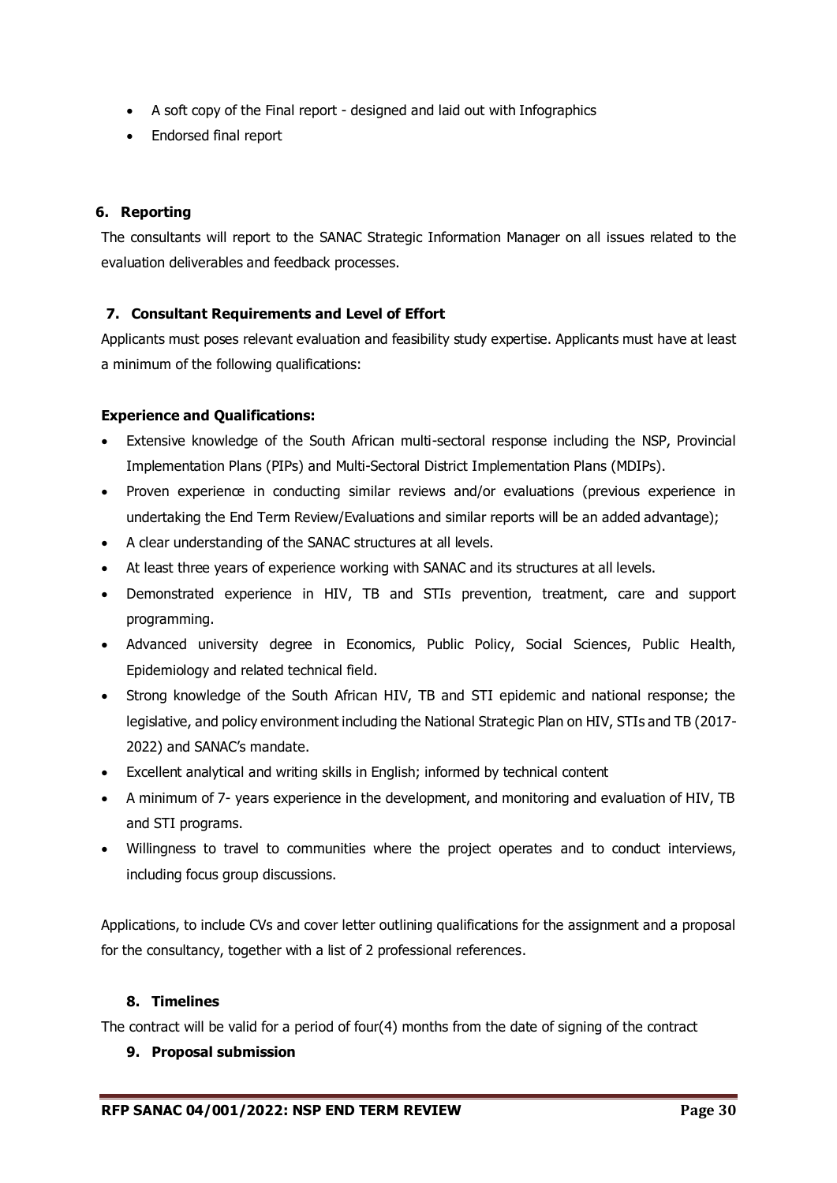- A soft copy of the Final report - designed and laid out with Infographics
- Endorsed final report

## 6. Reporting

The consultants will report to the SANAC Strategic Information Manager on all issues related to the evaluation deliverables and feedback processes.

## 7. Consultant Requirements and Level of Effort

Applicants must poses relevant evaluation and feasibility study expertise. Applicants must have at least a minimum of the following qualifications:

**Experience and Qualifications:**

- Extensive knowledge of the South African multi-sectoral response including the NSP, Provincial Implementation Plans (PIPs) and Multi-Sectoral District Implementation Plans (MDIPs).
- Proven experience in conducting similar reviews and/or evaluations (previous experience in undertaking the End Term Review/Evaluations and similar reports will be an added advantage);
- A clear understanding of the SANAC structures at all levels.
- At least three years of experience working with SANAC and its structures at all levels.
- Demonstrated experience in HIV, TB and STIs prevention, treatment, care and support programming.
- Advanced university degree in Economics, Public Policy, Social Sciences, Public Health, Epidemiology and related technical field.
- Strong knowledge of the South African HIV, TB and STI epidemic and national response; the legislative, and policy environment including the National Strategic Plan on HIV, STIs and TB (2017-2022) and SANAC's mandate.
- Excellent analytical and writing skills in English; informed by technical content
- A minimum of 7- years experience in the development, and monitoring and evaluation of HIV, TB and STI programs.
- Willingness to travel to communities where the project operates and to conduct interviews, including focus group discussions.

Applications, to include CVs and cover letter outlining qualifications for the assignment and a proposal for the consultancy, together with a list of 2 professional references.

## 8. Timelines

The contract will be valid for a period of four(4) months from the date of signing of the contract

## 9. Proposal submission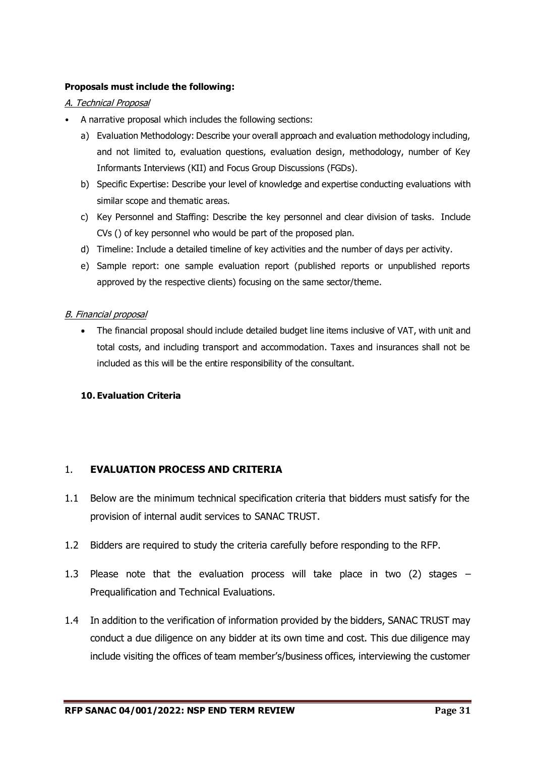**Proposals must include the following:**

*A. Technical Proposal*

- A narrative proposal which includes the following sections:
  a) Evaluation Methodology: Describe your overall approach and evaluation methodology including, and not limited to, evaluation questions, evaluation design, methodology, number of Key Informants Interviews (KII) and Focus Group Discussions (FGDs).
  b) Specific Expertise: Describe your level of knowledge and expertise conducting evaluations with similar scope and thematic areas.
  c) Key Personnel and Staffing: Describe the key personnel and clear division of tasks. Include CVs () of key personnel who would be part of the proposed plan.
  d) Timeline: Include a detailed timeline of key activities and the number of days per activity.
  e) Sample report: one sample evaluation report (published reports or unpublished reports approved by the respective clients) focusing on the same sector/theme.

*B. Financial proposal*

- The financial proposal should include detailed budget line items inclusive of VAT, with unit and total costs, and including transport and accommodation. Taxes and insurances shall not be included as this will be the entire responsibility of the consultant.

**10. Evaluation Criteria**

## 1. EVALUATION PROCESS AND CRITERIA

1.1 Below are the minimum technical specification criteria that bidders must satisfy for the provision of internal audit services to SANAC TRUST.

1.2 Bidders are required to study the criteria carefully before responding to the RFP.

1.3 Please note that the evaluation process will take place in two (2) stages – Prequalification and Technical Evaluations.

1.4 In addition to the verification of information provided by the bidders, SANAC TRUST may conduct a due diligence on any bidder at its own time and cost. This due diligence may include visiting the offices of team member's/business offices, interviewing the customer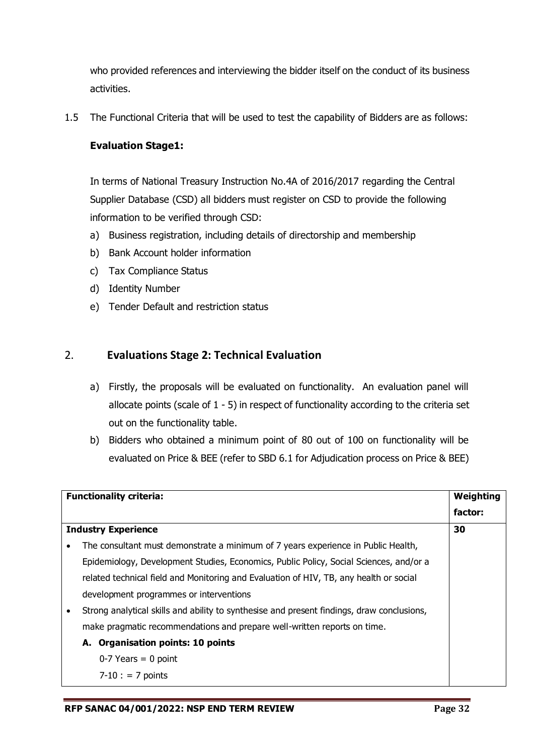who provided references and interviewing the bidder itself on the conduct of its business activities.

1.5 The Functional Criteria that will be used to test the capability of Bidders are as follows:

**Evaluation Stage1:**

In terms of National Treasury Instruction No.4A of 2016/2017 regarding the Central Supplier Database (CSD) all bidders must register on CSD to provide the following information to be verified through CSD:

a) Business registration, including details of directorship and membership
b) Bank Account holder information
c) Tax Compliance Status
d) Identity Number
e) Tender Default and restriction status

## 2. Evaluations Stage 2: Technical Evaluation

a) Firstly, the proposals will be evaluated on functionality. An evaluation panel will allocate points (scale of 1 - 5) in respect of functionality according to the criteria set out on the functionality table.
b) Bidders who obtained a minimum point of 80 out of 100 on functionality will be evaluated on Price & BEE (refer to SBD 6.1 for Adjudication process on Price & BEE)

| **Functionality criteria:** | **Weighting factor:** |
|---|---|
| **Industry Experience**<br>• The consultant must demonstrate a minimum of 7 years experience in Public Health, Epidemiology, Development Studies, Economics, Public Policy, Social Sciences, and/or a related technical field and Monitoring and Evaluation of HIV, TB, any health or social development programmes or interventions<br>• Strong analytical skills and ability to synthesise and present findings, draw conclusions, make pragmatic recommendations and prepare well-written reports on time.<br>**A. Organisation points: 10 points**<br>0-7 Years = 0 point<br>7-10 : = 7 points | **30** |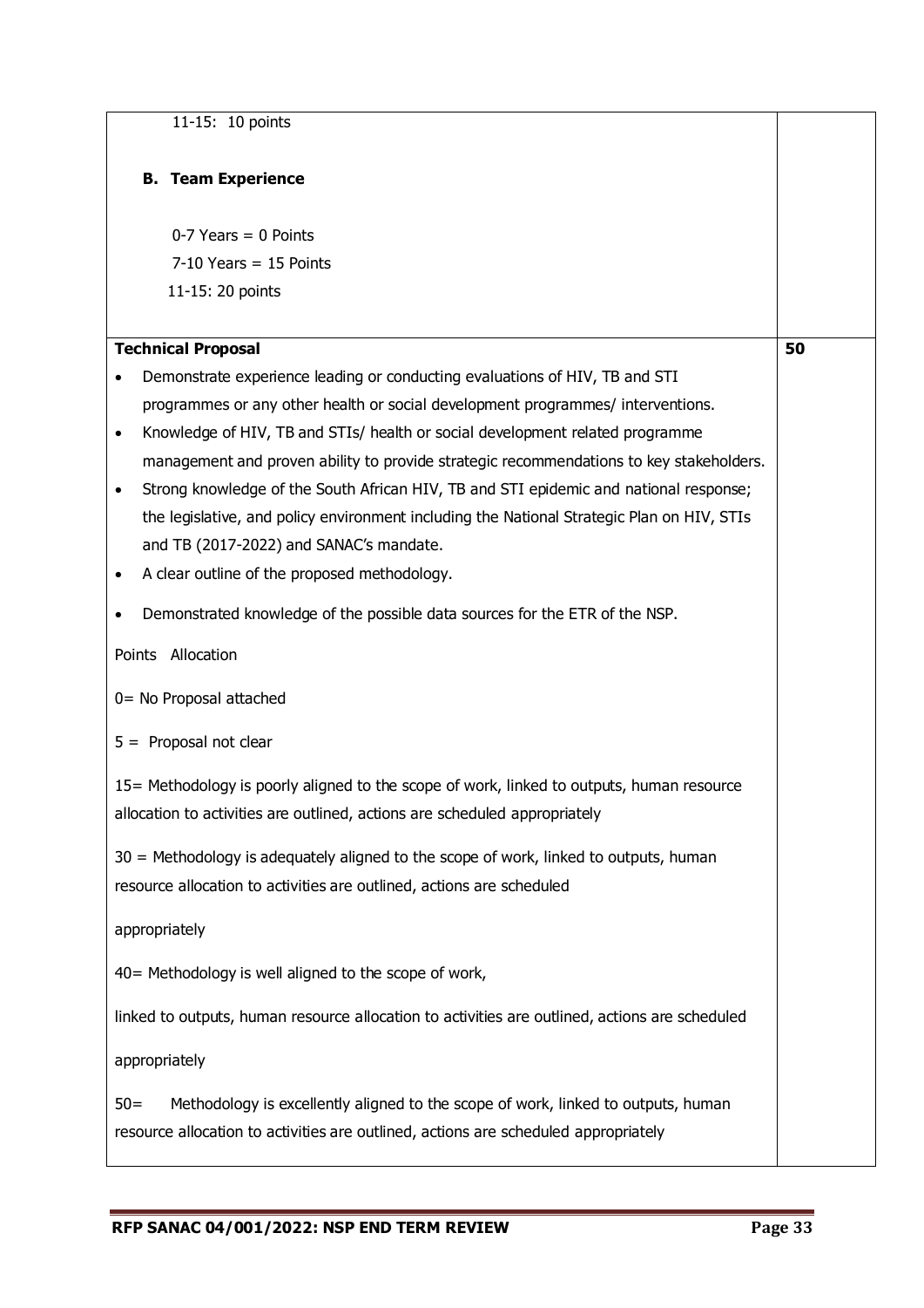| | |
|---|---|
| 11-15: 10 points<br><br>**B. Team Experience**<br><br>0-7 Years = 0 Points<br>7-10 Years = 15 Points<br>11-15: 20 points | |
| **Technical Proposal**<br><br>• Demonstrate experience leading or conducting evaluations of HIV, TB and STI programmes or any other health or social development programmes/ interventions.<br>• Knowledge of HIV, TB and STIs/ health or social development related programme management and proven ability to provide strategic recommendations to key stakeholders.<br>• Strong knowledge of the South African HIV, TB and STI epidemic and national response; the legislative, and policy environment including the National Strategic Plan on HIV, STIs and TB (2017-2022) and SANAC's mandate.<br>• A clear outline of the proposed methodology.<br>• Demonstrated knowledge of the possible data sources for the ETR of the NSP.<br><br>Points Allocation<br><br>0= No Proposal attached<br><br>5 = Proposal not clear<br><br>15= Methodology is poorly aligned to the scope of work, linked to outputs, human resource allocation to activities are outlined, actions are scheduled appropriately<br><br>30 = Methodology is adequately aligned to the scope of work, linked to outputs, human resource allocation to activities are outlined, actions are scheduled appropriately<br><br>40= Methodology is well aligned to the scope of work, linked to outputs, human resource allocation to activities are outlined, actions are scheduled appropriately<br><br>50= Methodology is excellently aligned to the scope of work, linked to outputs, human resource allocation to activities are outlined, actions are scheduled appropriately | **50** |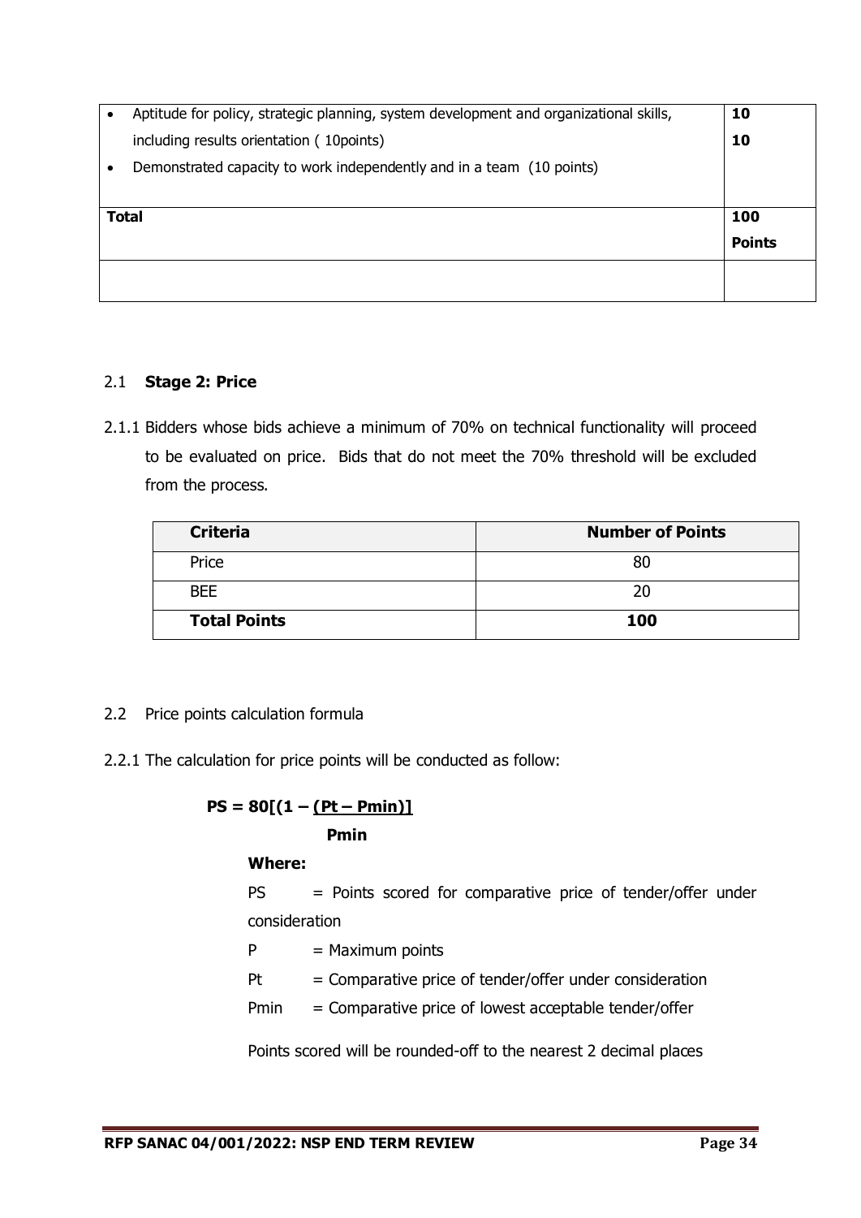| | |
|---|---|
| • Aptitude for policy, strategic planning, system development and organizational skills, including results orientation ( 10points)<br>• Demonstrated capacity to work independently and in a team (10 points) | **10**<br>**10** |
| **Total** | **100 Points** |
| | |

## 2.1 Stage 2: Price

2.1.1 Bidders whose bids achieve a minimum of 70% on technical functionality will proceed to be evaluated on price. Bids that do not meet the 70% threshold will be excluded from the process.

| Criteria | Number of Points |
|---|---|
| Price | 80 |
| BEE | 20 |
| **Total Points** | **100** |

2.2 Price points calculation formula

2.2.1 The calculation for price points will be conducted as follow:

$$PS = 80\left[\left(1 - \frac{(Pt - Pmin)}{Pmin}\right)\right]$$

**Where:**

PS = Points scored for comparative price of tender/offer under consideration

P = Maximum points

Pt = Comparative price of tender/offer under consideration

Pmin = Comparative price of lowest acceptable tender/offer

Points scored will be rounded-off to the nearest 2 decimal places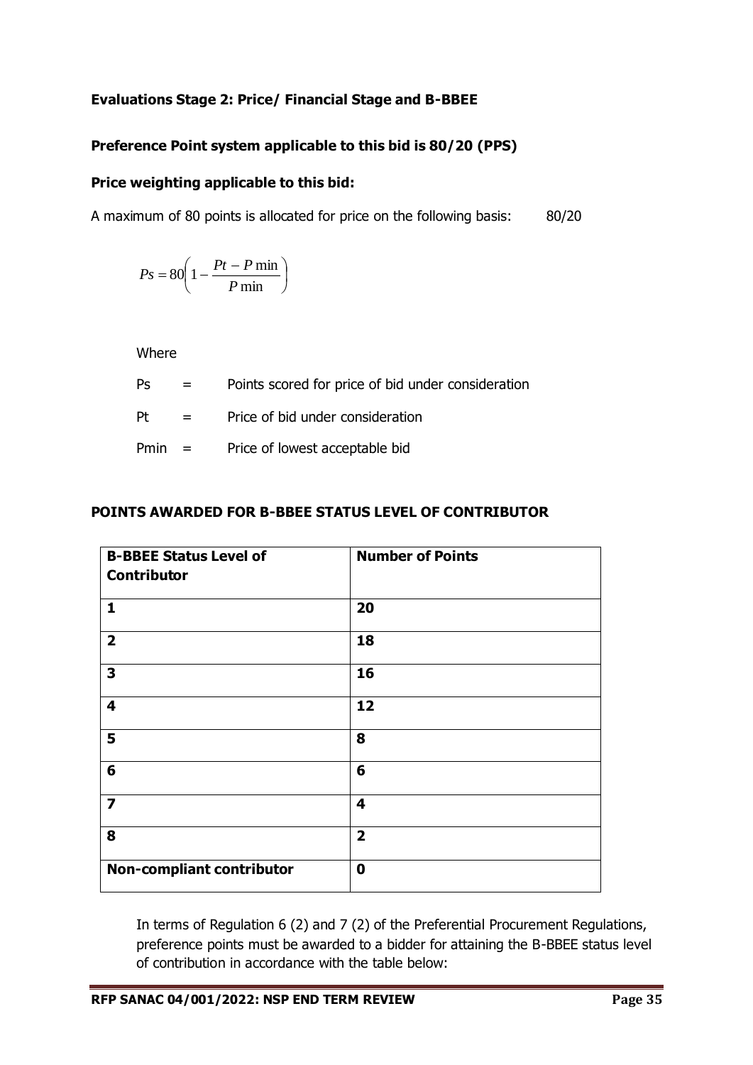**Evaluations Stage 2: Price/ Financial Stage and B-BBEE**

**Preference Point system applicable to this bid is 80/20 (PPS)**

**Price weighting applicable to this bid:**

A maximum of 80 points is allocated for price on the following basis: 80/20

$$Ps = 80\left(1 - \frac{Pt - P\min}{P\min}\right)$$

Where

Ps = Points scored for price of bid under consideration

Pt = Price of bid under consideration

Pmin = Price of lowest acceptable bid

**POINTS AWARDED FOR B-BBEE STATUS LEVEL OF CONTRIBUTOR**

| B-BBEE Status Level of Contributor | Number of Points |
|---|---|
| **1** | **20** |
| **2** | **18** |
| **3** | **16** |
| **4** | **12** |
| **5** | **8** |
| **6** | **6** |
| **7** | **4** |
| **8** | **2** |
| **Non-compliant contributor** | **0** |

In terms of Regulation 6 (2) and 7 (2) of the Preferential Procurement Regulations, preference points must be awarded to a bidder for attaining the B-BBEE status level of contribution in accordance with the table below: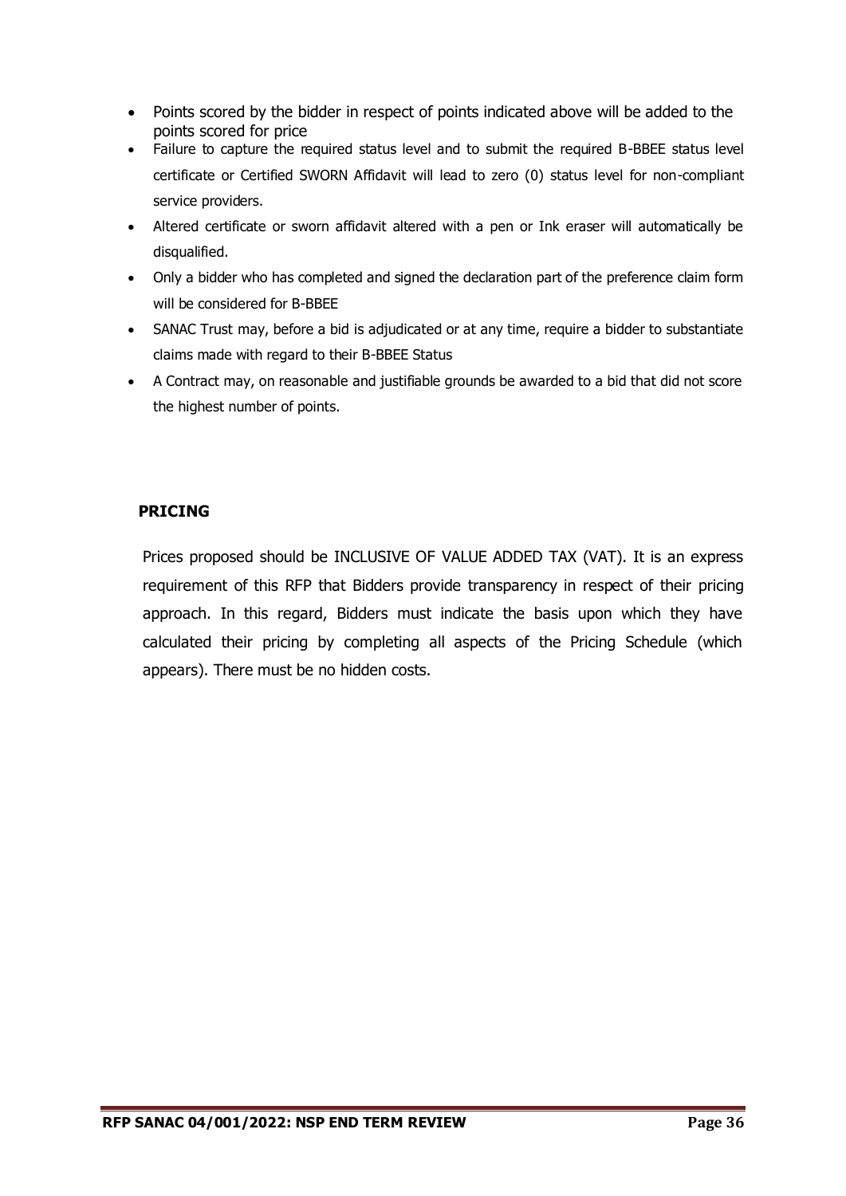- Points scored by the bidder in respect of points indicated above will be added to the points scored for price
- Failure to capture the required status level and to submit the required B-BBEE status level certificate or Certified SWORN Affidavit will lead to zero (0) status level for non-compliant service providers.
- Altered certificate or sworn affidavit altered with a pen or Ink eraser will automatically be disqualified.
- Only a bidder who has completed and signed the declaration part of the preference claim form will be considered for B-BBEE
- SANAC Trust may, before a bid is adjudicated or at any time, require a bidder to substantiate claims made with regard to their B-BBEE Status
- A Contract may, on reasonable and justifiable grounds be awarded to a bid that did not score the highest number of points.

**PRICING**

Prices proposed should be INCLUSIVE OF VALUE ADDED TAX (VAT). It is an express requirement of this RFP that Bidders provide transparency in respect of their pricing approach. In this regard, Bidders must indicate the basis upon which they have calculated their pricing by completing all aspects of the Pricing Schedule (which appears). There must be no hidden costs.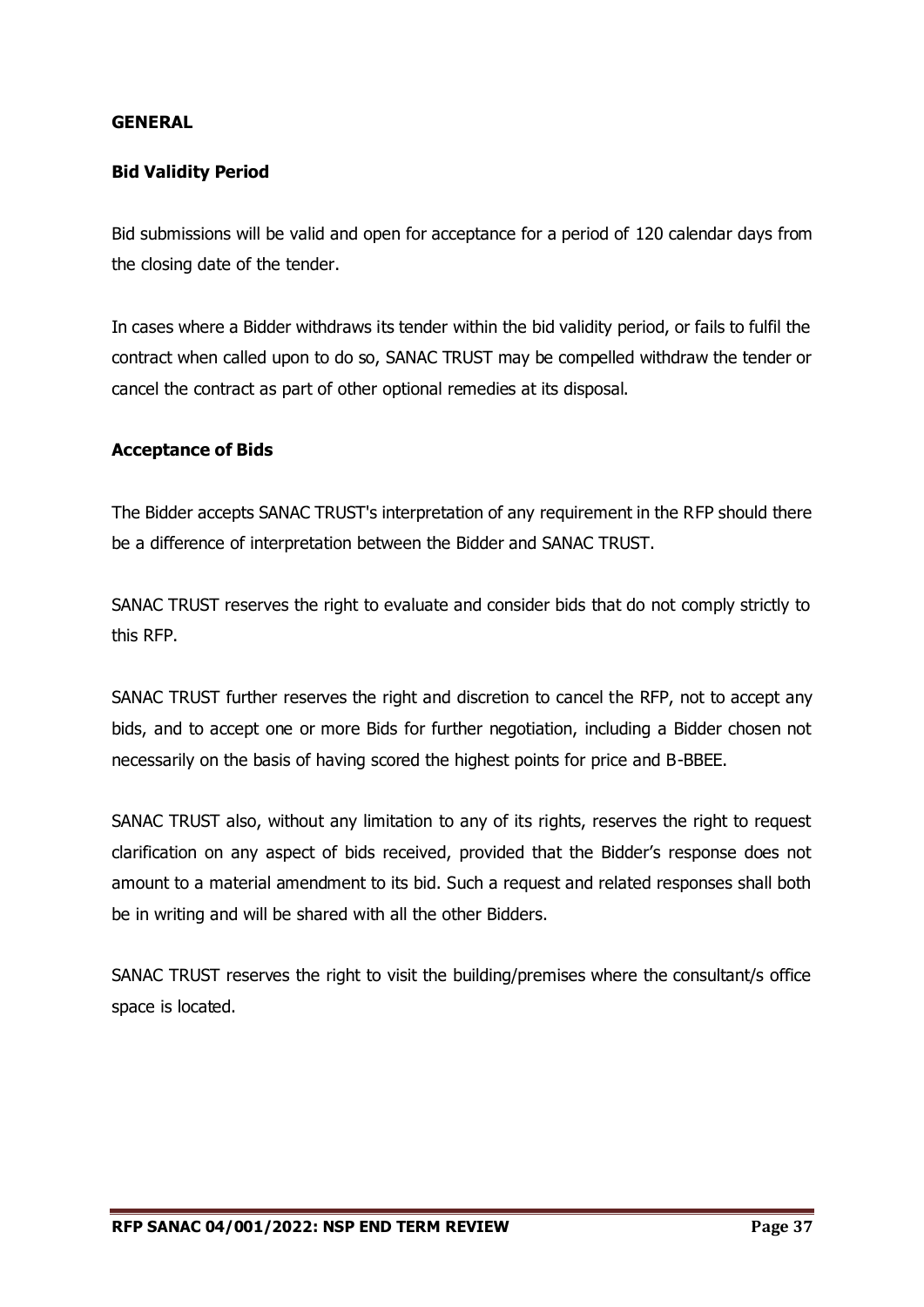## GENERAL

### Bid Validity Period

Bid submissions will be valid and open for acceptance for a period of 120 calendar days from the closing date of the tender.

In cases where a Bidder withdraws its tender within the bid validity period, or fails to fulfil the contract when called upon to do so, SANAC TRUST may be compelled withdraw the tender or cancel the contract as part of other optional remedies at its disposal.

### Acceptance of Bids

The Bidder accepts SANAC TRUST's interpretation of any requirement in the RFP should there be a difference of interpretation between the Bidder and SANAC TRUST.

SANAC TRUST reserves the right to evaluate and consider bids that do not comply strictly to this RFP.

SANAC TRUST further reserves the right and discretion to cancel the RFP, not to accept any bids, and to accept one or more Bids for further negotiation, including a Bidder chosen not necessarily on the basis of having scored the highest points for price and B-BBEE.

SANAC TRUST also, without any limitation to any of its rights, reserves the right to request clarification on any aspect of bids received, provided that the Bidder's response does not amount to a material amendment to its bid. Such a request and related responses shall both be in writing and will be shared with all the other Bidders.

SANAC TRUST reserves the right to visit the building/premises where the consultant/s office space is located.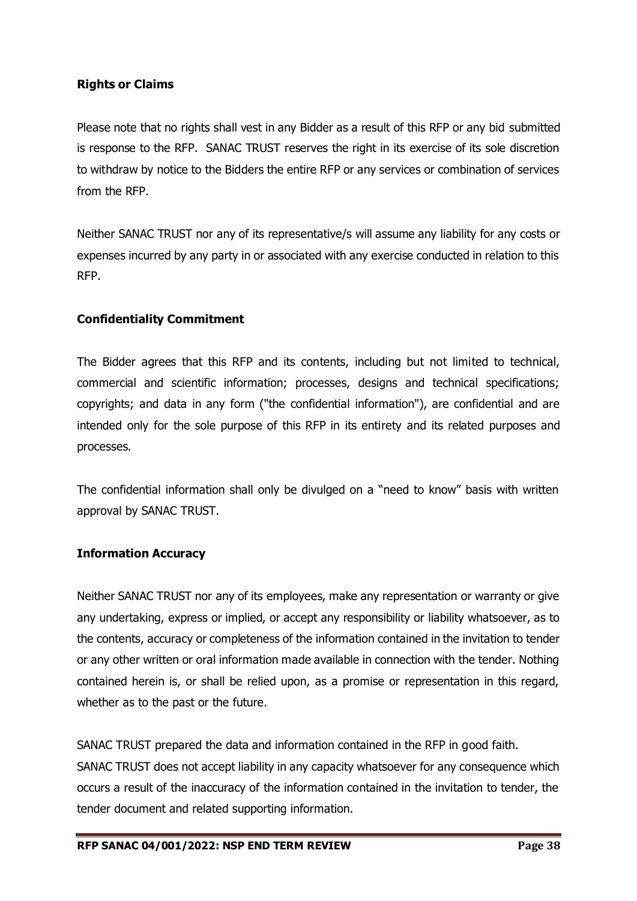**Rights or Claims**

Please note that no rights shall vest in any Bidder as a result of this RFP or any bid submitted is response to the RFP. SANAC TRUST reserves the right in its exercise of its sole discretion to withdraw by notice to the Bidders the entire RFP or any services or combination of services from the RFP.

Neither SANAC TRUST nor any of its representative/s will assume any liability for any costs or expenses incurred by any party in or associated with any exercise conducted in relation to this RFP.

**Confidentiality Commitment**

The Bidder agrees that this RFP and its contents, including but not limited to technical, commercial and scientific information; processes, designs and technical specifications; copyrights; and data in any form ("the confidential information"), are confidential and are intended only for the sole purpose of this RFP in its entirety and its related purposes and processes.

The confidential information shall only be divulged on a "need to know" basis with written approval by SANAC TRUST.

**Information Accuracy**

Neither SANAC TRUST nor any of its employees, make any representation or warranty or give any undertaking, express or implied, or accept any responsibility or liability whatsoever, as to the contents, accuracy or completeness of the information contained in the invitation to tender or any other written or oral information made available in connection with the tender. Nothing contained herein is, or shall be relied upon, as a promise or representation in this regard, whether as to the past or the future.

SANAC TRUST prepared the data and information contained in the RFP in good faith.
SANAC TRUST does not accept liability in any capacity whatsoever for any consequence which occurs a result of the inaccuracy of the information contained in the invitation to tender, the tender document and related supporting information.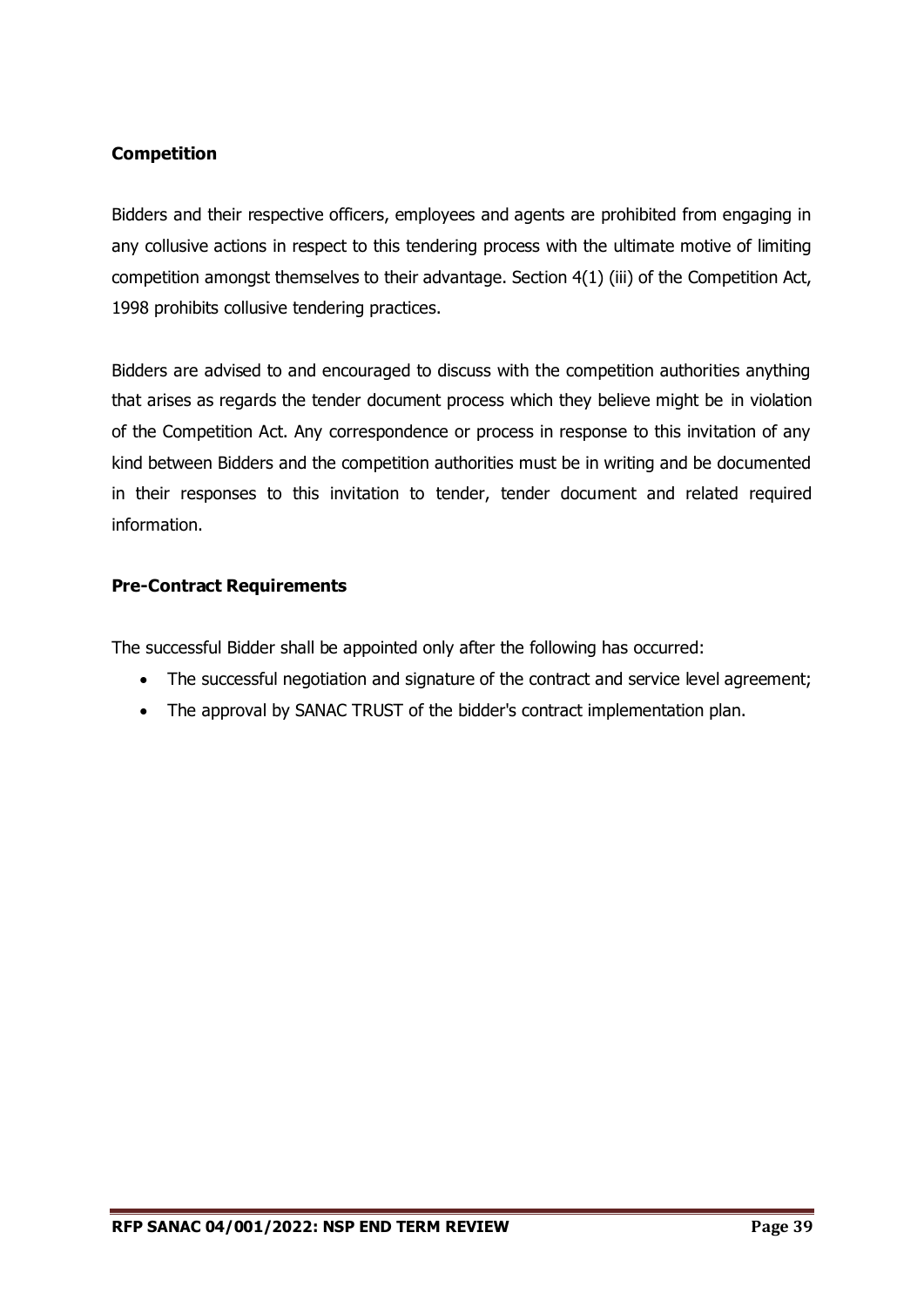### Competition

Bidders and their respective officers, employees and agents are prohibited from engaging in any collusive actions in respect to this tendering process with the ultimate motive of limiting competition amongst themselves to their advantage. Section 4(1) (iii) of the Competition Act, 1998 prohibits collusive tendering practices.

Bidders are advised to and encouraged to discuss with the competition authorities anything that arises as regards the tender document process which they believe might be in violation of the Competition Act. Any correspondence or process in response to this invitation of any kind between Bidders and the competition authorities must be in writing and be documented in their responses to this invitation to tender, tender document and related required information.

### Pre-Contract Requirements

The successful Bidder shall be appointed only after the following has occurred:

- The successful negotiation and signature of the contract and service level agreement;
- The approval by SANAC TRUST of the bidder's contract implementation plan.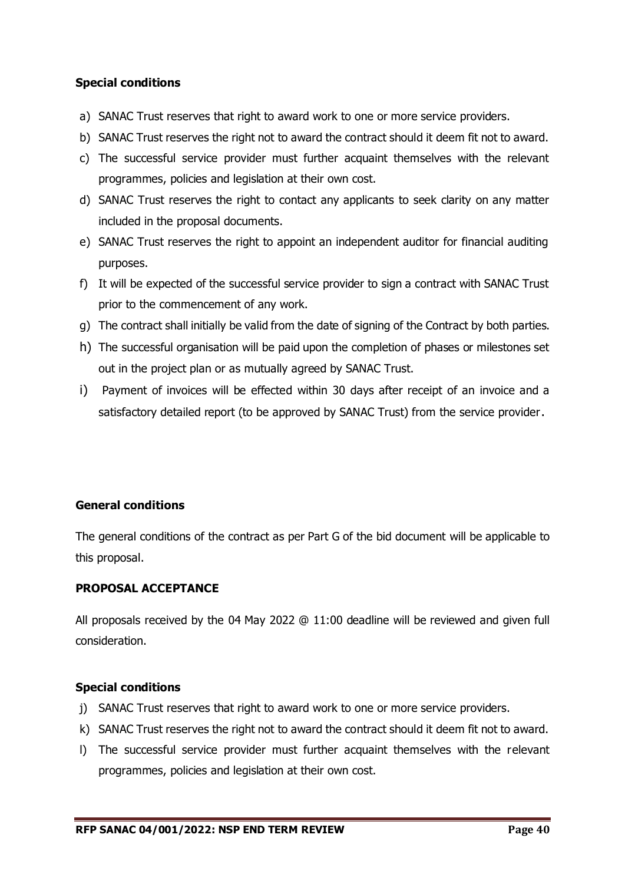### Special conditions

a) SANAC Trust reserves that right to award work to one or more service providers.
b) SANAC Trust reserves the right not to award the contract should it deem fit not to award.
c) The successful service provider must further acquaint themselves with the relevant programmes, policies and legislation at their own cost.
d) SANAC Trust reserves the right to contact any applicants to seek clarity on any matter included in the proposal documents.
e) SANAC Trust reserves the right to appoint an independent auditor for financial auditing purposes.
f) It will be expected of the successful service provider to sign a contract with SANAC Trust prior to the commencement of any work.
g) The contract shall initially be valid from the date of signing of the Contract by both parties.
h) The successful organisation will be paid upon the completion of phases or milestones set out in the project plan or as mutually agreed by SANAC Trust.
i) Payment of invoices will be effected within 30 days after receipt of an invoice and a satisfactory detailed report (to be approved by SANAC Trust) from the service provider.

### General conditions

The general conditions of the contract as per Part G of the bid document will be applicable to this proposal.

### PROPOSAL ACCEPTANCE

All proposals received by the 04 May 2022 @ 11:00 deadline will be reviewed and given full consideration.

### Special conditions

j) SANAC Trust reserves that right to award work to one or more service providers.
k) SANAC Trust reserves the right not to award the contract should it deem fit not to award.
l) The successful service provider must further acquaint themselves with the relevant programmes, policies and legislation at their own cost.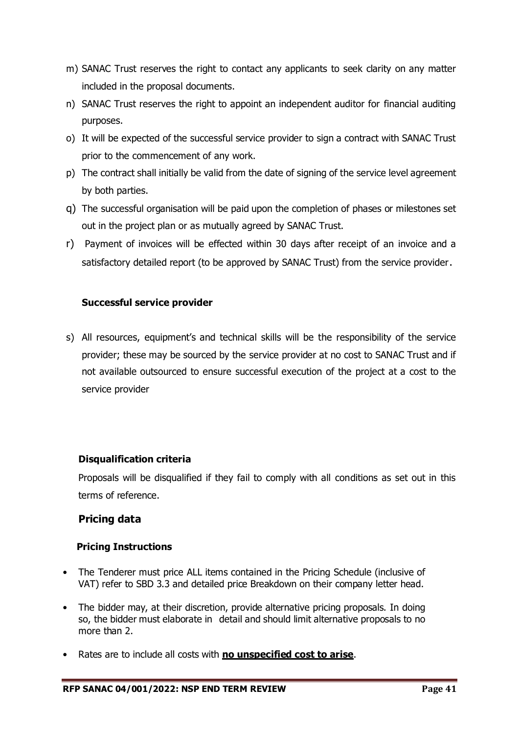m) SANAC Trust reserves the right to contact any applicants to seek clarity on any matter included in the proposal documents.

n) SANAC Trust reserves the right to appoint an independent auditor for financial auditing purposes.

o) It will be expected of the successful service provider to sign a contract with SANAC Trust prior to the commencement of any work.

p) The contract shall initially be valid from the date of signing of the service level agreement by both parties.

q) The successful organisation will be paid upon the completion of phases or milestones set out in the project plan or as mutually agreed by SANAC Trust.

r) Payment of invoices will be effected within 30 days after receipt of an invoice and a satisfactory detailed report (to be approved by SANAC Trust) from the service provider.

**Successful service provider**

s) All resources, equipment's and technical skills will be the responsibility of the service provider; these may be sourced by the service provider at no cost to SANAC Trust and if not available outsourced to ensure successful execution of the project at a cost to the service provider

**Disqualification criteria**

Proposals will be disqualified if they fail to comply with all conditions as set out in this terms of reference.

## Pricing data

**Pricing Instructions**

- The Tenderer must price ALL items contained in the Pricing Schedule (inclusive of VAT) refer to SBD 3.3 and detailed price Breakdown on their company letter head.
- The bidder may, at their discretion, provide alternative pricing proposals. In doing so, the bidder must elaborate in detail and should limit alternative proposals to no more than 2.
- Rates are to include all costs with **<u>no unspecified cost to arise</u>**.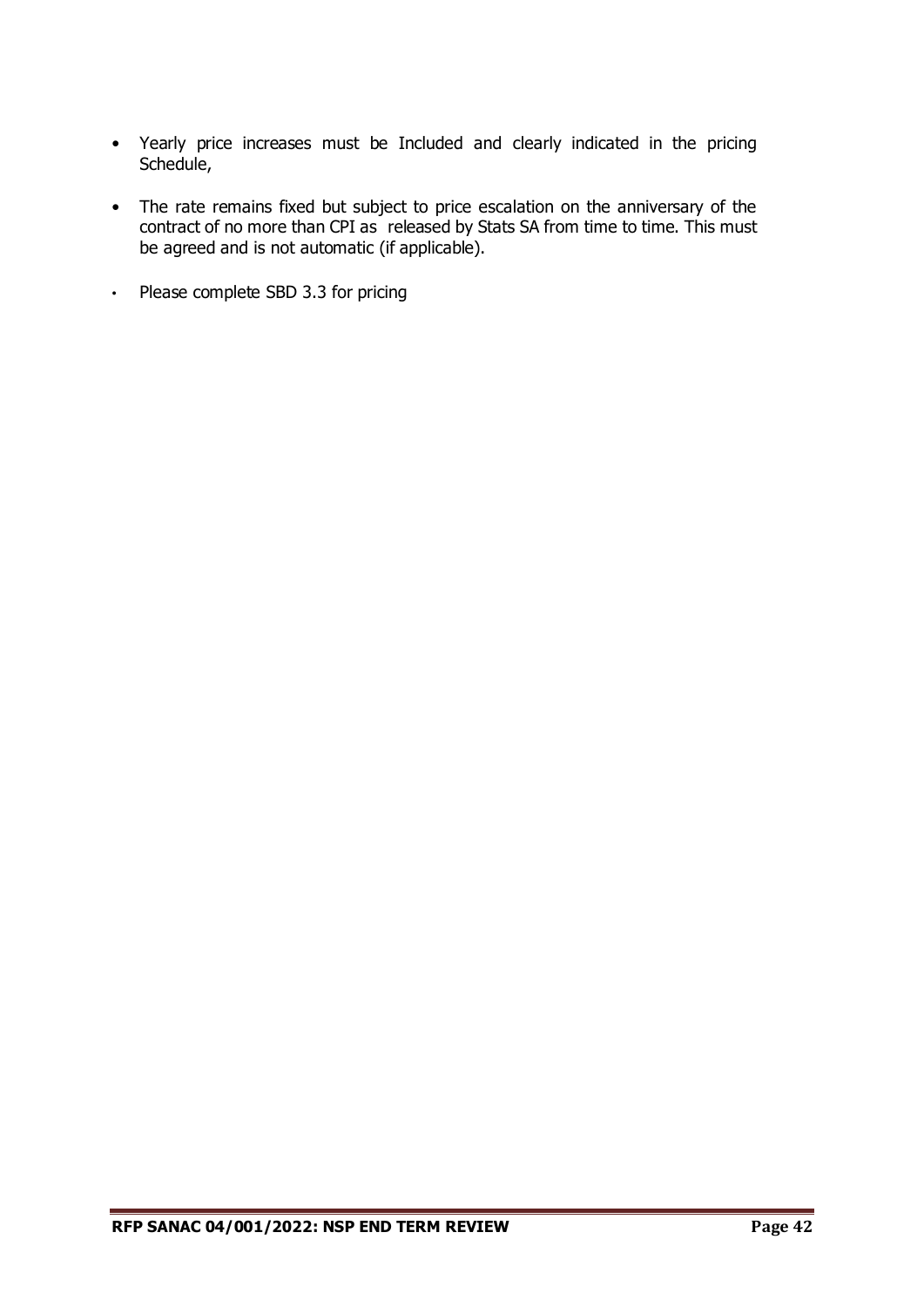- Yearly price increases must be Included and clearly indicated in the pricing Schedule,
- The rate remains fixed but subject to price escalation on the anniversary of the contract of no more than CPI as released by Stats SA from time to time. This must be agreed and is not automatic (if applicable).
- Please complete SBD 3.3 for pricing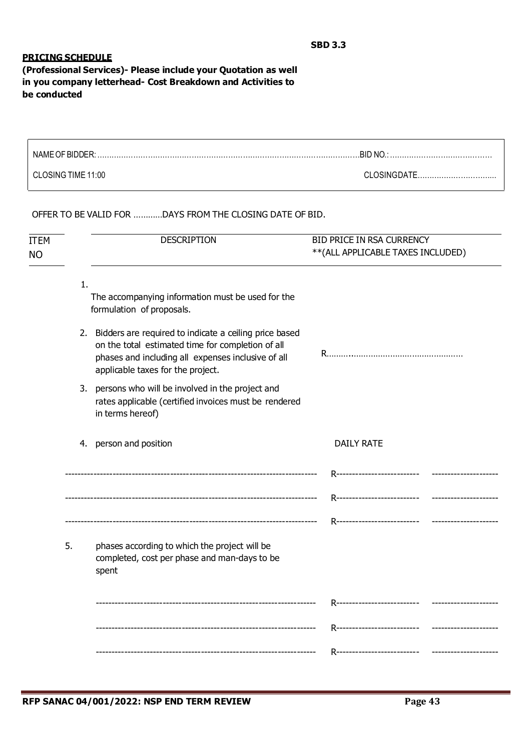**SBD 3.3**

**PRICING SCHEDULE**

**(Professional Services)- Please include your Quotation as well in you company letterhead- Cost Breakdown and Activities to be conducted**

| NAME OF BIDDER: ………………………………………………………………………………………… | BID NO.: …………………………………… |
|---|---|
| CLOSING TIME 11:00 | CLOSING DATE…………………………… |

OFFER TO BE VALID FOR …………DAYS FROM THE CLOSING DATE OF BID.

| ITEM NO | DESCRIPTION | BID PRICE IN RSA CURRENCY **(ALL APPLICABLE TAXES INCLUDED) |
|---|---|---|

1. The accompanying information must be used for the formulation of proposals.
2. Bidders are required to indicate a ceiling price based on the total estimated time for completion of all phases and including all expenses inclusive of all applicable taxes for the project. R………………………………………………
3. persons who will be involved in the project and rates applicable (certified invoices must be rendered in terms hereof)
4. person and position — DAILY RATE

| | | |
|---|---|---|
| ------------------------------------------------------------------------------- | R-------------------------- | --------------------- |
| ------------------------------------------------------------------------------- | R-------------------------- | --------------------- |
| ------------------------------------------------------------------------------- | R-------------------------- | --------------------- |

5. phases according to which the project will be completed, cost per phase and man-days to be spent

| | | |
|---|---|---|
| --------------------------------------------------------------------- | R-------------------------- | --------------------- |
| --------------------------------------------------------------------- | R-------------------------- | --------------------- |
| --------------------------------------------------------------------- | R-------------------------- | --------------------- |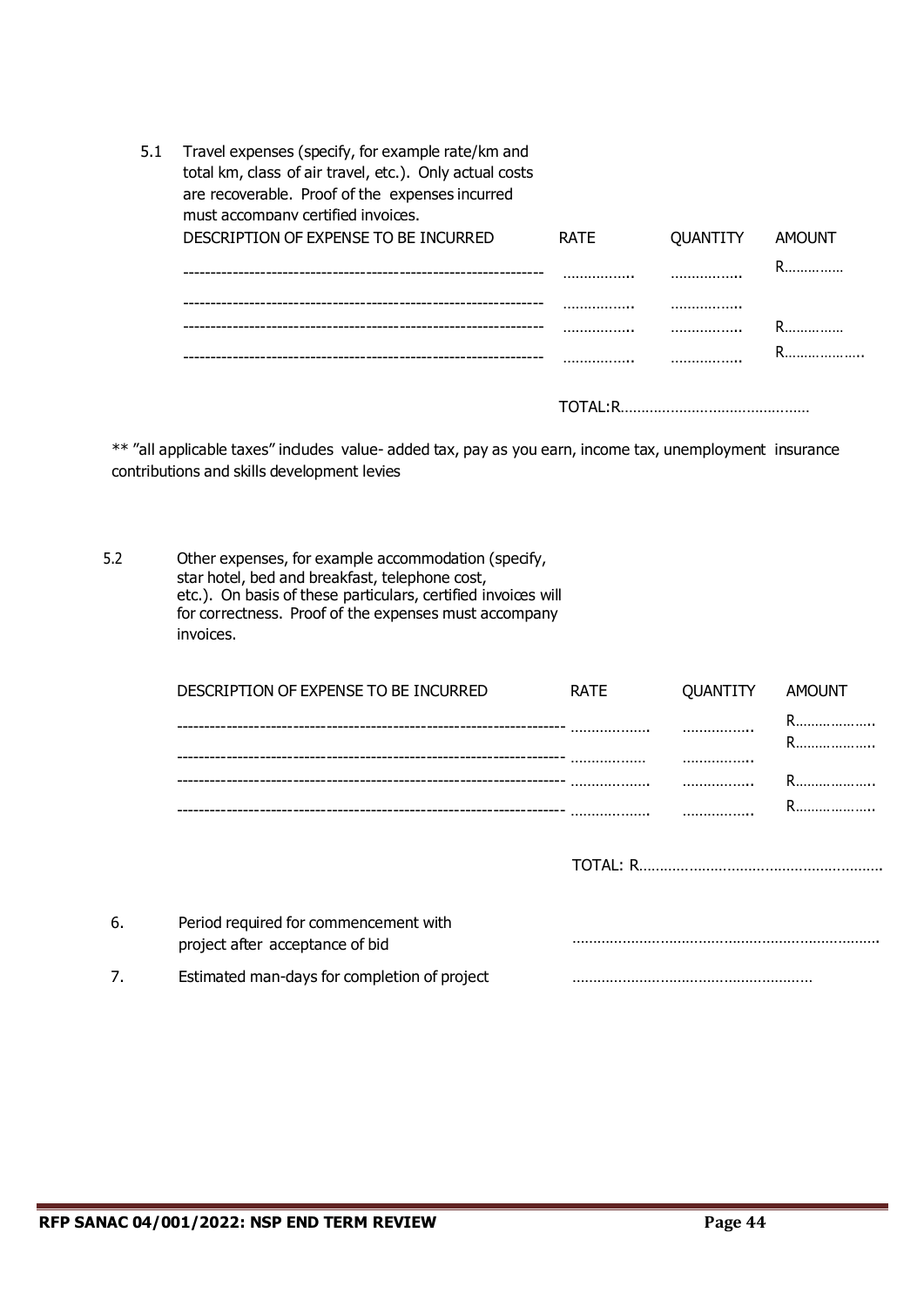5.1 Travel expenses (specify, for example rate/km and total km, class of air travel, etc.). Only actual costs are recoverable. Proof of the expenses incurred must accompany certified invoices.

| DESCRIPTION OF EXPENSE TO BE INCURRED | RATE | QUANTITY | AMOUNT |
|---|---|---|---|
| ---------------------------------------------------------------- | …………….. | …………….. | R…………… |
| ---------------------------------------------------------------- | …………….. | …………….. | |
| ---------------------------------------------------------------- | …………….. | …………….. | R…………… |
| ---------------------------------------------------------------- | …………….. | …………….. | R………………. |

TOTAL:R………………………………………

** "all applicable taxes" includes value- added tax, pay as you earn, income tax, unemployment insurance contributions and skills development levies

5.2 Other expenses, for example accommodation (specify, star hotel, bed and breakfast, telephone cost, etc.). On basis of these particulars, certified invoices will for correctness. Proof of the expenses must accompany invoices.

| DESCRIPTION OF EXPENSE TO BE INCURRED | RATE | QUANTITY | AMOUNT |
|---|---|---|---|
| --------------------------------------------------------------------- | ………………. | …………….. | R………………. |
| --------------------------------------------------------------------- | ……………… | …………….. | R………………. |
| --------------------------------------------------------------------- | ………………. | …………….. | R………………. |
| --------------------------------------------------------------------- | ………………. | …………….. | R………………. |

TOTAL: R……………………………………………………

6. Period required for commencement with project after acceptance of bid ………………………………………………………………

7. Estimated man-days for completion of project …………………………………………………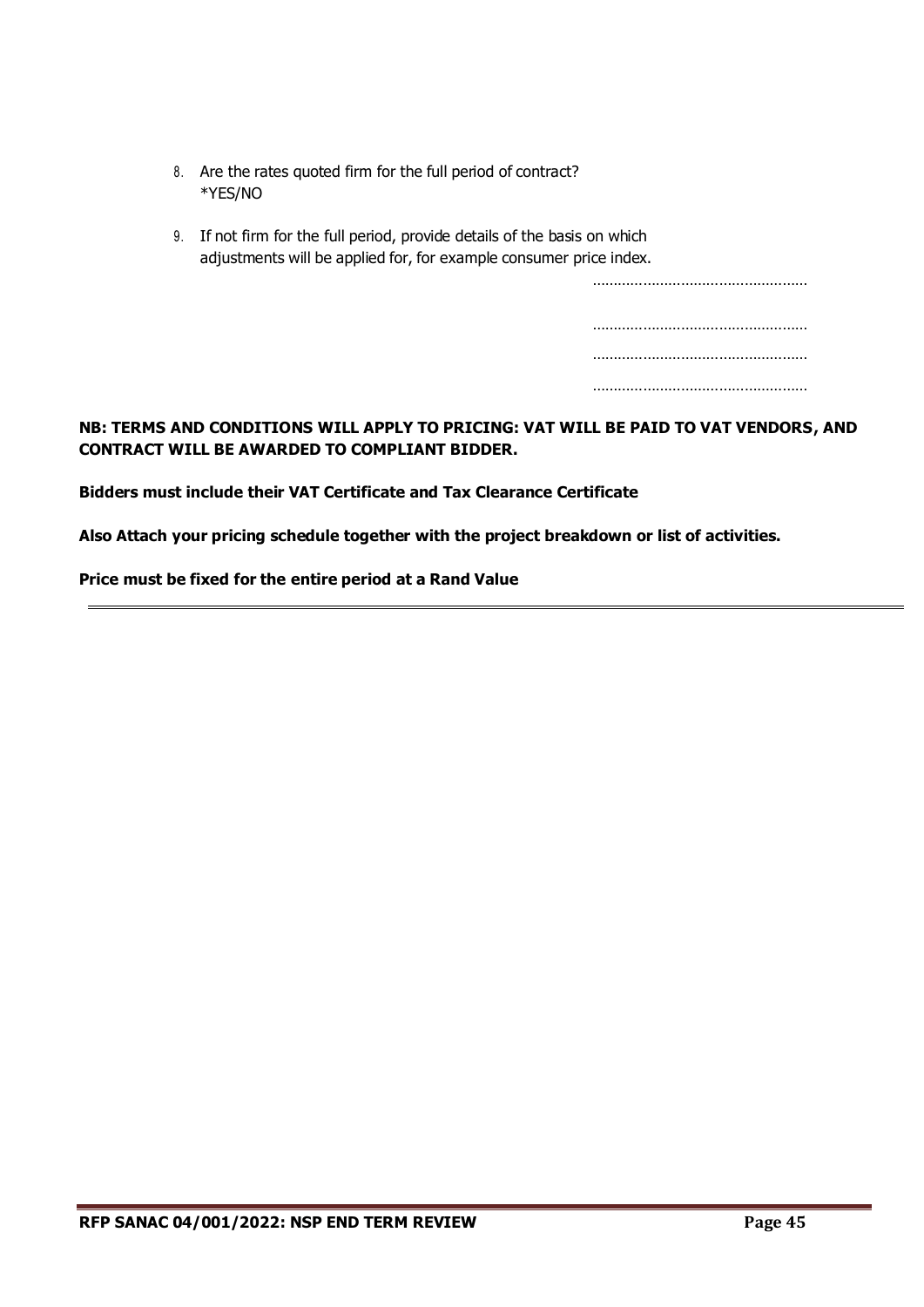8. Are the rates quoted firm for the full period of contract?
   *YES/NO

9. If not firm for the full period, provide details of the basis on which adjustments will be applied for, for example consumer price index.

   ……………………………………………

   ……………………………………………

   ……………………………………………

   ……………………………………………

**NB: TERMS AND CONDITIONS WILL APPLY TO PRICING: VAT WILL BE PAID TO VAT VENDORS, AND CONTRACT WILL BE AWARDED TO COMPLIANT BIDDER.**

**Bidders must include their VAT Certificate and Tax Clearance Certificate**

**Also Attach your pricing schedule together with the project breakdown or list of activities.**

**Price must be fixed for the entire period at a Rand Value**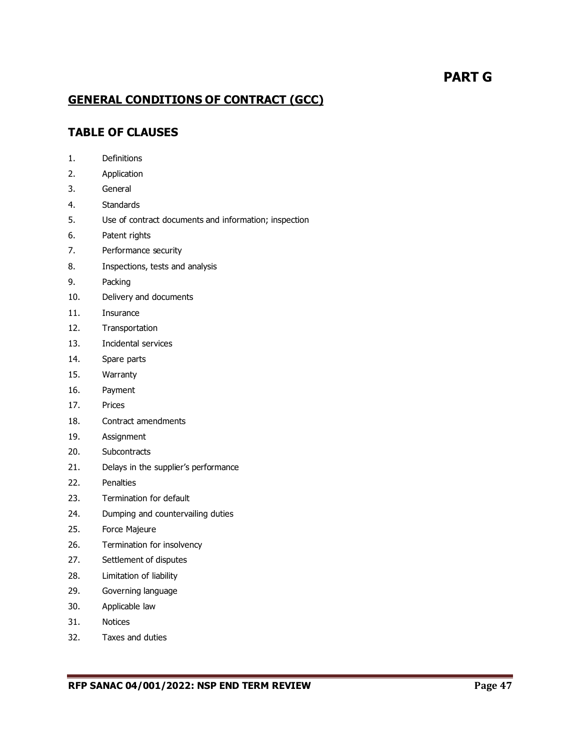# PART G

## GENERAL CONDITIONS OF CONTRACT (GCC)

## TABLE OF CLAUSES

1. Definitions
2. Application
3. General
4. Standards
5. Use of contract documents and information; inspection
6. Patent rights
7. Performance security
8. Inspections, tests and analysis
9. Packing
10. Delivery and documents
11. Insurance
12. Transportation
13. Incidental services
14. Spare parts
15. Warranty
16. Payment
17. Prices
18. Contract amendments
19. Assignment
20. Subcontracts
21. Delays in the supplier's performance
22. Penalties
23. Termination for default
24. Dumping and countervailing duties
25. Force Majeure
26. Termination for insolvency
27. Settlement of disputes
28. Limitation of liability
29. Governing language
30. Applicable law
31. Notices
32. Taxes and duties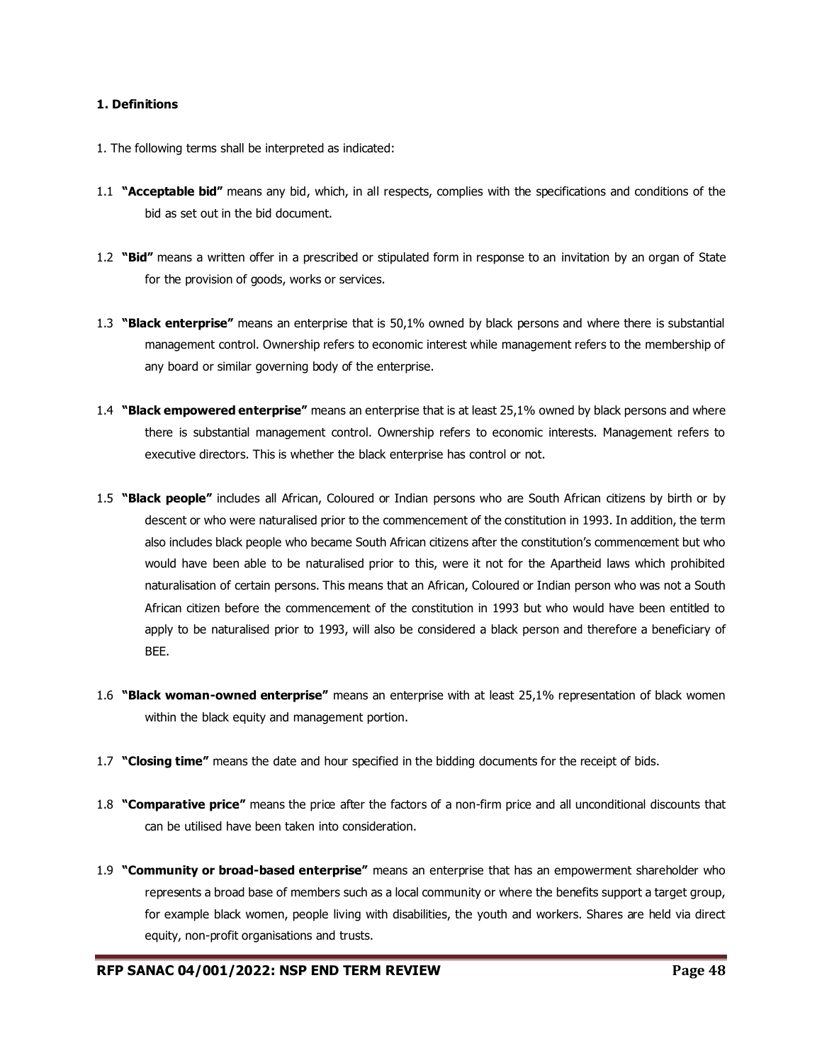### 1. Definitions

1. The following terms shall be interpreted as indicated:

1.1 **"Acceptable bid"** means any bid, which, in all respects, complies with the specifications and conditions of the bid as set out in the bid document.

1.2 **"Bid"** means a written offer in a prescribed or stipulated form in response to an invitation by an organ of State for the provision of goods, works or services.

1.3 **"Black enterprise"** means an enterprise that is 50,1% owned by black persons and where there is substantial management control. Ownership refers to economic interest while management refers to the membership of any board or similar governing body of the enterprise.

1.4 **"Black empowered enterprise"** means an enterprise that is at least 25,1% owned by black persons and where there is substantial management control. Ownership refers to economic interests. Management refers to executive directors. This is whether the black enterprise has control or not.

1.5 **"Black people"** includes all African, Coloured or Indian persons who are South African citizens by birth or by descent or who were naturalised prior to the commencement of the constitution in 1993. In addition, the term also includes black people who became South African citizens after the constitution's commencement but who would have been able to be naturalised prior to this, were it not for the Apartheid laws which prohibited naturalisation of certain persons. This means that an African, Coloured or Indian person who was not a South African citizen before the commencement of the constitution in 1993 but who would have been entitled to apply to be naturalised prior to 1993, will also be considered a black person and therefore a beneficiary of BEE.

1.6 **"Black woman-owned enterprise"** means an enterprise with at least 25,1% representation of black women within the black equity and management portion.

1.7 **"Closing time"** means the date and hour specified in the bidding documents for the receipt of bids.

1.8 **"Comparative price"** means the price after the factors of a non-firm price and all unconditional discounts that can be utilised have been taken into consideration.

1.9 **"Community or broad-based enterprise"** means an enterprise that has an empowerment shareholder who represents a broad base of members such as a local community or where the benefits support a target group, for example black women, people living with disabilities, the youth and workers. Shares are held via direct equity, non-profit organisations and trusts.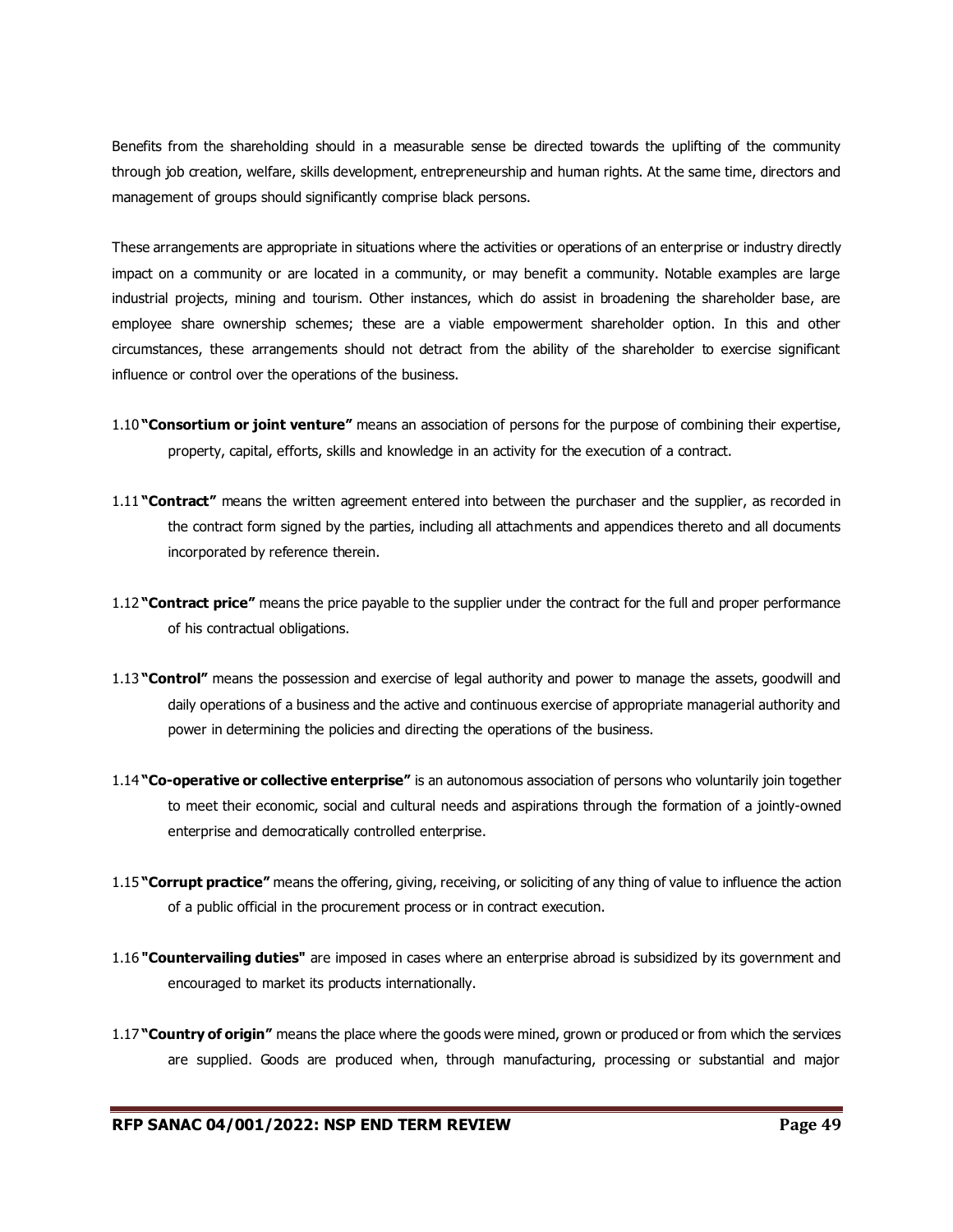Benefits from the shareholding should in a measurable sense be directed towards the uplifting of the community through job creation, welfare, skills development, entrepreneurship and human rights. At the same time, directors and management of groups should significantly comprise black persons.

These arrangements are appropriate in situations where the activities or operations of an enterprise or industry directly impact on a community or are located in a community, or may benefit a community. Notable examples are large industrial projects, mining and tourism. Other instances, which do assist in broadening the shareholder base, are employee share ownership schemes; these are a viable empowerment shareholder option. In this and other circumstances, these arrangements should not detract from the ability of the shareholder to exercise significant influence or control over the operations of the business.

1.10 **"Consortium or joint venture"** means an association of persons for the purpose of combining their expertise, property, capital, efforts, skills and knowledge in an activity for the execution of a contract.

1.11 **"Contract"** means the written agreement entered into between the purchaser and the supplier, as recorded in the contract form signed by the parties, including all attachments and appendices thereto and all documents incorporated by reference therein.

1.12 **"Contract price"** means the price payable to the supplier under the contract for the full and proper performance of his contractual obligations.

1.13 **"Control"** means the possession and exercise of legal authority and power to manage the assets, goodwill and daily operations of a business and the active and continuous exercise of appropriate managerial authority and power in determining the policies and directing the operations of the business.

1.14 **"Co-operative or collective enterprise"** is an autonomous association of persons who voluntarily join together to meet their economic, social and cultural needs and aspirations through the formation of a jointly-owned enterprise and democratically controlled enterprise.

1.15 **"Corrupt practice"** means the offering, giving, receiving, or soliciting of any thing of value to influence the action of a public official in the procurement process or in contract execution.

1.16 **"Countervailing duties"** are imposed in cases where an enterprise abroad is subsidized by its government and encouraged to market its products internationally.

1.17 **"Country of origin"** means the place where the goods were mined, grown or produced or from which the services are supplied. Goods are produced when, through manufacturing, processing or substantial and major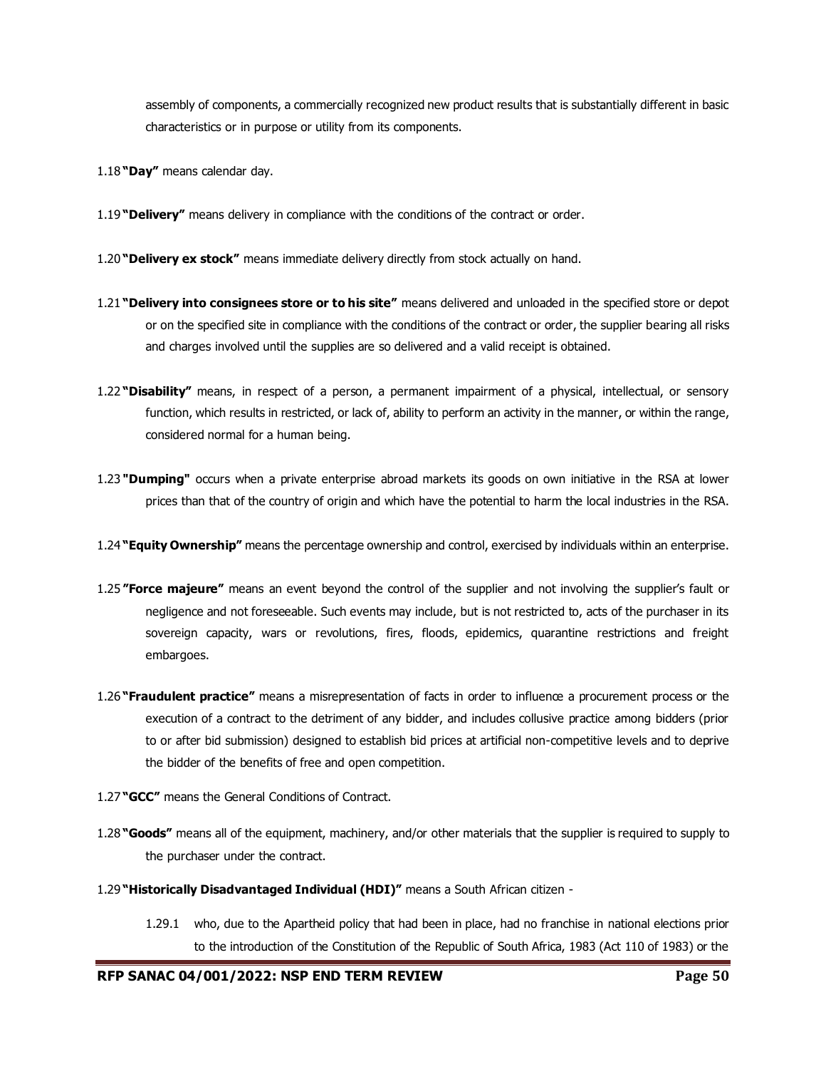assembly of components, a commercially recognized new product results that is substantially different in basic characteristics or in purpose or utility from its components.

1.18 **"Day"** means calendar day.

1.19 **"Delivery"** means delivery in compliance with the conditions of the contract or order.

1.20 **"Delivery ex stock"** means immediate delivery directly from stock actually on hand.

1.21 **"Delivery into consignees store or to his site"** means delivered and unloaded in the specified store or depot or on the specified site in compliance with the conditions of the contract or order, the supplier bearing all risks and charges involved until the supplies are so delivered and a valid receipt is obtained.

1.22 **"Disability"** means, in respect of a person, a permanent impairment of a physical, intellectual, or sensory function, which results in restricted, or lack of, ability to perform an activity in the manner, or within the range, considered normal for a human being.

1.23 **"Dumping"** occurs when a private enterprise abroad markets its goods on own initiative in the RSA at lower prices than that of the country of origin and which have the potential to harm the local industries in the RSA.

1.24 **"Equity Ownership"** means the percentage ownership and control, exercised by individuals within an enterprise.

1.25 **"Force majeure"** means an event beyond the control of the supplier and not involving the supplier's fault or negligence and not foreseeable. Such events may include, but is not restricted to, acts of the purchaser in its sovereign capacity, wars or revolutions, fires, floods, epidemics, quarantine restrictions and freight embargoes.

1.26 **"Fraudulent practice"** means a misrepresentation of facts in order to influence a procurement process or the execution of a contract to the detriment of any bidder, and includes collusive practice among bidders (prior to or after bid submission) designed to establish bid prices at artificial non-competitive levels and to deprive the bidder of the benefits of free and open competition.

1.27 **"GCC"** means the General Conditions of Contract.

1.28 **"Goods"** means all of the equipment, machinery, and/or other materials that the supplier is required to supply to the purchaser under the contract.

1.29 **"Historically Disadvantaged Individual (HDI)"** means a South African citizen -

1.29.1 who, due to the Apartheid policy that had been in place, had no franchise in national elections prior to the introduction of the Constitution of the Republic of South Africa, 1983 (Act 110 of 1983) or the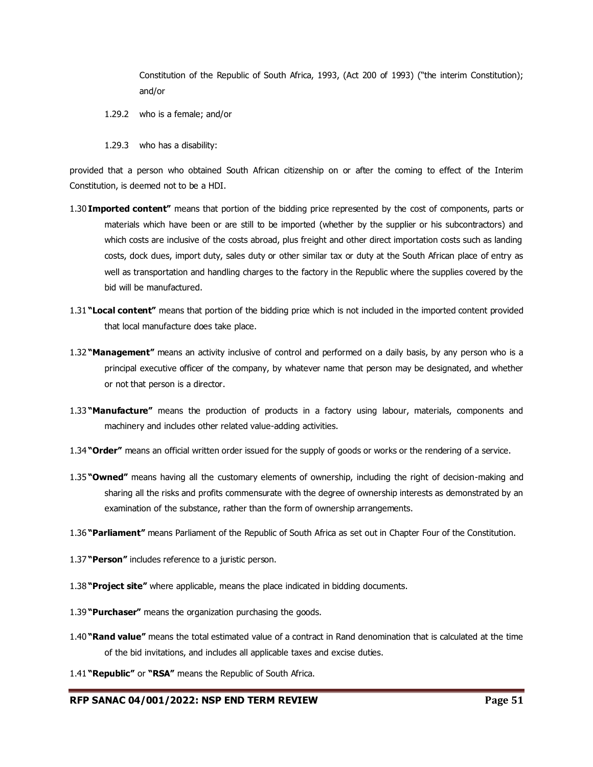Constitution of the Republic of South Africa, 1993, (Act 200 of 1993) ("the interim Constitution); and/or

1.29.2 who is a female; and/or

1.29.3 who has a disability:

provided that a person who obtained South African citizenship on or after the coming to effect of the Interim Constitution, is deemed not to be a HDI.

1.30 **Imported content"** means that portion of the bidding price represented by the cost of components, parts or materials which have been or are still to be imported (whether by the supplier or his subcontractors) and which costs are inclusive of the costs abroad, plus freight and other direct importation costs such as landing costs, dock dues, import duty, sales duty or other similar tax or duty at the South African place of entry as well as transportation and handling charges to the factory in the Republic where the supplies covered by the bid will be manufactured.

1.31 **"Local content"** means that portion of the bidding price which is not included in the imported content provided that local manufacture does take place.

1.32 **"Management"** means an activity inclusive of control and performed on a daily basis, by any person who is a principal executive officer of the company, by whatever name that person may be designated, and whether or not that person is a director.

1.33 **"Manufacture"** means the production of products in a factory using labour, materials, components and machinery and includes other related value-adding activities.

1.34 **"Order"** means an official written order issued for the supply of goods or works or the rendering of a service.

1.35 **"Owned"** means having all the customary elements of ownership, including the right of decision-making and sharing all the risks and profits commensurate with the degree of ownership interests as demonstrated by an examination of the substance, rather than the form of ownership arrangements.

1.36 **"Parliament"** means Parliament of the Republic of South Africa as set out in Chapter Four of the Constitution.

1.37 **"Person"** includes reference to a juristic person.

1.38 **"Project site"** where applicable, means the place indicated in bidding documents.

1.39 **"Purchaser"** means the organization purchasing the goods.

1.40 **"Rand value"** means the total estimated value of a contract in Rand denomination that is calculated at the time of the bid invitations, and includes all applicable taxes and excise duties.

1.41 **"Republic"** or **"RSA"** means the Republic of South Africa.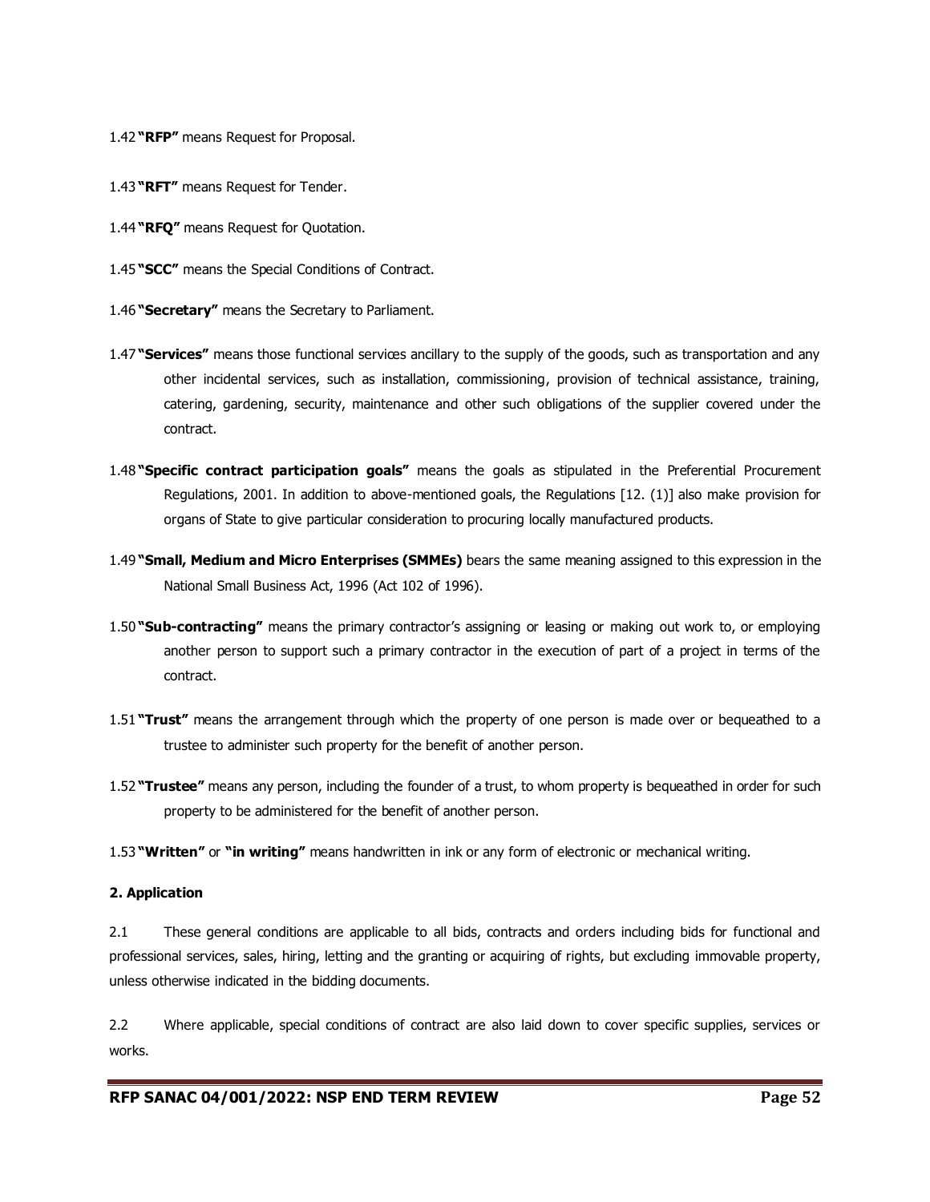1.42 **"RFP"** means Request for Proposal.

1.43 **"RFT"** means Request for Tender.

1.44 **"RFQ"** means Request for Quotation.

1.45 **"SCC"** means the Special Conditions of Contract.

1.46 **"Secretary"** means the Secretary to Parliament.

1.47 **"Services"** means those functional services ancillary to the supply of the goods, such as transportation and any other incidental services, such as installation, commissioning, provision of technical assistance, training, catering, gardening, security, maintenance and other such obligations of the supplier covered under the contract.

1.48 **"Specific contract participation goals"** means the goals as stipulated in the Preferential Procurement Regulations, 2001. In addition to above-mentioned goals, the Regulations [12. (1)] also make provision for organs of State to give particular consideration to procuring locally manufactured products.

1.49 **"Small, Medium and Micro Enterprises (SMMEs)** bears the same meaning assigned to this expression in the National Small Business Act, 1996 (Act 102 of 1996).

1.50 **"Sub-contracting"** means the primary contractor's assigning or leasing or making out work to, or employing another person to support such a primary contractor in the execution of part of a project in terms of the contract.

1.51 **"Trust"** means the arrangement through which the property of one person is made over or bequeathed to a trustee to administer such property for the benefit of another person.

1.52 **"Trustee"** means any person, including the founder of a trust, to whom property is bequeathed in order for such property to be administered for the benefit of another person.

1.53 **"Written"** or **"in writing"** means handwritten in ink or any form of electronic or mechanical writing.

**2. Application**

2.1 These general conditions are applicable to all bids, contracts and orders including bids for functional and professional services, sales, hiring, letting and the granting or acquiring of rights, but excluding immovable property, unless otherwise indicated in the bidding documents.

2.2 Where applicable, special conditions of contract are also laid down to cover specific supplies, services or works.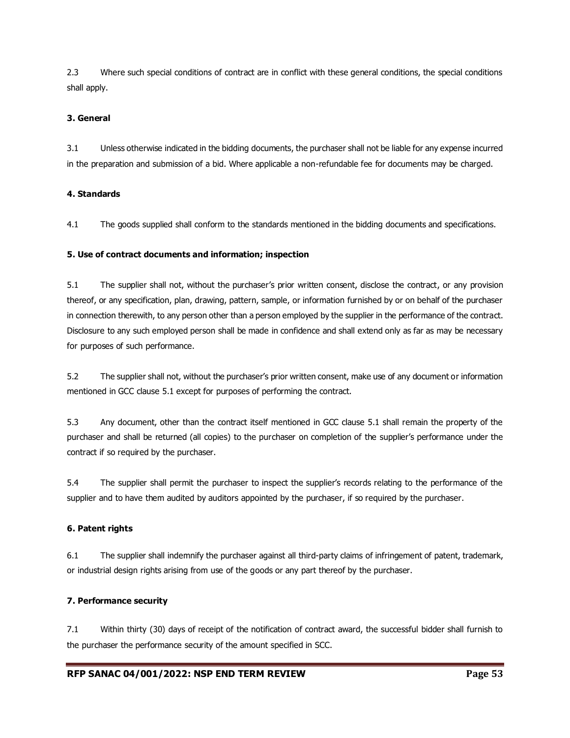2.3 Where such special conditions of contract are in conflict with these general conditions, the special conditions shall apply.

**3. General**

3.1 Unless otherwise indicated in the bidding documents, the purchaser shall not be liable for any expense incurred in the preparation and submission of a bid. Where applicable a non-refundable fee for documents may be charged.

**4. Standards**

4.1 The goods supplied shall conform to the standards mentioned in the bidding documents and specifications.

**5. Use of contract documents and information; inspection**

5.1 The supplier shall not, without the purchaser's prior written consent, disclose the contract, or any provision thereof, or any specification, plan, drawing, pattern, sample, or information furnished by or on behalf of the purchaser in connection therewith, to any person other than a person employed by the supplier in the performance of the contract. Disclosure to any such employed person shall be made in confidence and shall extend only as far as may be necessary for purposes of such performance.

5.2 The supplier shall not, without the purchaser's prior written consent, make use of any document or information mentioned in GCC clause 5.1 except for purposes of performing the contract.

5.3 Any document, other than the contract itself mentioned in GCC clause 5.1 shall remain the property of the purchaser and shall be returned (all copies) to the purchaser on completion of the supplier's performance under the contract if so required by the purchaser.

5.4 The supplier shall permit the purchaser to inspect the supplier's records relating to the performance of the supplier and to have them audited by auditors appointed by the purchaser, if so required by the purchaser.

**6. Patent rights**

6.1 The supplier shall indemnify the purchaser against all third-party claims of infringement of patent, trademark, or industrial design rights arising from use of the goods or any part thereof by the purchaser.

**7. Performance security**

7.1 Within thirty (30) days of receipt of the notification of contract award, the successful bidder shall furnish to the purchaser the performance security of the amount specified in SCC.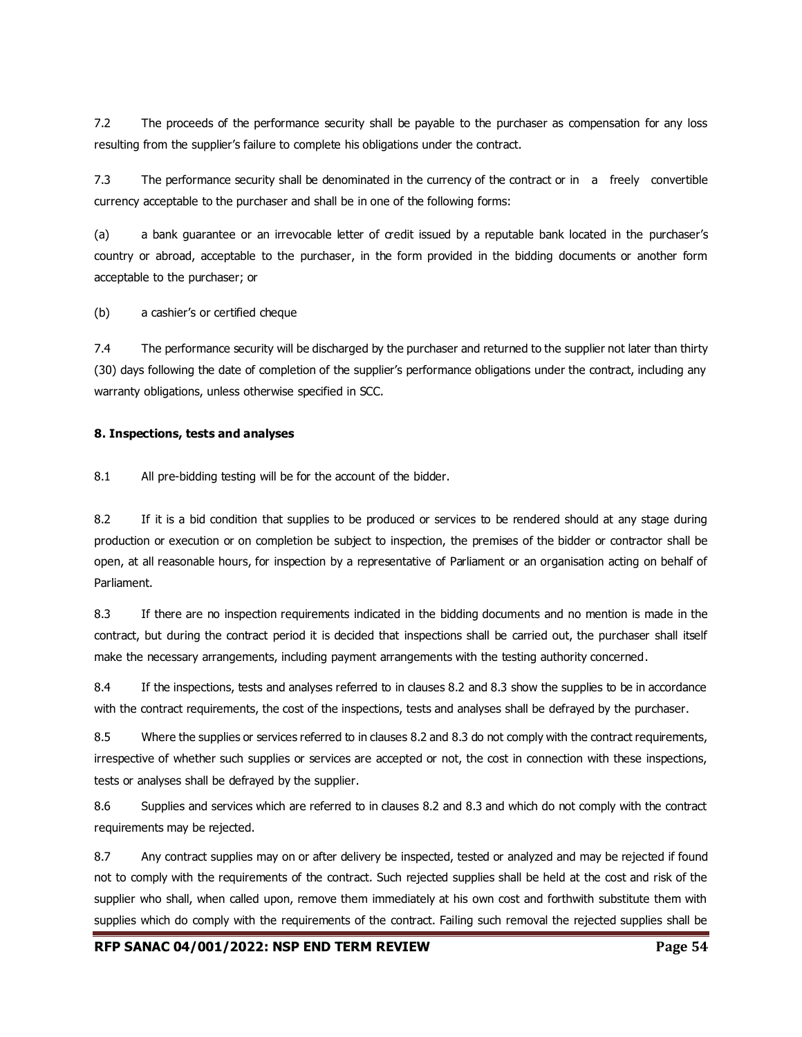7.2 The proceeds of the performance security shall be payable to the purchaser as compensation for any loss resulting from the supplier's failure to complete his obligations under the contract.

7.3 The performance security shall be denominated in the currency of the contract or in a freely convertible currency acceptable to the purchaser and shall be in one of the following forms:

(a) a bank guarantee or an irrevocable letter of credit issued by a reputable bank located in the purchaser's country or abroad, acceptable to the purchaser, in the form provided in the bidding documents or another form acceptable to the purchaser; or

(b) a cashier's or certified cheque

7.4 The performance security will be discharged by the purchaser and returned to the supplier not later than thirty (30) days following the date of completion of the supplier's performance obligations under the contract, including any warranty obligations, unless otherwise specified in SCC.

**8. Inspections, tests and analyses**

8.1 All pre-bidding testing will be for the account of the bidder.

8.2 If it is a bid condition that supplies to be produced or services to be rendered should at any stage during production or execution or on completion be subject to inspection, the premises of the bidder or contractor shall be open, at all reasonable hours, for inspection by a representative of Parliament or an organisation acting on behalf of Parliament.

8.3 If there are no inspection requirements indicated in the bidding documents and no mention is made in the contract, but during the contract period it is decided that inspections shall be carried out, the purchaser shall itself make the necessary arrangements, including payment arrangements with the testing authority concerned.

8.4 If the inspections, tests and analyses referred to in clauses 8.2 and 8.3 show the supplies to be in accordance with the contract requirements, the cost of the inspections, tests and analyses shall be defrayed by the purchaser.

8.5 Where the supplies or services referred to in clauses 8.2 and 8.3 do not comply with the contract requirements, irrespective of whether such supplies or services are accepted or not, the cost in connection with these inspections, tests or analyses shall be defrayed by the supplier.

8.6 Supplies and services which are referred to in clauses 8.2 and 8.3 and which do not comply with the contract requirements may be rejected.

8.7 Any contract supplies may on or after delivery be inspected, tested or analyzed and may be rejected if found not to comply with the requirements of the contract. Such rejected supplies shall be held at the cost and risk of the supplier who shall, when called upon, remove them immediately at his own cost and forthwith substitute them with supplies which do comply with the requirements of the contract. Failing such removal the rejected supplies shall be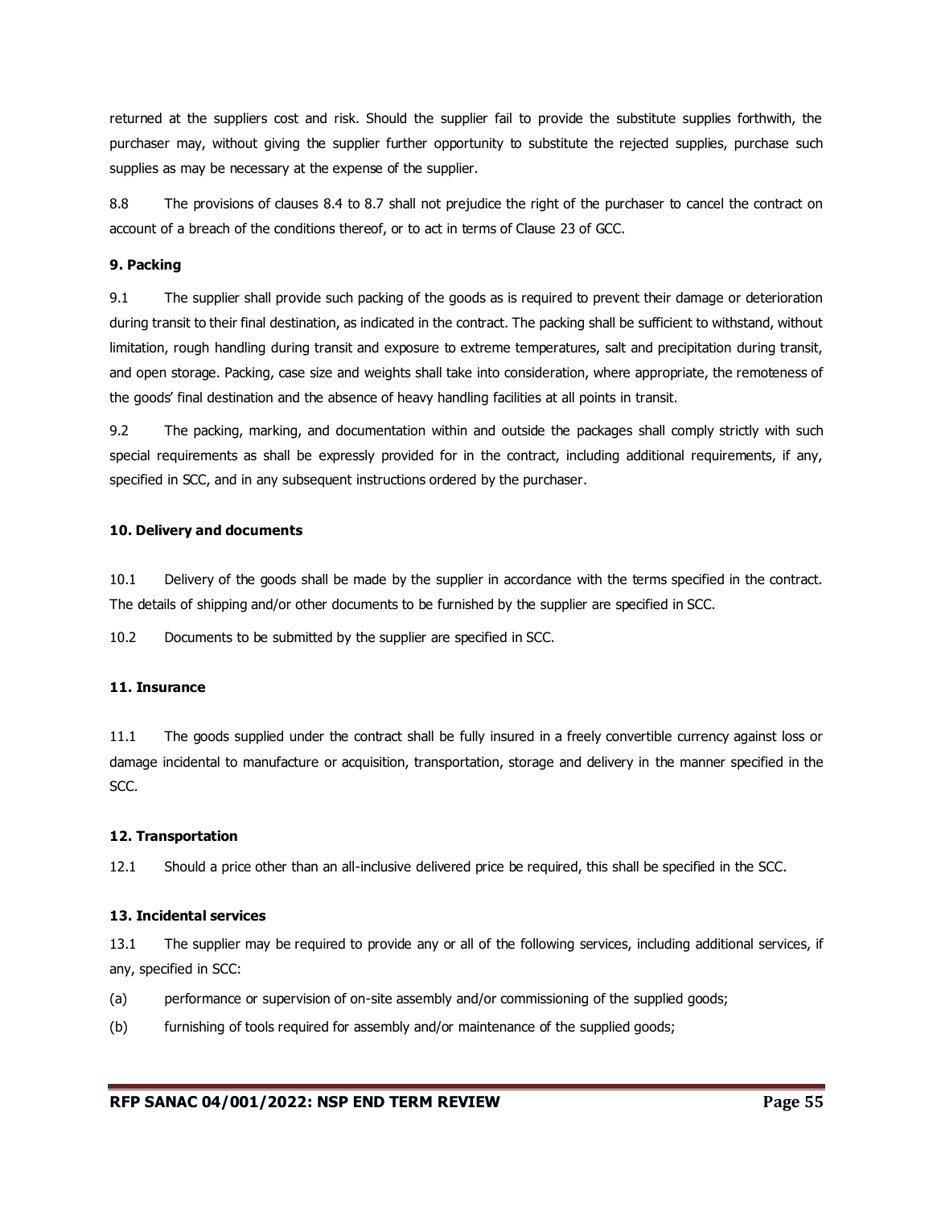returned at the suppliers cost and risk. Should the supplier fail to provide the substitute supplies forthwith, the purchaser may, without giving the supplier further opportunity to substitute the rejected supplies, purchase such supplies as may be necessary at the expense of the supplier.

8.8 The provisions of clauses 8.4 to 8.7 shall not prejudice the right of the purchaser to cancel the contract on account of a breach of the conditions thereof, or to act in terms of Clause 23 of GCC.

**9. Packing**

9.1 The supplier shall provide such packing of the goods as is required to prevent their damage or deterioration during transit to their final destination, as indicated in the contract. The packing shall be sufficient to withstand, without limitation, rough handling during transit and exposure to extreme temperatures, salt and precipitation during transit, and open storage. Packing, case size and weights shall take into consideration, where appropriate, the remoteness of the goods' final destination and the absence of heavy handling facilities at all points in transit.

9.2 The packing, marking, and documentation within and outside the packages shall comply strictly with such special requirements as shall be expressly provided for in the contract, including additional requirements, if any, specified in SCC, and in any subsequent instructions ordered by the purchaser.

**10. Delivery and documents**

10.1 Delivery of the goods shall be made by the supplier in accordance with the terms specified in the contract. The details of shipping and/or other documents to be furnished by the supplier are specified in SCC.

10.2 Documents to be submitted by the supplier are specified in SCC.

**11. Insurance**

11.1 The goods supplied under the contract shall be fully insured in a freely convertible currency against loss or damage incidental to manufacture or acquisition, transportation, storage and delivery in the manner specified in the SCC.

**12. Transportation**

12.1 Should a price other than an all-inclusive delivered price be required, this shall be specified in the SCC.

**13. Incidental services**

13.1 The supplier may be required to provide any or all of the following services, including additional services, if any, specified in SCC:

(a) performance or supervision of on-site assembly and/or commissioning of the supplied goods;

(b) furnishing of tools required for assembly and/or maintenance of the supplied goods;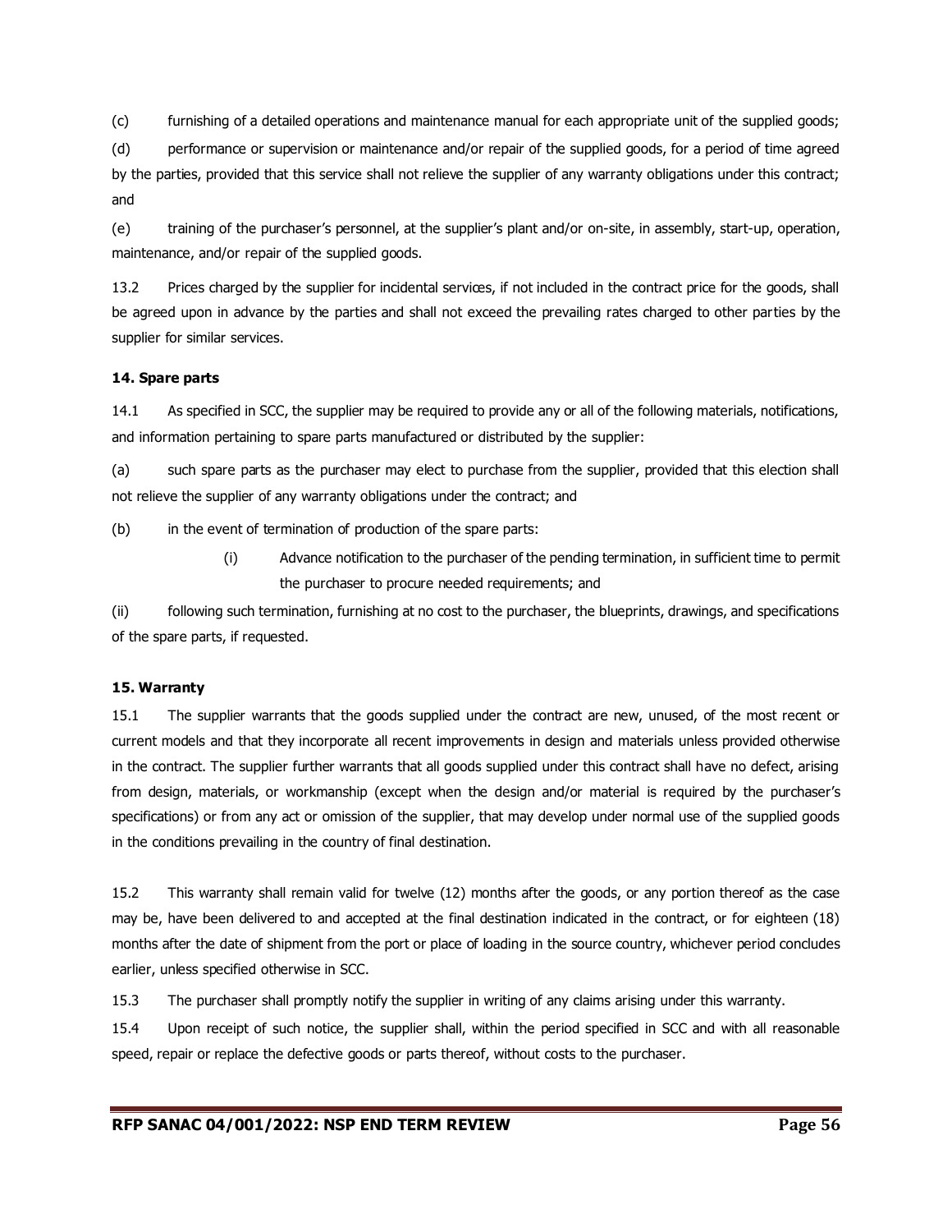(c) furnishing of a detailed operations and maintenance manual for each appropriate unit of the supplied goods;

(d) performance or supervision or maintenance and/or repair of the supplied goods, for a period of time agreed by the parties, provided that this service shall not relieve the supplier of any warranty obligations under this contract; and

(e) training of the purchaser's personnel, at the supplier's plant and/or on-site, in assembly, start-up, operation, maintenance, and/or repair of the supplied goods.

13.2 Prices charged by the supplier for incidental services, if not included in the contract price for the goods, shall be agreed upon in advance by the parties and shall not exceed the prevailing rates charged to other parties by the supplier for similar services.

**14. Spare parts**

14.1 As specified in SCC, the supplier may be required to provide any or all of the following materials, notifications, and information pertaining to spare parts manufactured or distributed by the supplier:

(a) such spare parts as the purchaser may elect to purchase from the supplier, provided that this election shall not relieve the supplier of any warranty obligations under the contract; and

(b) in the event of termination of production of the spare parts:

(i) Advance notification to the purchaser of the pending termination, in sufficient time to permit the purchaser to procure needed requirements; and

(ii) following such termination, furnishing at no cost to the purchaser, the blueprints, drawings, and specifications of the spare parts, if requested.

**15. Warranty**

15.1 The supplier warrants that the goods supplied under the contract are new, unused, of the most recent or current models and that they incorporate all recent improvements in design and materials unless provided otherwise in the contract. The supplier further warrants that all goods supplied under this contract shall have no defect, arising from design, materials, or workmanship (except when the design and/or material is required by the purchaser's specifications) or from any act or omission of the supplier, that may develop under normal use of the supplied goods in the conditions prevailing in the country of final destination.

15.2 This warranty shall remain valid for twelve (12) months after the goods, or any portion thereof as the case may be, have been delivered to and accepted at the final destination indicated in the contract, or for eighteen (18) months after the date of shipment from the port or place of loading in the source country, whichever period concludes earlier, unless specified otherwise in SCC.

15.3 The purchaser shall promptly notify the supplier in writing of any claims arising under this warranty.

15.4 Upon receipt of such notice, the supplier shall, within the period specified in SCC and with all reasonable speed, repair or replace the defective goods or parts thereof, without costs to the purchaser.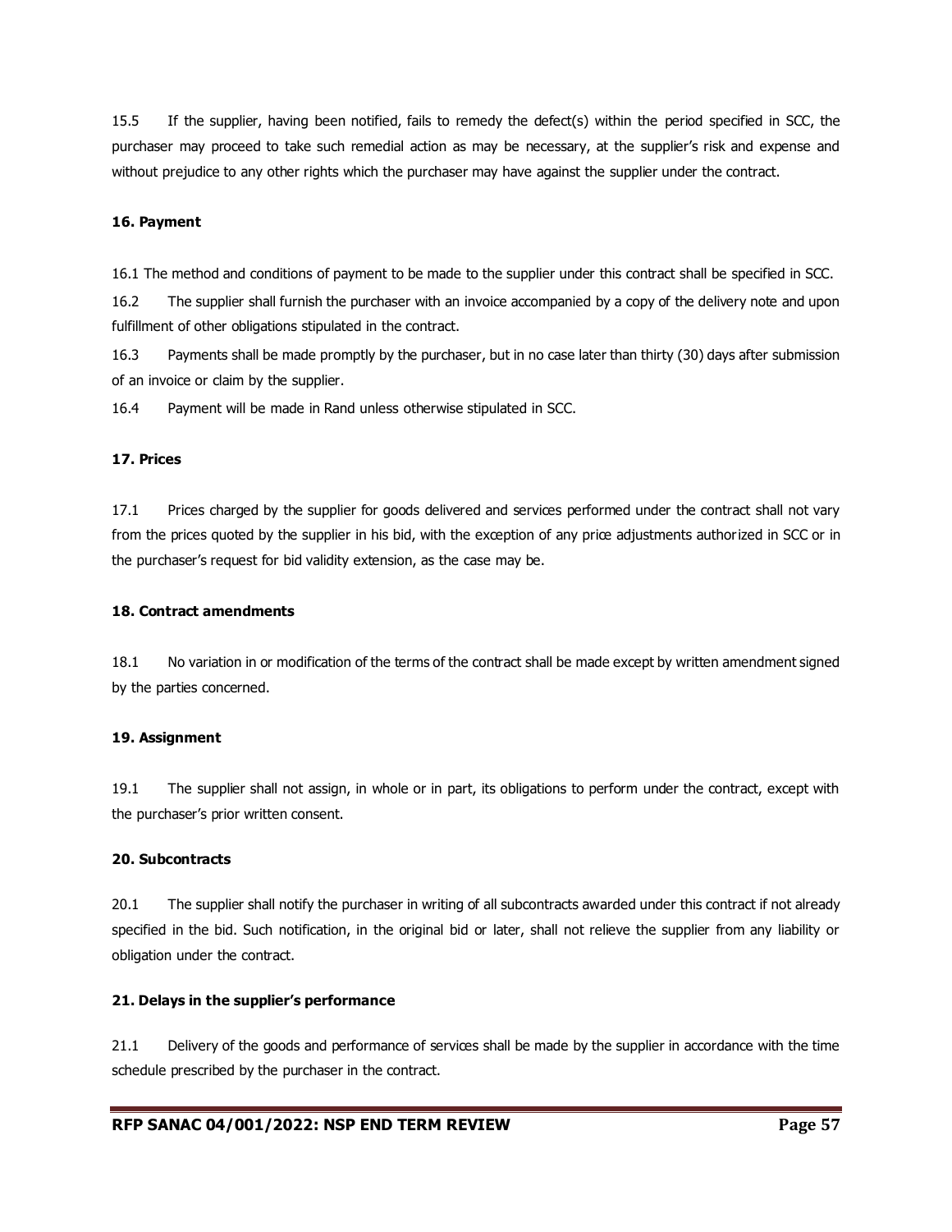15.5 If the supplier, having been notified, fails to remedy the defect(s) within the period specified in SCC, the purchaser may proceed to take such remedial action as may be necessary, at the supplier's risk and expense and without prejudice to any other rights which the purchaser may have against the supplier under the contract.

**16. Payment**

16.1 The method and conditions of payment to be made to the supplier under this contract shall be specified in SCC.

16.2 The supplier shall furnish the purchaser with an invoice accompanied by a copy of the delivery note and upon fulfillment of other obligations stipulated in the contract.

16.3 Payments shall be made promptly by the purchaser, but in no case later than thirty (30) days after submission of an invoice or claim by the supplier.

16.4 Payment will be made in Rand unless otherwise stipulated in SCC.

**17. Prices**

17.1 Prices charged by the supplier for goods delivered and services performed under the contract shall not vary from the prices quoted by the supplier in his bid, with the exception of any price adjustments authorized in SCC or in the purchaser's request for bid validity extension, as the case may be.

**18. Contract amendments**

18.1 No variation in or modification of the terms of the contract shall be made except by written amendment signed by the parties concerned.

**19. Assignment**

19.1 The supplier shall not assign, in whole or in part, its obligations to perform under the contract, except with the purchaser's prior written consent.

**20. Subcontracts**

20.1 The supplier shall notify the purchaser in writing of all subcontracts awarded under this contract if not already specified in the bid. Such notification, in the original bid or later, shall not relieve the supplier from any liability or obligation under the contract.

**21. Delays in the supplier's performance**

21.1 Delivery of the goods and performance of services shall be made by the supplier in accordance with the time schedule prescribed by the purchaser in the contract.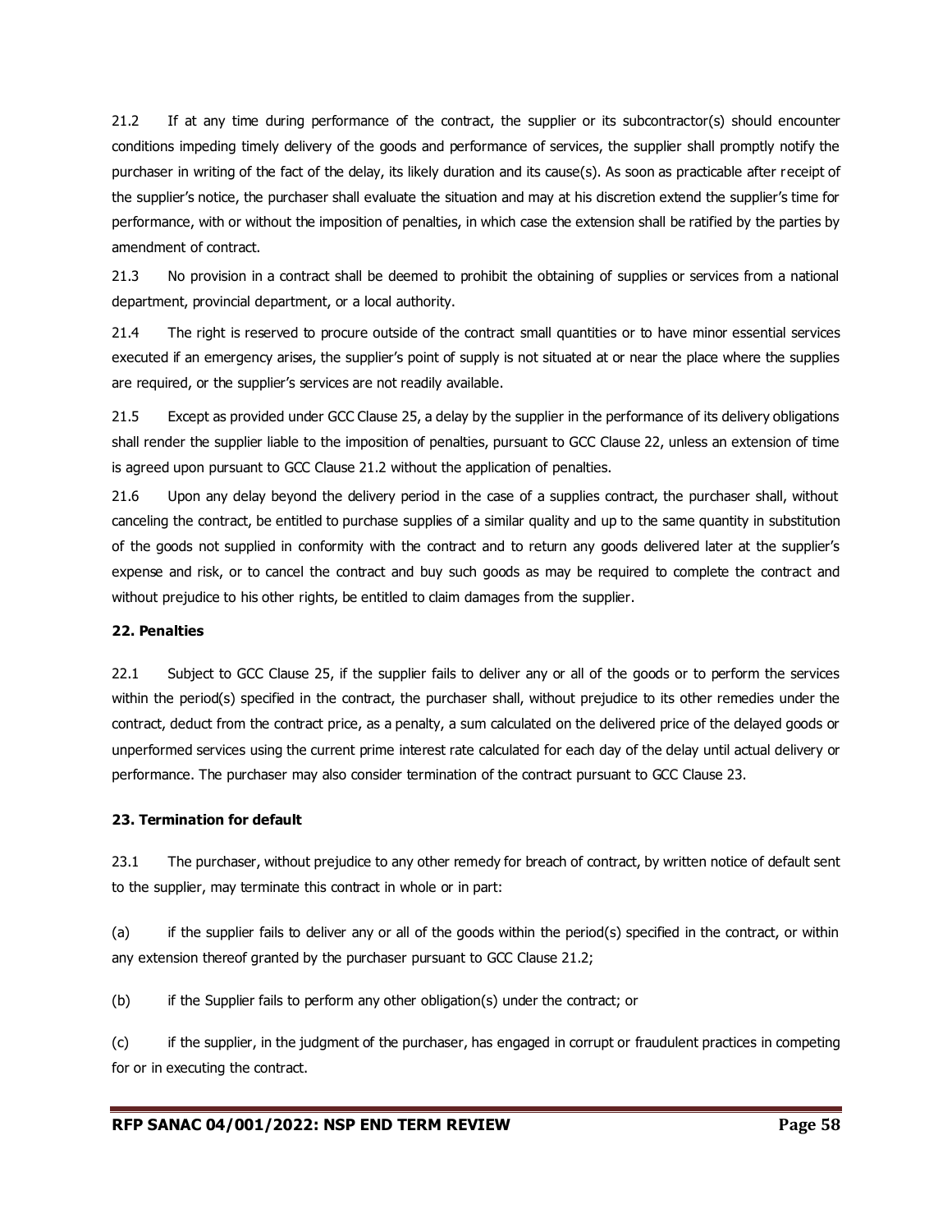21.2 If at any time during performance of the contract, the supplier or its subcontractor(s) should encounter conditions impeding timely delivery of the goods and performance of services, the supplier shall promptly notify the purchaser in writing of the fact of the delay, its likely duration and its cause(s). As soon as practicable after receipt of the supplier's notice, the purchaser shall evaluate the situation and may at his discretion extend the supplier's time for performance, with or without the imposition of penalties, in which case the extension shall be ratified by the parties by amendment of contract.

21.3 No provision in a contract shall be deemed to prohibit the obtaining of supplies or services from a national department, provincial department, or a local authority.

21.4 The right is reserved to procure outside of the contract small quantities or to have minor essential services executed if an emergency arises, the supplier's point of supply is not situated at or near the place where the supplies are required, or the supplier's services are not readily available.

21.5 Except as provided under GCC Clause 25, a delay by the supplier in the performance of its delivery obligations shall render the supplier liable to the imposition of penalties, pursuant to GCC Clause 22, unless an extension of time is agreed upon pursuant to GCC Clause 21.2 without the application of penalties.

21.6 Upon any delay beyond the delivery period in the case of a supplies contract, the purchaser shall, without canceling the contract, be entitled to purchase supplies of a similar quality and up to the same quantity in substitution of the goods not supplied in conformity with the contract and to return any goods delivered later at the supplier's expense and risk, or to cancel the contract and buy such goods as may be required to complete the contract and without prejudice to his other rights, be entitled to claim damages from the supplier.

**22. Penalties**

22.1 Subject to GCC Clause 25, if the supplier fails to deliver any or all of the goods or to perform the services within the period(s) specified in the contract, the purchaser shall, without prejudice to its other remedies under the contract, deduct from the contract price, as a penalty, a sum calculated on the delivered price of the delayed goods or unperformed services using the current prime interest rate calculated for each day of the delay until actual delivery or performance. The purchaser may also consider termination of the contract pursuant to GCC Clause 23.

**23. Termination for default**

23.1 The purchaser, without prejudice to any other remedy for breach of contract, by written notice of default sent to the supplier, may terminate this contract in whole or in part:

(a) if the supplier fails to deliver any or all of the goods within the period(s) specified in the contract, or within any extension thereof granted by the purchaser pursuant to GCC Clause 21.2;

(b) if the Supplier fails to perform any other obligation(s) under the contract; or

(c) if the supplier, in the judgment of the purchaser, has engaged in corrupt or fraudulent practices in competing for or in executing the contract.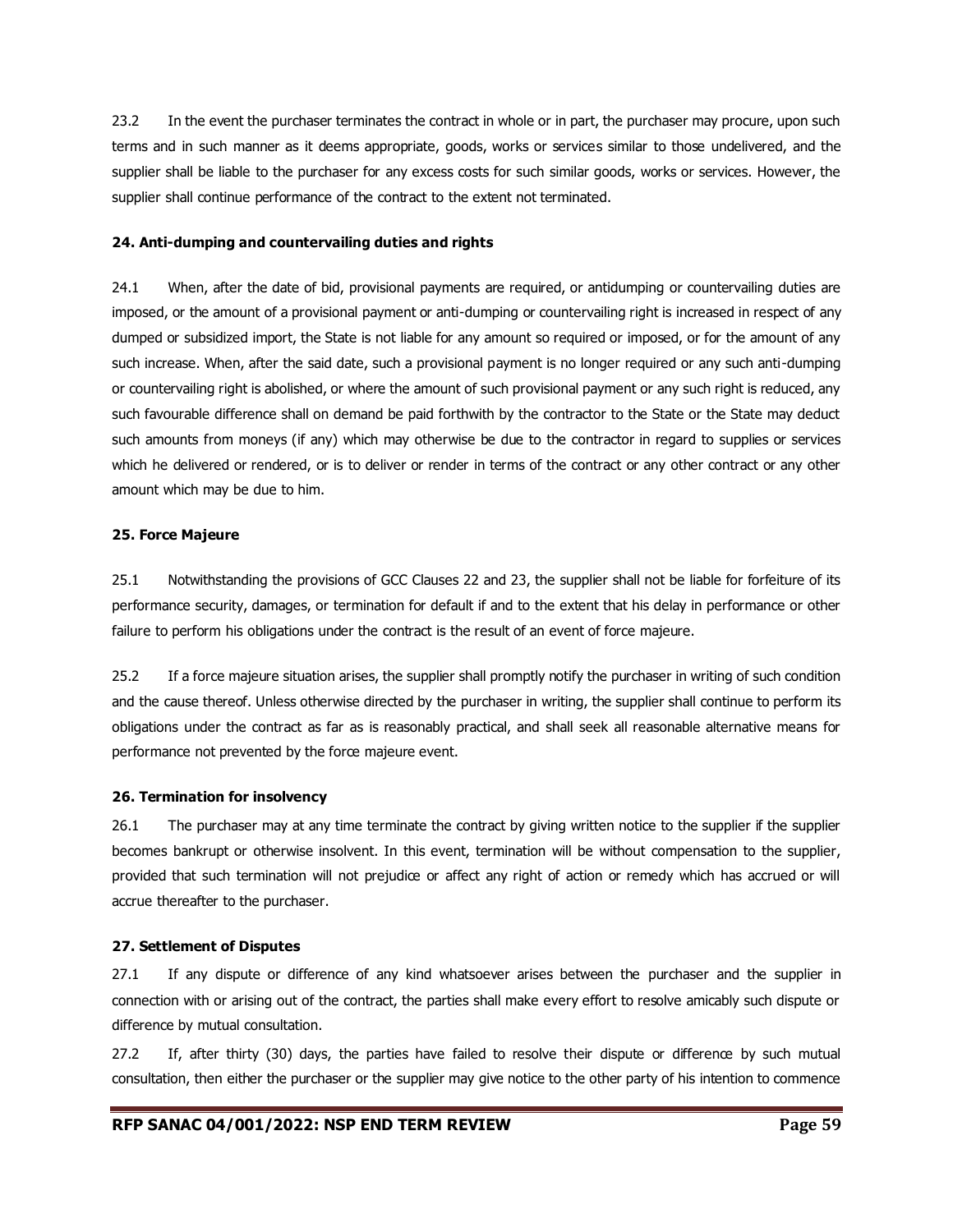23.2 In the event the purchaser terminates the contract in whole or in part, the purchaser may procure, upon such terms and in such manner as it deems appropriate, goods, works or services similar to those undelivered, and the supplier shall be liable to the purchaser for any excess costs for such similar goods, works or services. However, the supplier shall continue performance of the contract to the extent not terminated.

**24. Anti-dumping and countervailing duties and rights**

24.1 When, after the date of bid, provisional payments are required, or antidumping or countervailing duties are imposed, or the amount of a provisional payment or anti-dumping or countervailing right is increased in respect of any dumped or subsidized import, the State is not liable for any amount so required or imposed, or for the amount of any such increase. When, after the said date, such a provisional payment is no longer required or any such anti-dumping or countervailing right is abolished, or where the amount of such provisional payment or any such right is reduced, any such favourable difference shall on demand be paid forthwith by the contractor to the State or the State may deduct such amounts from moneys (if any) which may otherwise be due to the contractor in regard to supplies or services which he delivered or rendered, or is to deliver or render in terms of the contract or any other contract or any other amount which may be due to him.

**25. Force Majeure**

25.1 Notwithstanding the provisions of GCC Clauses 22 and 23, the supplier shall not be liable for forfeiture of its performance security, damages, or termination for default if and to the extent that his delay in performance or other failure to perform his obligations under the contract is the result of an event of force majeure.

25.2 If a force majeure situation arises, the supplier shall promptly notify the purchaser in writing of such condition and the cause thereof. Unless otherwise directed by the purchaser in writing, the supplier shall continue to perform its obligations under the contract as far as is reasonably practical, and shall seek all reasonable alternative means for performance not prevented by the force majeure event.

**26. Termination for insolvency**

26.1 The purchaser may at any time terminate the contract by giving written notice to the supplier if the supplier becomes bankrupt or otherwise insolvent. In this event, termination will be without compensation to the supplier, provided that such termination will not prejudice or affect any right of action or remedy which has accrued or will accrue thereafter to the purchaser.

**27. Settlement of Disputes**

27.1 If any dispute or difference of any kind whatsoever arises between the purchaser and the supplier in connection with or arising out of the contract, the parties shall make every effort to resolve amicably such dispute or difference by mutual consultation.

27.2 If, after thirty (30) days, the parties have failed to resolve their dispute or difference by such mutual consultation, then either the purchaser or the supplier may give notice to the other party of his intention to commence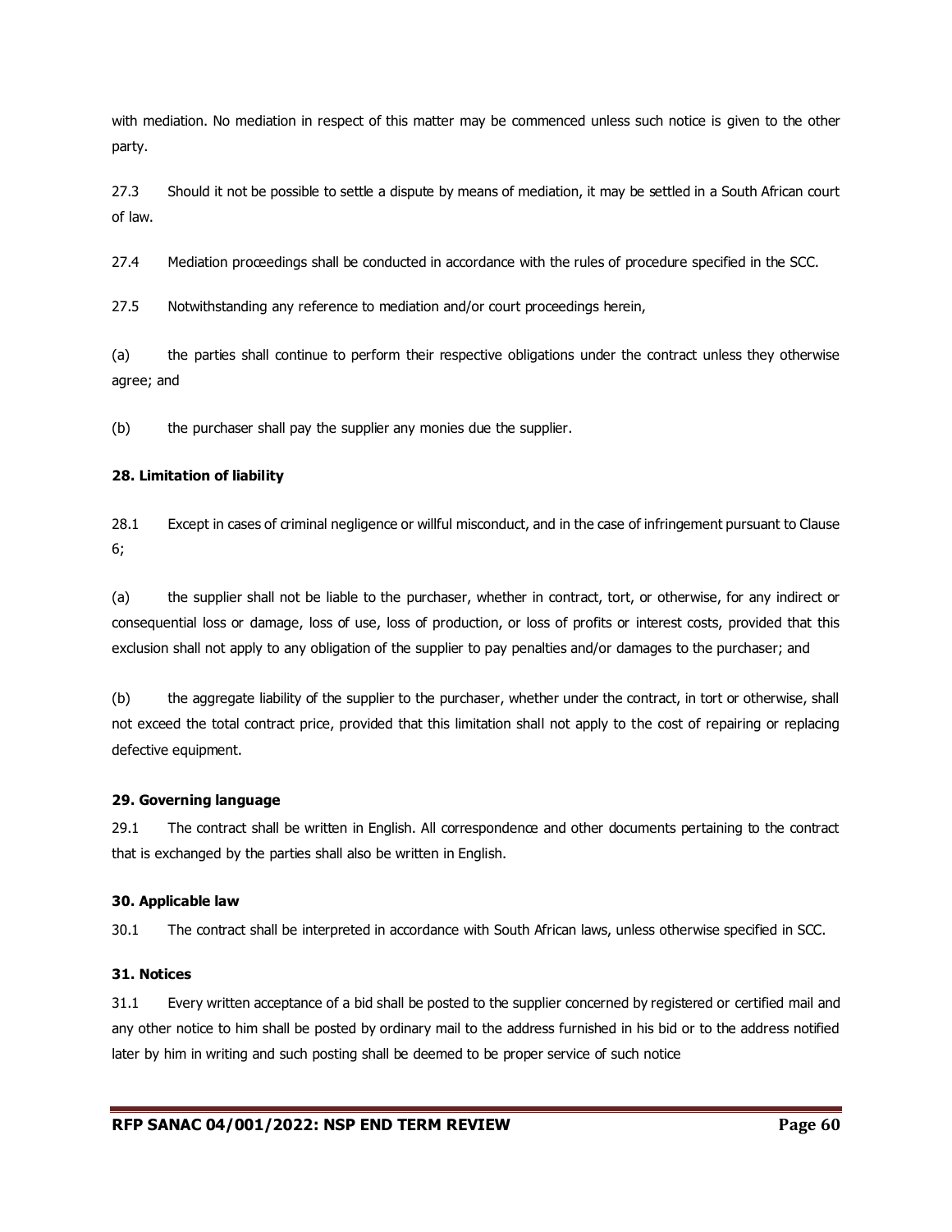with mediation. No mediation in respect of this matter may be commenced unless such notice is given to the other party.

27.3 Should it not be possible to settle a dispute by means of mediation, it may be settled in a South African court of law.

27.4 Mediation proceedings shall be conducted in accordance with the rules of procedure specified in the SCC.

27.5 Notwithstanding any reference to mediation and/or court proceedings herein,

(a) the parties shall continue to perform their respective obligations under the contract unless they otherwise agree; and

(b) the purchaser shall pay the supplier any monies due the supplier.

**28. Limitation of liability**

28.1 Except in cases of criminal negligence or willful misconduct, and in the case of infringement pursuant to Clause 6;

(a) the supplier shall not be liable to the purchaser, whether in contract, tort, or otherwise, for any indirect or consequential loss or damage, loss of use, loss of production, or loss of profits or interest costs, provided that this exclusion shall not apply to any obligation of the supplier to pay penalties and/or damages to the purchaser; and

(b) the aggregate liability of the supplier to the purchaser, whether under the contract, in tort or otherwise, shall not exceed the total contract price, provided that this limitation shall not apply to the cost of repairing or replacing defective equipment.

**29. Governing language**

29.1 The contract shall be written in English. All correspondence and other documents pertaining to the contract that is exchanged by the parties shall also be written in English.

**30. Applicable law**

30.1 The contract shall be interpreted in accordance with South African laws, unless otherwise specified in SCC.

**31. Notices**

31.1 Every written acceptance of a bid shall be posted to the supplier concerned by registered or certified mail and any other notice to him shall be posted by ordinary mail to the address furnished in his bid or to the address notified later by him in writing and such posting shall be deemed to be proper service of such notice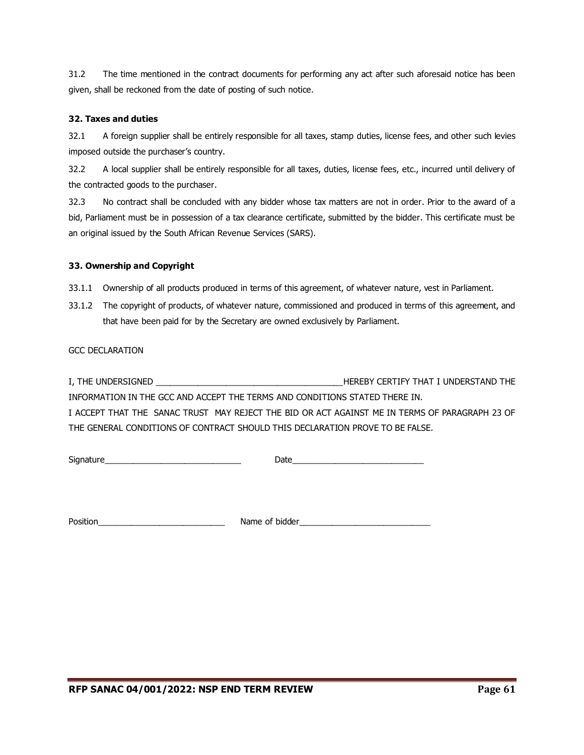31.2 The time mentioned in the contract documents for performing any act after such aforesaid notice has been given, shall be reckoned from the date of posting of such notice.

**32. Taxes and duties**

32.1 A foreign supplier shall be entirely responsible for all taxes, stamp duties, license fees, and other such levies imposed outside the purchaser's country.

32.2 A local supplier shall be entirely responsible for all taxes, duties, license fees, etc., incurred until delivery of the contracted goods to the purchaser.

32.3 No contract shall be concluded with any bidder whose tax matters are not in order. Prior to the award of a bid, Parliament must be in possession of a tax clearance certificate, submitted by the bidder. This certificate must be an original issued by the South African Revenue Services (SARS).

**33. Ownership and Copyright**

33.1.1 Ownership of all products produced in terms of this agreement, of whatever nature, vest in Parliament.

33.1.2 The copyright of products, of whatever nature, commissioned and produced in terms of this agreement, and that have been paid for by the Secretary are owned exclusively by Parliament.

GCC DECLARATION

I, THE UNDERSIGNED ______________________________________HEREBY CERTIFY THAT I UNDERSTAND THE INFORMATION IN THE GCC AND ACCEPT THE TERMS AND CONDITIONS STATED THERE IN.
I ACCEPT THAT THE SANAC TRUST MAY REJECT THE BID OR ACT AGAINST ME IN TERMS OF PARAGRAPH 23 OF THE GENERAL CONDITIONS OF CONTRACT SHOULD THIS DECLARATION PROVE TO BE FALSE.

Signature____________________________ Date___________________________

Position___________________________ Name of bidder___________________________